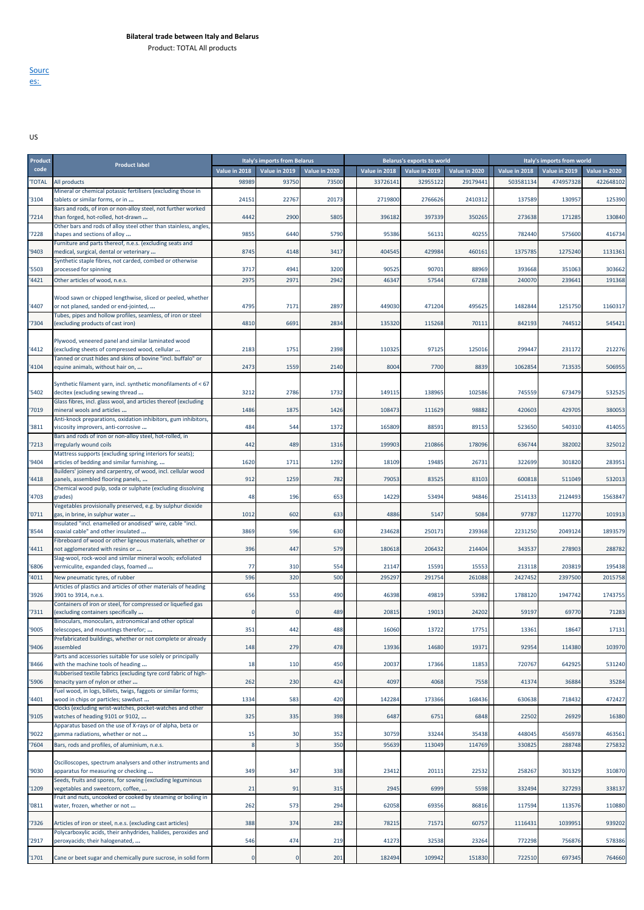**Bilateral trade between Italy and Belarus**

Product: TOTAL All products

Sources:

US

| Product code | Product label | Italy's imports from Belarus | | | Belarus's exports to world | | | Italy's imports from world | | |
|---|---|---|---|---|---|---|---|---|---|---|
| | | Value in 2018 | Value in 2019 | Value in 2020 | Value in 2018 | Value in 2019 | Value in 2020 | Value in 2018 | Value in 2019 | Value in 2020 |
| 'TOTAL | All products | 98989 | 93750 | 73500 | 33726141 | 32955122 | 29179441 | 503581134 | 474957328 | 422648102 |
| '3104 | Mineral or chemical potassic fertilisers (excluding those in tablets or similar forms, or in ... | 24151 | 22767 | 20173 | 2719800 | 2766626 | 2410312 | 137589 | 130957 | 125390 |
| '7214 | Bars and rods, of iron or non-alloy steel, not further worked than forged, hot-rolled, hot-drawn ... | 4442 | 2900 | 5805 | 396182 | 397339 | 350265 | 273638 | 171285 | 130840 |
| '7228 | Other bars and rods of alloy steel other than stainless, angles, shapes and sections of alloy ... | 9855 | 6440 | 5790 | 95386 | 56131 | 40255 | 782440 | 575600 | 416734 |
| '9403 | Furniture and parts thereof, n.e.s. (excluding seats and medical, surgical, dental or veterinary ... | 8745 | 4148 | 3417 | 404545 | 429984 | 460161 | 1375785 | 1275240 | 1131361 |
| '5503 | Synthetic staple fibres, not carded, combed or otherwise processed for spinning | 3717 | 4941 | 3200 | 90525 | 90701 | 88969 | 393668 | 351063 | 303662 |
| '4421 | Other articles of wood, n.e.s. | 2975 | 2971 | 2942 | 46347 | 57544 | 67288 | 240070 | 239641 | 191368 |
| '4407 | Wood sawn or chipped lengthwise, sliced or peeled, whether or not planed, sanded or end-jointed, ... | 4795 | 7171 | 2897 | 449030 | 471204 | 495625 | 1482844 | 1251750 | 1160317 |
| '7304 | Tubes, pipes and hollow profiles, seamless, of iron or steel (excluding products of cast iron) | 4810 | 6691 | 2834 | 135320 | 115268 | 70111 | 842193 | 744512 | 545421 |
| '4412 | Plywood, veneered panel and similar laminated wood (excluding sheets of compressed wood, cellular ... | 2183 | 1751 | 2398 | 110325 | 97125 | 125016 | 299447 | 231172 | 212276 |
| '4104 | Tanned or crust hides and skins of bovine "incl. buffalo" or equine animals, without hair on, ... | 2473 | 1559 | 2140 | 8004 | 7700 | 8839 | 1062854 | 713535 | 506955 |
| '5402 | Synthetic filament yarn, incl. synthetic monofilaments of < 67 decitex (excluding sewing thread ... | 3212 | 2786 | 1732 | 149115 | 138965 | 102586 | 745559 | 673479 | 532525 |
| '7019 | Glass fibres, incl. glass wool, and articles thereof (excluding mineral wools and articles ... | 1486 | 1875 | 1426 | 108473 | 111629 | 98882 | 420603 | 429705 | 380053 |
| '3811 | Anti-knock preparations, oxidation inhibitors, gum inhibitors, viscosity improvers, anti-corrosive ... | 484 | 544 | 1372 | 165809 | 88591 | 89153 | 523650 | 540310 | 414055 |
| '7213 | Bars and rods of iron or non-alloy steel, hot-rolled, in irregularly wound coils | 442 | 489 | 1316 | 199903 | 210866 | 178096 | 636744 | 382002 | 325012 |
| '9404 | Mattress supports (excluding spring interiors for seats); articles of bedding and similar furnishing, ... | 1620 | 1711 | 1292 | 18109 | 19485 | 26731 | 322699 | 301820 | 283951 |
| '4418 | Builders' joinery and carpentry, of wood, incl. cellular wood panels, assembled flooring panels, ... | 912 | 1259 | 782 | 79053 | 83525 | 83103 | 600818 | 511049 | 532013 |
| '4703 | Chemical wood pulp, soda or sulphate (excluding dissolving grades) | 48 | 196 | 653 | 14229 | 53494 | 94846 | 2514133 | 2124493 | 1563847 |
| '0711 | Vegetables provisionally preserved, e.g. by sulphur dioxide gas, in brine, in sulphur water ... | 1012 | 602 | 633 | 4886 | 5147 | 5084 | 97787 | 112770 | 101913 |
| '8544 | Insulated "incl. enamelled or anodised" wire, cable "incl. coaxial cable" and other insulated ... | 3869 | 596 | 630 | 234628 | 250171 | 239368 | 2231250 | 2049124 | 1893579 |
| '4411 | Fibreboard of wood or other ligneous materials, whether or not agglomerated with resins or ... | 396 | 447 | 579 | 180618 | 206432 | 214404 | 343537 | 278903 | 288782 |
| '6806 | Slag-wool, rock-wool and similar mineral wools; exfoliated vermiculite, expanded clays, foamed ... | 77 | 310 | 554 | 21147 | 15591 | 15553 | 213118 | 203819 | 195438 |
| '4011 | New pneumatic tyres, of rubber | 596 | 320 | 500 | 295297 | 291754 | 261088 | 2427452 | 2397500 | 2015758 |
| '3926 | Articles of plastics and articles of other materials of heading 3901 to 3914, n.e.s. | 656 | 553 | 490 | 46398 | 49819 | 53982 | 1788120 | 1947742 | 1743755 |
| '7311 | Containers of iron or steel, for compressed or liquefied gas (excluding containers specifically ... | 0 | 0 | 489 | 20815 | 19013 | 24202 | 59197 | 69770 | 71283 |
| '9005 | Binoculars, monoculars, astronomical and other optical telescopes, and mountings therefor; ... | 351 | 442 | 488 | 16060 | 13722 | 17751 | 13361 | 18647 | 17131 |
| '9406 | Prefabricated buildings, whether or not complete or already assembled | 148 | 279 | 478 | 13936 | 14680 | 19371 | 92954 | 114380 | 103970 |
| '8466 | Parts and accessories suitable for use solely or principally with the machine tools of heading ... | 18 | 110 | 450 | 20037 | 17366 | 11853 | 720767 | 642925 | 531240 |
| '5906 | Rubberised textile fabrics (excluding tyre cord fabric of high-tenacity yarn of nylon or other ... | 262 | 230 | 424 | 4097 | 4068 | 7558 | 41374 | 36884 | 35284 |
| '4401 | Fuel wood, in logs, billets, twigs, faggots or similar forms; wood in chips or particles; sawdust ... | 1334 | 583 | 420 | 142284 | 173366 | 168436 | 630638 | 718432 | 472427 |
| '9105 | Clocks (excluding wrist-watches, pocket-watches and other watches of heading 9101 or 9102, ... | 325 | 335 | 398 | 6487 | 6751 | 6848 | 22502 | 26929 | 16380 |
| '9022 | Apparatus based on the use of X-rays or of alpha, beta or gamma radiations, whether or not ... | 15 | 30 | 352 | 30759 | 33244 | 35438 | 448045 | 456978 | 463561 |
| '7604 | Bars, rods and profiles, of aluminium, n.e.s. | 8 | 3 | 350 | 95639 | 113049 | 114769 | 330825 | 288748 | 275832 |
| '9030 | Oscilloscopes, spectrum analysers and other instruments and apparatus for measuring or checking ... | 349 | 347 | 338 | 23412 | 20111 | 22532 | 258267 | 301329 | 310870 |
| '1209 | Seeds, fruits and spores, for sowing (excluding leguminous vegetables and sweetcorn, coffee, ... | 21 | 91 | 315 | 2945 | 6999 | 5598 | 332494 | 327293 | 338137 |
| '0811 | Fruit and nuts, uncooked or cooked by steaming or boiling in water, frozen, whether or not ... | 262 | 573 | 294 | 62058 | 69356 | 86816 | 117594 | 113576 | 110880 |
| '7326 | Articles of iron or steel, n.e.s. (excluding cast articles) | 388 | 374 | 282 | 78215 | 71571 | 60757 | 1116431 | 1039951 | 939202 |
| '2917 | Polycarboxylic acids, their anhydrides, halides, peroxides and peroxyacids; their halogenated, ... | 546 | 474 | 219 | 41273 | 32538 | 23264 | 772298 | 756876 | 578386 |
| '1701 | Cane or beet sugar and chemically pure sucrose, in solid form | 0 | 0 | 201 | 182494 | 109942 | 151830 | 722510 | 697345 | 764660 |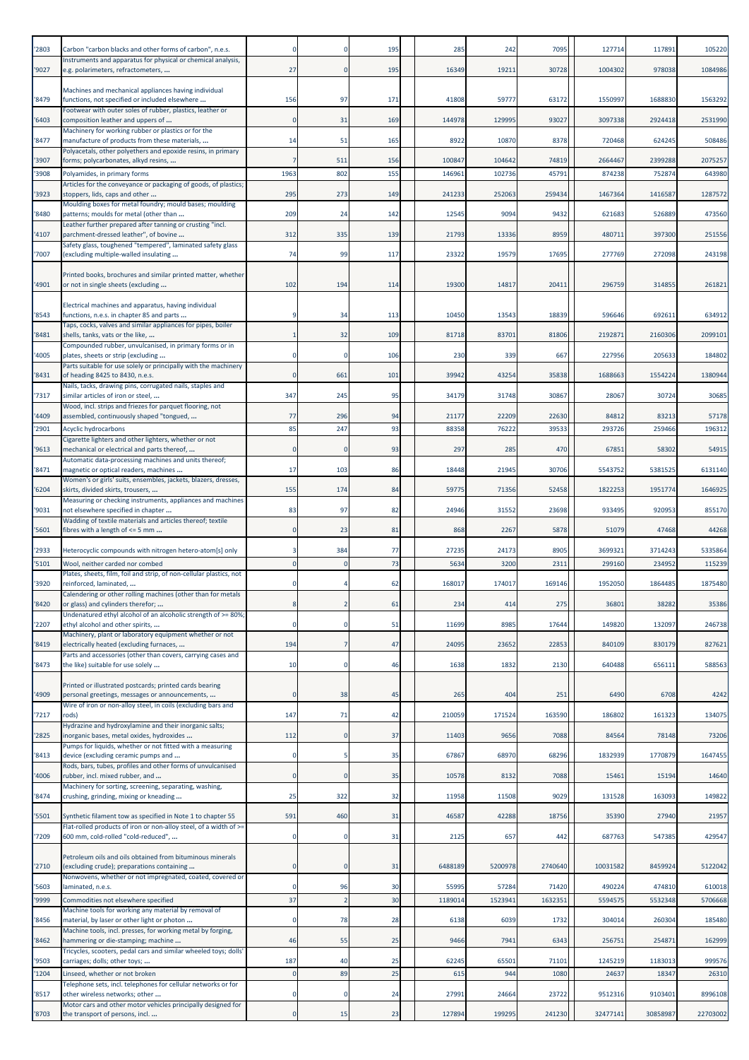| | | | | | | | | | | | |
|---|---|---|---|---|---|---|---|---|---|---|---|
| '2803 | Carbon "carbon blacks and other forms of carbon", n.e.s. | 0 | 0 | 195 | | 285 | 242 | 7095 | | 127714 | 117891 | 105220 |
| '9027 | Instruments and apparatus for physical or chemical analysis, e.g. polarimeters, refractometers, ... | 27 | 0 | 195 | | 16349 | 19211 | 30728 | | 1004302 | 978038 | 1084986 |
| '8479 | Machines and mechanical appliances having individual functions, not specified or included elsewhere ... | 156 | 97 | 171 | | 41808 | 59777 | 63172 | | 1550997 | 1688830 | 1563292 |
| '6403 | Footwear with outer soles of rubber, plastics, leather or composition leather and uppers of ... | 0 | 31 | 169 | | 144978 | 129995 | 93027 | | 3097338 | 2924418 | 2531990 |
| '8477 | Machinery for working rubber or plastics or for the manufacture of products from these materials, ... | 14 | 51 | 165 | | 8922 | 10870 | 8378 | | 720468 | 624245 | 508486 |
| '3907 | Polyacetals, other polyethers and epoxide resins, in primary forms; polycarbonates, alkyd resins, ... | 7 | 511 | 156 | | 100847 | 104642 | 74819 | | 2664467 | 2399288 | 2075257 |
| '3908 | Polyamides, in primary forms | 1963 | 802 | 155 | | 146961 | 102736 | 45791 | | 874238 | 752874 | 643980 |
| '3923 | Articles for the conveyance or packaging of goods, of plastics; stoppers, lids, caps and other ... | 295 | 273 | 149 | | 241233 | 252063 | 259434 | | 1467364 | 1416587 | 1287572 |
| '8480 | Moulding boxes for metal foundry; mould bases; moulding patterns; moulds for metal (other than ... | 209 | 24 | 142 | | 12545 | 9094 | 9432 | | 621683 | 526889 | 473560 |
| '4107 | Leather further prepared after tanning or crusting "incl. parchment-dressed leather", of bovine ... | 312 | 335 | 139 | | 21793 | 13336 | 8959 | | 480711 | 397300 | 251556 |
| '7007 | Safety glass, toughened "tempered", laminated safety glass (excluding multiple-walled insulating ... | 74 | 99 | 117 | | 23322 | 19579 | 17695 | | 277769 | 272098 | 243198 |
| '4901 | Printed books, brochures and similar printed matter, whether or not in single sheets (excluding ... | 102 | 194 | 114 | | 19300 | 14817 | 20411 | | 296759 | 314855 | 261821 |
| '8543 | Electrical machines and apparatus, having individual functions, n.e.s. in chapter 85 and parts ... | 9 | 34 | 113 | | 10450 | 13543 | 18839 | | 596646 | 692611 | 634912 |
| '8481 | Taps, cocks, valves and similar appliances for pipes, boiler shells, tanks, vats or the like, ... | 1 | 32 | 109 | | 81718 | 83701 | 81806 | | 2192871 | 2160306 | 2099101 |
| '4005 | Compounded rubber, unvulcanised, in primary forms or in plates, sheets or strip (excluding ... | 0 | 0 | 106 | | 230 | 339 | 667 | | 227956 | 205633 | 184802 |
| '8431 | Parts suitable for use solely or principally with the machinery of heading 8425 to 8430, n.e.s. | 0 | 661 | 101 | | 39942 | 43254 | 35838 | | 1688663 | 1554224 | 1380944 |
| '7317 | Nails, tacks, drawing pins, corrugated nails, staples and similar articles of iron or steel, ... | 347 | 245 | 95 | | 34179 | 31748 | 30867 | | 28067 | 30724 | 30685 |
| '4409 | Wood, incl. strips and friezes for parquet flooring, not assembled, continuously shaped "tongued, ... | 77 | 296 | 94 | | 21177 | 22209 | 22630 | | 84812 | 83213 | 57178 |
| '2901 | Acyclic hydrocarbons | 85 | 247 | 93 | | 88358 | 76222 | 39533 | | 293726 | 259466 | 196312 |
| '9613 | Cigarette lighters and other lighters, whether or not mechanical or electrical and parts thereof, ... | 0 | 0 | 93 | | 297 | 285 | 470 | | 67851 | 58302 | 54915 |
| '8471 | Automatic data-processing machines and units thereof; magnetic or optical readers, machines ... | 17 | 103 | 86 | | 18448 | 21945 | 30706 | | 5543752 | 5381525 | 6131140 |
| '6204 | Women's or girls' suits, ensembles, jackets, blazers, dresses, skirts, divided skirts, trousers, ... | 155 | 174 | 84 | | 59775 | 71356 | 52458 | | 1822253 | 1951774 | 1646925 |
| '9031 | Measuring or checking instruments, appliances and machines not elsewhere specified in chapter ... | 83 | 97 | 82 | | 24946 | 31552 | 23698 | | 933495 | 920953 | 855170 |
| '5601 | Wadding of textile materials and articles thereof; textile fibres with a length of <= 5 mm ... | 0 | 23 | 81 | | 868 | 2267 | 5878 | | 51079 | 47468 | 44268 |
| '2933 | Heterocyclic compounds with nitrogen hetero-atom[s] only | 3 | 384 | 77 | | 27235 | 24173 | 8905 | | 3699321 | 3714243 | 5335864 |
| '5101 | Wool, neither carded nor combed | 0 | 0 | 73 | | 5634 | 3200 | 2311 | | 299160 | 234952 | 115239 |
| '3920 | Plates, sheets, film, foil and strip, of non-cellular plastics, not reinforced, laminated, ... | 0 | 4 | 62 | | 168017 | 174017 | 169146 | | 1952050 | 1864485 | 1875480 |
| '8420 | Calendering or other rolling machines (other than for metals or glass) and cylinders therefor; ... | 8 | 2 | 61 | | 234 | 414 | 275 | | 36801 | 38282 | 35386 |
| '2207 | Undenatured ethyl alcohol of an alcoholic strength of >= 80%; ethyl alcohol and other spirits, ... | 0 | 0 | 51 | | 11699 | 8985 | 17644 | | 149820 | 132097 | 246738 |
| '8419 | Machinery, plant or laboratory equipment whether or not electrically heated (excluding furnaces, ... | 194 | 7 | 47 | | 24095 | 23652 | 22853 | | 840109 | 830179 | 827621 |
| '8473 | Parts and accessories (other than covers, carrying cases and the like) suitable for use solely ... | 10 | 0 | 46 | | 1638 | 1832 | 2130 | | 640488 | 656111 | 588563 |
| '4909 | Printed or illustrated postcards; printed cards bearing personal greetings, messages or announcements, ... | 0 | 38 | 45 | | 265 | 404 | 251 | | 6490 | 6708 | 4242 |
| '7217 | Wire of iron or non-alloy steel, in coils (excluding bars and rods) | 147 | 71 | 42 | | 210059 | 171524 | 163590 | | 186802 | 161323 | 134075 |
| '2825 | Hydrazine and hydroxylamine and their inorganic salts; inorganic bases, metal oxides, hydroxides ... | 112 | 0 | 37 | | 11403 | 9656 | 7088 | | 84564 | 78148 | 73206 |
| '8413 | Pumps for liquids, whether or not fitted with a measuring device (excluding ceramic pumps and ... | 0 | 5 | 35 | | 67867 | 68970 | 68296 | | 1832939 | 1770879 | 1647455 |
| '4006 | Rods, bars, tubes, profiles and other forms of unvulcanised rubber, incl. mixed rubber, and ... | 0 | 0 | 35 | | 10578 | 8132 | 7088 | | 15461 | 15194 | 14640 |
| '8474 | Machinery for sorting, screening, separating, washing, crushing, grinding, mixing or kneading ... | 25 | 322 | 32 | | 11958 | 11508 | 9029 | | 131528 | 163093 | 149822 |
| '5501 | Synthetic filament tow as specified in Note 1 to chapter 55 | 591 | 460 | 31 | | 46587 | 42288 | 18756 | | 35390 | 27940 | 21957 |
| '7209 | Flat-rolled products of iron or non-alloy steel, of a width of >= 600 mm, cold-rolled "cold-reduced", ... | 0 | 0 | 31 | | 2125 | 657 | 442 | | 687763 | 547385 | 429547 |
| '2710 | Petroleum oils and oils obtained from bituminous minerals (excluding crude); preparations containing ... | 0 | 0 | 31 | | 6488189 | 5200978 | 2740640 | | 10031582 | 8459924 | 5122042 |
| '5603 | Nonwovens, whether or not impregnated, coated, covered or laminated, n.e.s. | 0 | 96 | 30 | | 55995 | 57284 | 71420 | | 490224 | 474810 | 610018 |
| '9999 | Commodities not elsewhere specified | 37 | 2 | 30 | | 1189014 | 1523941 | 1632351 | | 5594575 | 5532348 | 5706668 |
| '8456 | Machine tools for working any material by removal of material, by laser or other light or photon ... | 0 | 78 | 28 | | 6138 | 6039 | 1732 | | 304014 | 260304 | 185480 |
| '8462 | Machine tools, incl. presses, for working metal by forging, hammering or die-stamping; machine ... | 46 | 55 | 25 | | 9466 | 7941 | 6343 | | 256751 | 254871 | 162999 |
| '9503 | Tricycles, scooters, pedal cars and similar wheeled toys; dolls' carriages; dolls; other toys; ... | 187 | 40 | 25 | | 62245 | 65501 | 71101 | | 1245219 | 1183013 | 999576 |
| '1204 | Linseed, whether or not broken | 0 | 89 | 25 | | 615 | 944 | 1080 | | 24637 | 18347 | 26310 |
| '8517 | Telephone sets, incl. telephones for cellular networks or for other wireless networks; other ... | 0 | 0 | 24 | | 27991 | 24664 | 23722 | | 9512316 | 9103401 | 8996108 |
| '8703 | Motor cars and other motor vehicles principally designed for the transport of persons, incl. ... | 0 | 15 | 23 | | 127894 | 199295 | 241230 | | 32477141 | 30858987 | 22703002 |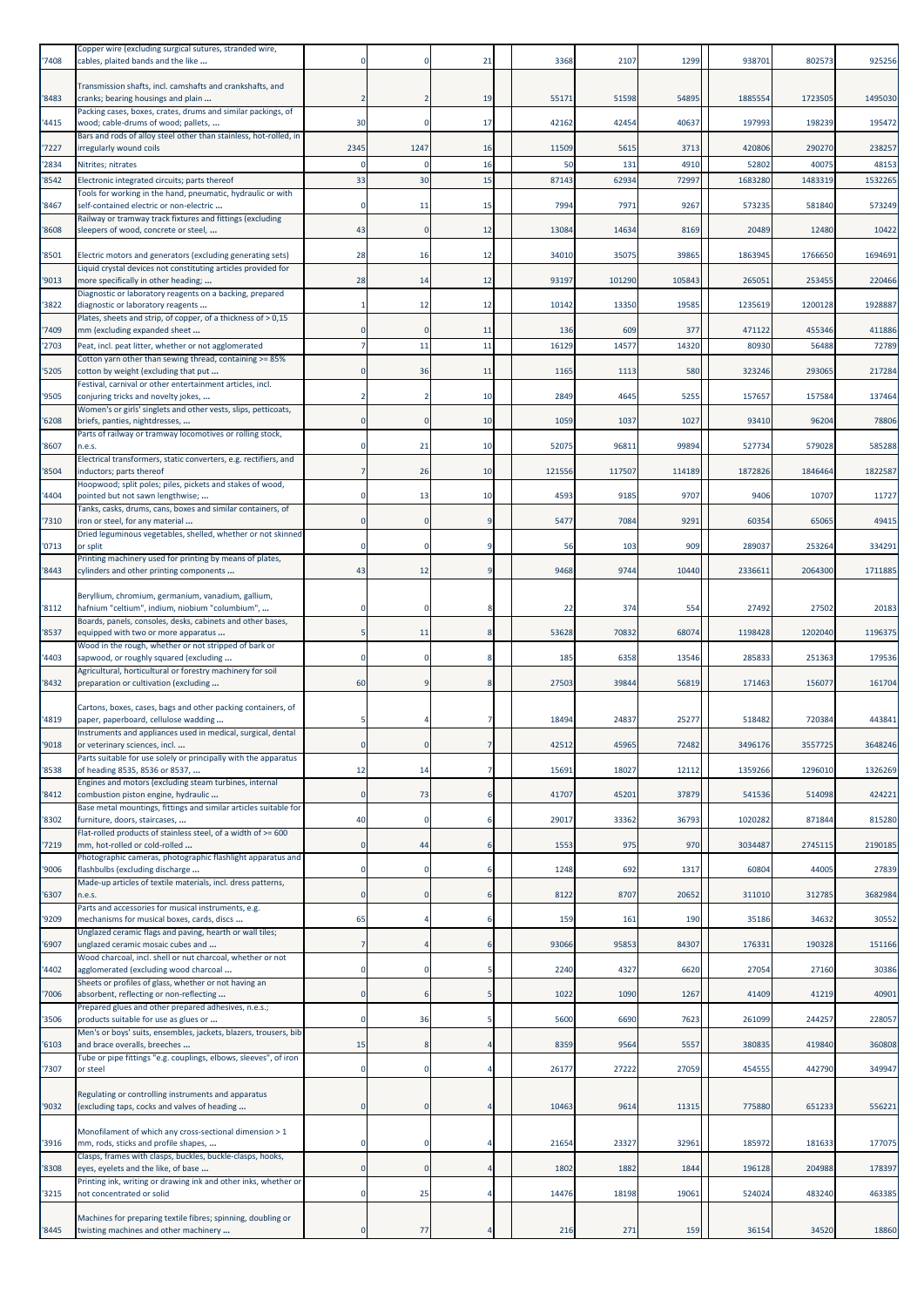| '7408 | Copper wire (excluding surgical sutures, stranded wire, cables, plaited bands and the like ... | 0 | 0 | 21 | | 3368 | 2107 | 1299 | | 938701 | 802573 | 925256 |
|---|---|---|---|---|---|---|---|---|---|---|---|---|
| '8483 | Transmission shafts, incl. camshafts and crankshafts, and cranks; bearing housings and plain ... | 2 | 2 | 19 | | 55171 | 51598 | 54895 | | 1885554 | 1723505 | 1495030 |
| '4415 | Packing cases, boxes, crates, drums and similar packings, of wood; cable-drums of wood; pallets, ... | 30 | 0 | 17 | | 42162 | 42454 | 40637 | | 197993 | 198239 | 195472 |
| '7227 | Bars and rods of alloy steel other than stainless, hot-rolled, in irregularly wound coils | 2345 | 1247 | 16 | | 11509 | 5615 | 3713 | | 420806 | 290270 | 238257 |
| '2834 | Nitrites; nitrates | 0 | 0 | 16 | | 50 | 131 | 4910 | | 52802 | 40075 | 48153 |
| '8542 | Electronic integrated circuits; parts thereof | 33 | 30 | 15 | | 87143 | 62934 | 72997 | | 1683280 | 1483319 | 1532265 |
| '8467 | Tools for working in the hand, pneumatic, hydraulic or with self-contained electric or non-electric ... | 0 | 11 | 15 | | 7994 | 7971 | 9267 | | 573235 | 581840 | 573249 |
| '8608 | Railway or tramway track fixtures and fittings (excluding sleepers of wood, concrete or steel, ... | 43 | 0 | 12 | | 13084 | 14634 | 8169 | | 20489 | 12480 | 10422 |
| '8501 | Electric motors and generators (excluding generating sets) | 28 | 16 | 12 | | 34010 | 35075 | 39865 | | 1863945 | 1766650 | 1694691 |
| '9013 | Liquid crystal devices not constituting articles provided for more specifically in other heading; ... | 28 | 14 | 12 | | 93197 | 101290 | 105843 | | 265051 | 253455 | 220466 |
| '3822 | Diagnostic or laboratory reagents on a backing, prepared diagnostic or laboratory reagents ... | 1 | 12 | 12 | | 10142 | 13350 | 19585 | | 1235619 | 1200128 | 1928887 |
| '7409 | Plates, sheets and strip, of copper, of a thickness of > 0,15 mm (excluding expanded sheet ... | 0 | 0 | 11 | | 136 | 609 | 377 | | 471122 | 455346 | 411886 |
| '2703 | Peat, incl. peat litter, whether or not agglomerated | 7 | 11 | 11 | | 16129 | 14577 | 14320 | | 80930 | 56488 | 72789 |
| '5205 | Cotton yarn other than sewing thread, containing >= 85% cotton by weight (excluding that put ... | 0 | 36 | 11 | | 1165 | 1113 | 580 | | 323246 | 293065 | 217284 |
| '9505 | Festival, carnival or other entertainment articles, incl. conjuring tricks and novelty jokes, ... | 2 | 2 | 10 | | 2849 | 4645 | 5255 | | 157657 | 157584 | 137464 |
| '6208 | Women's or girls' singlets and other vests, slips, petticoats, briefs, panties, nightdresses, ... | 0 | 0 | 10 | | 1059 | 1037 | 1027 | | 93410 | 96204 | 78806 |
| '8607 | Parts of railway or tramway locomotives or rolling stock, n.e.s. | 0 | 21 | 10 | | 52075 | 96811 | 99894 | | 527734 | 579028 | 585288 |
| '8504 | Electrical transformers, static converters, e.g. rectifiers, and inductors; parts thereof | 7 | 26 | 10 | | 121556 | 117507 | 114189 | | 1872826 | 1846464 | 1822587 |
| '4404 | Hoopwood; split poles; piles, pickets and stakes of wood, pointed but not sawn lengthwise; ... | 0 | 13 | 10 | | 4593 | 9185 | 9707 | | 9406 | 10707 | 11727 |
| '7310 | Tanks, casks, drums, cans, boxes and similar containers, of iron or steel, for any material ... | 0 | 0 | 9 | | 5477 | 7084 | 9291 | | 60354 | 65065 | 49415 |
| '0713 | Dried leguminous vegetables, shelled, whether or not skinned or split | 0 | 0 | 9 | | 56 | 103 | 909 | | 289037 | 253264 | 334291 |
| '8443 | Printing machinery used for printing by means of plates, cylinders and other printing components ... | 43 | 12 | 9 | | 9468 | 9744 | 10440 | | 2336611 | 2064300 | 1711885 |
| '8112 | Beryllium, chromium, germanium, vanadium, gallium, hafnium "celtium", indium, niobium "columbium", ... | 0 | 0 | 8 | | 22 | 374 | 554 | | 27492 | 27502 | 20183 |
| '8537 | Boards, panels, consoles, desks, cabinets and other bases, equipped with two or more apparatus ... | 5 | 11 | 8 | | 53628 | 70832 | 68074 | | 1198428 | 1202040 | 1196375 |
| '4403 | Wood in the rough, whether or not stripped of bark or sapwood, or roughly squared (excluding ... | 0 | 0 | 8 | | 185 | 6358 | 13546 | | 285833 | 251363 | 179536 |
| '8432 | Agricultural, horticultural or forestry machinery for soil preparation or cultivation (excluding ... | 60 | 9 | 8 | | 27503 | 39844 | 56819 | | 171463 | 156077 | 161704 |
| '4819 | Cartons, boxes, cases, bags and other packing containers, of paper, paperboard, cellulose wadding ... | 5 | 4 | 7 | | 18494 | 24837 | 25277 | | 518482 | 720384 | 443841 |
| '9018 | Instruments and appliances used in medical, surgical, dental or veterinary sciences, incl. ... | 0 | 0 | 7 | | 42512 | 45965 | 72482 | | 3496176 | 3557725 | 3648246 |
| '8538 | Parts suitable for use solely or principally with the apparatus of heading 8535, 8536 or 8537, ... | 12 | 14 | 7 | | 15691 | 18027 | 12112 | | 1359266 | 1296010 | 1326269 |
| '8412 | Engines and motors (excluding steam turbines, internal combustion piston engine, hydraulic ... | 0 | 73 | 6 | | 41707 | 45201 | 37879 | | 541536 | 514098 | 424221 |
| '8302 | Base metal mountings, fittings and similar articles suitable for furniture, doors, staircases, ... | 40 | 0 | 6 | | 29017 | 33362 | 36793 | | 1020282 | 871844 | 815280 |
| '7219 | Flat-rolled products of stainless steel, of a width of >= 600 mm, hot-rolled or cold-rolled ... | 0 | 44 | 6 | | 1553 | 975 | 970 | | 3034487 | 2745115 | 2190185 |
| '9006 | Photographic cameras, photographic flashlight apparatus and flashbulbs (excluding discharge ... | 0 | 0 | 6 | | 1248 | 692 | 1317 | | 60804 | 44005 | 27839 |
| '6307 | Made-up articles of textile materials, incl. dress patterns, n.e.s. | 0 | 0 | 6 | | 8122 | 8707 | 20652 | | 311010 | 312785 | 3682984 |
| '9209 | Parts and accessories for musical instruments, e.g. mechanisms for musical boxes, cards, discs ... | 65 | 4 | 6 | | 159 | 161 | 190 | | 35186 | 34632 | 30552 |
| '6907 | Unglazed ceramic flags and paving, hearth or wall tiles; unglazed ceramic mosaic cubes and ... | 7 | 4 | 6 | | 93066 | 95853 | 84307 | | 176331 | 190328 | 151166 |
| '4402 | Wood charcoal, incl. shell or nut charcoal, whether or not agglomerated (excluding wood charcoal ... | 0 | 0 | 5 | | 2240 | 4327 | 6620 | | 27054 | 27160 | 30386 |
| '7006 | Sheets or profiles of glass, whether or not having an absorbent, reflecting or non-reflecting ... | 0 | 6 | 5 | | 1022 | 1090 | 1267 | | 41409 | 41219 | 40901 |
| '3506 | Prepared glues and other prepared adhesives, n.e.s.; products suitable for use as glues or ... | 0 | 36 | 5 | | 5600 | 6690 | 7623 | | 261099 | 244257 | 228057 |
| '6103 | Men's or boys' suits, ensembles, jackets, blazers, trousers, bib and brace overalls, breeches ... | 15 | 8 | 4 | | 8359 | 9564 | 5557 | | 380835 | 419840 | 360808 |
| '7307 | Tube or pipe fittings "e.g. couplings, elbows, sleeves", of iron or steel | 0 | 0 | 4 | | 26177 | 27222 | 27059 | | 454555 | 442790 | 349947 |
| '9032 | Regulating or controlling instruments and apparatus (excluding taps, cocks and valves of heading ... | 0 | 0 | 4 | | 10463 | 9614 | 11315 | | 775880 | 651233 | 556221 |
| '3916 | Monofilament of which any cross-sectional dimension > 1 mm, rods, sticks and profile shapes, ... | 0 | 0 | 4 | | 21654 | 23327 | 32961 | | 185972 | 181633 | 177075 |
| '8308 | Clasps, frames with clasps, buckles, buckle-clasps, hooks, eyes, eyelets and the like, of base ... | 0 | 0 | 4 | | 1802 | 1882 | 1844 | | 196128 | 204988 | 178397 |
| '3215 | Printing ink, writing or drawing ink and other inks, whether or not concentrated or solid | 0 | 25 | 4 | | 14476 | 18198 | 19061 | | 524024 | 483240 | 463385 |
| '8445 | Machines for preparing textile fibres; spinning, doubling or twisting machines and other machinery ... | 0 | 77 | 4 | | 216 | 271 | 159 | | 36154 | 34520 | 18860 |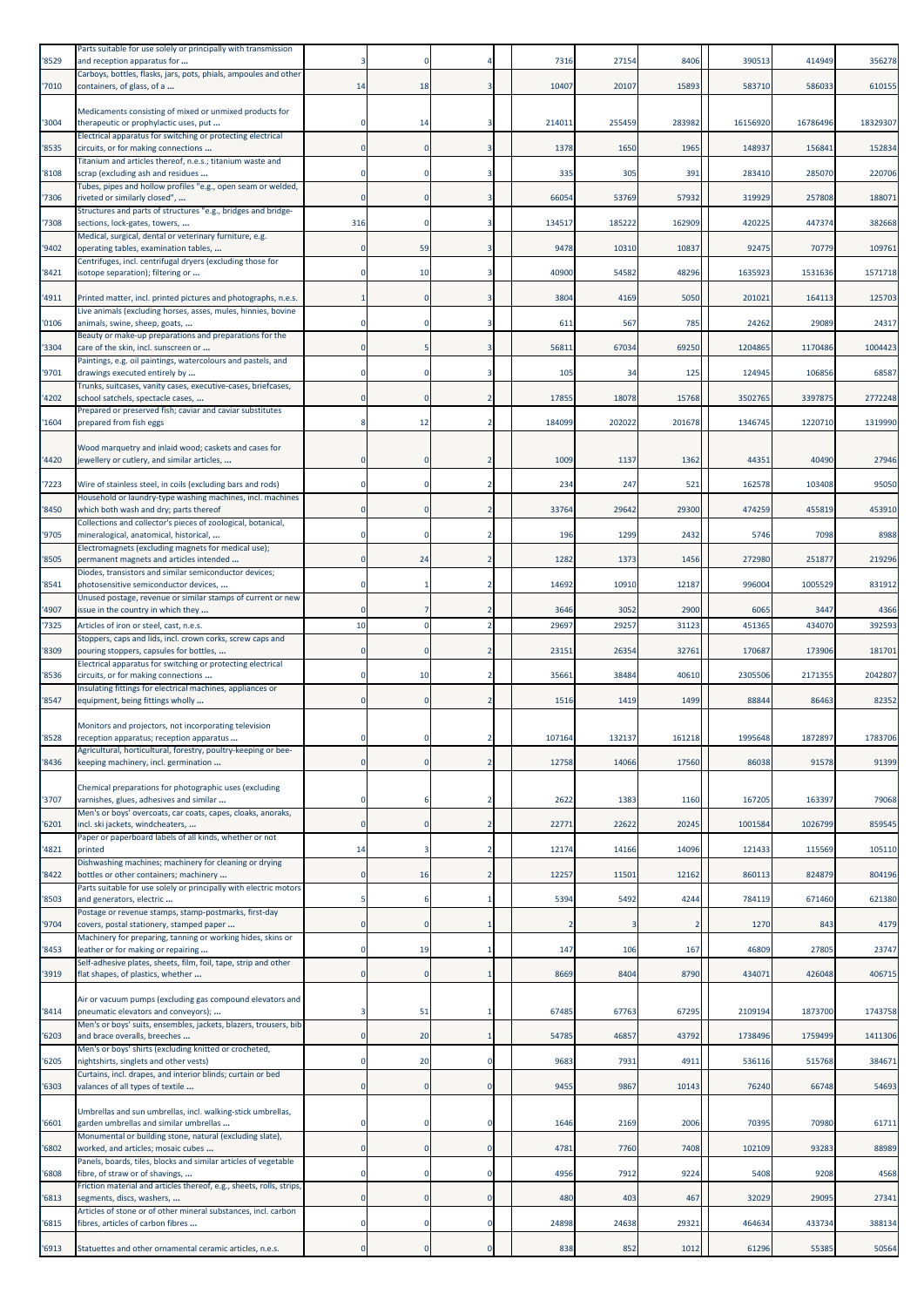| | | | | | | | | | | | |
|---|---|---|---|---|---|---|---|---|---|---|---|
| '8529 | Parts suitable for use solely or principally with transmission and reception apparatus for ... | 3 | 0 | 4 | | 7316 | 27154 | 8406 | 390513 | 414949 | 356278 |
| '7010 | Carboys, bottles, flasks, jars, pots, phials, ampoules and other containers, of glass, of a ... | 14 | 18 | 3 | | 10407 | 20107 | 15893 | 583710 | 586033 | 610155 |
| '3004 | Medicaments consisting of mixed or unmixed products for therapeutic or prophylactic uses, put ... | 0 | 14 | 3 | | 214011 | 255459 | 283982 | 16156920 | 16786496 | 18329307 |
| '8535 | Electrical apparatus for switching or protecting electrical circuits, or for making connections ... | 0 | 0 | 3 | | 1378 | 1650 | 1965 | 148937 | 156841 | 152834 |
| '8108 | Titanium and articles thereof, n.e.s.; titanium waste and scrap (excluding ash and residues ... | 0 | 0 | 3 | | 335 | 305 | 391 | 283410 | 285070 | 220706 |
| '7306 | Tubes, pipes and hollow profiles "e.g., open seam or welded, riveted or similarly closed", ... | 0 | 0 | 3 | | 66054 | 53769 | 57932 | 319929 | 257808 | 188071 |
| '7308 | Structures and parts of structures "e.g., bridges and bridge-sections, lock-gates, towers, ... | 316 | 0 | 3 | | 134517 | 185222 | 162909 | 420225 | 447374 | 382668 |
| '9402 | Medical, surgical, dental or veterinary furniture, e.g. operating tables, examination tables, ... | 0 | 59 | 3 | | 9478 | 10310 | 10837 | 92475 | 70779 | 109761 |
| '8421 | Centrifuges, incl. centrifugal dryers (excluding those for isotope separation); filtering or ... | 0 | 10 | 3 | | 40900 | 54582 | 48296 | 1635923 | 1531636 | 1571718 |
| '4911 | Printed matter, incl. printed pictures and photographs, n.e.s. | 1 | 0 | 3 | | 3804 | 4169 | 5050 | 201021 | 164113 | 125703 |
| '0106 | Live animals (excluding horses, asses, mules, hinnies, bovine animals, swine, sheep, goats, ... | 0 | 0 | 3 | | 611 | 567 | 785 | 24262 | 29089 | 24317 |
| '3304 | Beauty or make-up preparations and preparations for the care of the skin, incl. sunscreen or ... | 0 | 5 | 3 | | 56811 | 67034 | 69250 | 1204865 | 1170486 | 1004423 |
| '9701 | Paintings, e.g. oil paintings, watercolours and pastels, and drawings executed entirely by ... | 0 | 0 | 3 | | 105 | 34 | 125 | 124945 | 106856 | 68587 |
| '4202 | Trunks, suitcases, vanity cases, executive-cases, briefcases, school satchels, spectacle cases, ... | 0 | 0 | 2 | | 17855 | 18078 | 15768 | 3502765 | 3397875 | 2772248 |
| '1604 | Prepared or preserved fish; caviar and caviar substitutes prepared from fish eggs | 8 | 12 | 2 | | 184099 | 202022 | 201678 | 1346745 | 1220710 | 1319990 |
| '4420 | Wood marquetry and inlaid wood; caskets and cases for jewellery or cutlery, and similar articles, ... | 0 | 0 | 2 | | 1009 | 1137 | 1362 | 44351 | 40490 | 27946 |
| '7223 | Wire of stainless steel, in coils (excluding bars and rods) | 0 | 0 | 2 | | 234 | 247 | 521 | 162578 | 103408 | 95050 |
| '8450 | Household or laundry-type washing machines, incl. machines which both wash and dry; parts thereof | 0 | 0 | 2 | | 33764 | 29642 | 29300 | 474259 | 455819 | 453910 |
| '9705 | Collections and collector's pieces of zoological, botanical, mineralogical, anatomical, historical, ... | 0 | 0 | 2 | | 196 | 1299 | 2432 | 5746 | 7098 | 8988 |
| '8505 | Electromagnets (excluding magnets for medical use); permanent magnets and articles intended ... | 0 | 24 | 2 | | 1282 | 1373 | 1456 | 272980 | 251877 | 219296 |
| '8541 | Diodes, transistors and similar semiconductor devices; photosensitive semiconductor devices, ... | 0 | 1 | 2 | | 14692 | 10910 | 12187 | 996004 | 1005529 | 831912 |
| '4907 | Unused postage, revenue or similar stamps of current or new issue in the country in which they ... | 0 | 7 | 2 | | 3646 | 3052 | 2900 | 6065 | 3447 | 4366 |
| '7325 | Articles of iron or steel, cast, n.e.s. | 10 | 0 | 2 | | 29697 | 29257 | 31123 | 451365 | 434070 | 392593 |
| '8309 | Stoppers, caps and lids, incl. crown corks, screw caps and pouring stoppers, capsules for bottles, ... | 0 | 0 | 2 | | 23151 | 26354 | 32761 | 170687 | 173906 | 181701 |
| '8536 | Electrical apparatus for switching or protecting electrical circuits, or for making connections ... | 0 | 10 | 2 | | 35661 | 38484 | 40610 | 2305506 | 2171355 | 2042807 |
| '8547 | Insulating fittings for electrical machines, appliances or equipment, being fittings wholly ... | 0 | 0 | 2 | | 1516 | 1419 | 1499 | 88844 | 86463 | 82352 |
| '8528 | Monitors and projectors, not incorporating television reception apparatus; reception apparatus ... | 0 | 0 | 2 | | 107164 | 132137 | 161218 | 1995648 | 1872897 | 1783706 |
| '8436 | Agricultural, horticultural, forestry, poultry-keeping or bee-keeping machinery, incl. germination ... | 0 | 0 | 2 | | 12758 | 14066 | 17560 | 86038 | 91578 | 91399 |
| '3707 | Chemical preparations for photographic uses (excluding varnishes, glues, adhesives and similar ... | 0 | 6 | 2 | | 2622 | 1383 | 1160 | 167205 | 163397 | 79068 |
| '6201 | Men's or boys' overcoats, car coats, capes, cloaks, anoraks, incl. ski jackets, windcheaters, ... | 0 | 0 | 2 | | 22771 | 22622 | 20245 | 1001584 | 1026799 | 859545 |
| '4821 | Paper or paperboard labels of all kinds, whether or not printed | 14 | 3 | 2 | | 12174 | 14166 | 14096 | 121433 | 115569 | 105110 |
| '8422 | Dishwashing machines; machinery for cleaning or drying bottles or other containers; machinery ... | 0 | 16 | 2 | | 12257 | 11501 | 12162 | 860113 | 824879 | 804196 |
| '8503 | Parts suitable for use solely or principally with electric motors and generators, electric ... | 5 | 6 | 1 | | 5394 | 5492 | 4244 | 784119 | 671460 | 621380 |
| '9704 | Postage or revenue stamps, stamp-postmarks, first-day covers, postal stationery, stamped paper ... | 0 | 0 | 1 | | 2 | 3 | 2 | 1270 | 843 | 4179 |
| '8453 | Machinery for preparing, tanning or working hides, skins or leather or for making or repairing ... | 0 | 19 | 1 | | 147 | 106 | 167 | 46809 | 27805 | 23747 |
| '3919 | Self-adhesive plates, sheets, film, foil, tape, strip and other flat shapes, of plastics, whether ... | 0 | 0 | 1 | | 8669 | 8404 | 8790 | 434071 | 426048 | 406715 |
| '8414 | Air or vacuum pumps (excluding gas compound elevators and pneumatic elevators and conveyors); ... | 3 | 51 | 1 | | 67485 | 67763 | 67295 | 2109194 | 1873700 | 1743758 |
| '6203 | Men's or boys' suits, ensembles, jackets, blazers, trousers, bib and brace overalls, breeches ... | 0 | 20 | 1 | | 54785 | 46857 | 43792 | 1738496 | 1759499 | 1411306 |
| '6205 | Men's or boys' shirts (excluding knitted or crocheted, nightshirts, singlets and other vests) | 0 | 20 | 0 | | 9683 | 7931 | 4911 | 536116 | 515768 | 384671 |
| '6303 | Curtains, incl. drapes, and interior blinds; curtain or bed valances of all types of textile ... | 0 | 0 | 0 | | 9455 | 9867 | 10143 | 76240 | 66748 | 54693 |
| '6601 | Umbrellas and sun umbrellas, incl. walking-stick umbrellas, garden umbrellas and similar umbrellas ... | 0 | 0 | 0 | | 1646 | 2169 | 2006 | 70395 | 70980 | 61711 |
| '6802 | Monumental or building stone, natural (excluding slate), worked, and articles; mosaic cubes ... | 0 | 0 | 0 | | 4781 | 7760 | 7408 | 102109 | 93283 | 88989 |
| '6808 | Panels, boards, tiles, blocks and similar articles of vegetable fibre, of straw or of shavings, ... | 0 | 0 | 0 | | 4956 | 7912 | 9224 | 5408 | 9208 | 4568 |
| '6813 | Friction material and articles thereof, e.g., sheets, rolls, strips, segments, discs, washers, ... | 0 | 0 | 0 | | 480 | 403 | 467 | 32029 | 29095 | 27341 |
| '6815 | Articles of stone or of other mineral substances, incl. carbon fibres, articles of carbon fibres ... | 0 | 0 | 0 | | 24898 | 24638 | 29321 | 464634 | 433734 | 388134 |
| '6913 | Statuettes and other ornamental ceramic articles, n.e.s. | 0 | 0 | 0 | | 838 | 852 | 1012 | 61296 | 55385 | 50564 |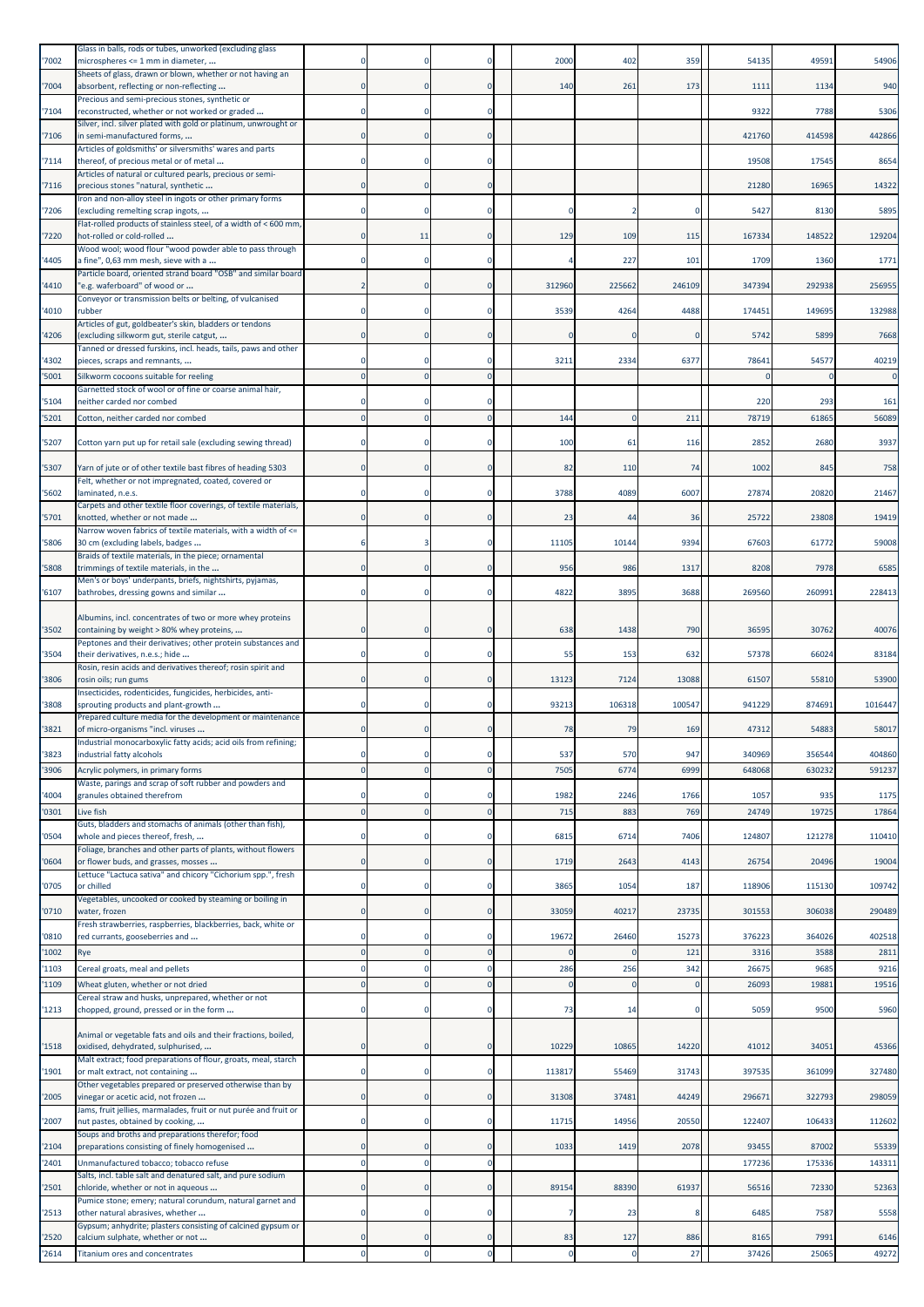| '7002 | Glass in balls, rods or tubes, unworked (excluding glass microspheres <= 1 mm in diameter, ... | 0 | 0 | 0 | 2000 | 402 | 359 | 54135 | 49591 | 54906 |
|---|---|---|---|---|---|---|---|---|---|---|
| '7004 | Sheets of glass, drawn or blown, whether or not having an absorbent, reflecting or non-reflecting ... | 0 | 0 | 0 | 140 | 261 | 173 | 1111 | 1134 | 940 |
| '7104 | Precious and semi-precious stones, synthetic or reconstructed, whether or not worked or graded ... | 0 | 0 | 0 | | | | 9322 | 7788 | 5306 |
| '7106 | Silver, incl. silver plated with gold or platinum, unwrought or in semi-manufactured forms, ... | 0 | 0 | 0 | | | | 421760 | 414598 | 442866 |
| '7114 | Articles of goldsmiths' or silversmiths' wares and parts thereof, of precious metal or of metal ... | 0 | 0 | 0 | | | | 19508 | 17545 | 8654 |
| '7116 | Articles of natural or cultured pearls, precious or semi-precious stones "natural, synthetic ... | 0 | 0 | 0 | | | | 21280 | 16965 | 14322 |
| '7206 | Iron and non-alloy steel in ingots or other primary forms (excluding remelting scrap ingots, ... | 0 | 0 | 0 | 0 | 2 | 0 | 5427 | 8130 | 5895 |
| '7220 | Flat-rolled products of stainless steel, of a width of < 600 mm, hot-rolled or cold-rolled ... | 0 | 11 | 0 | 129 | 109 | 115 | 167334 | 148522 | 129204 |
| '4405 | Wood wool; wood flour "wood powder able to pass through a fine", 0,63 mm mesh, sieve with a ... | 0 | 0 | 0 | 4 | 227 | 101 | 1709 | 1360 | 1771 |
| '4410 | Particle board, oriented strand board "OSB" and similar board "e.g. waferboard" of wood or ... | 2 | 0 | 0 | 312960 | 225662 | 246109 | 347394 | 292938 | 256955 |
| '4010 | Conveyor or transmission belts or belting, of vulcanised rubber | 0 | 0 | 0 | 3539 | 4264 | 4488 | 174451 | 149695 | 132988 |
| '4206 | Articles of gut, goldbeater's skin, bladders or tendons (excluding silkworm gut, sterile catgut, ... | 0 | 0 | 0 | 0 | 0 | 0 | 5742 | 5899 | 7668 |
| '4302 | Tanned or dressed furskins, incl. heads, tails, paws and other pieces, scraps and remnants, ... | 0 | 0 | 0 | 3211 | 2334 | 6377 | 78641 | 54577 | 40219 |
| '5001 | Silkworm cocoons suitable for reeling | 0 | 0 | 0 | | | | 0 | 0 | 0 |
| '5104 | Garnetted stock of wool or of fine or coarse animal hair, neither carded nor combed | 0 | 0 | 0 | | | | 220 | 293 | 161 |
| '5201 | Cotton, neither carded nor combed | 0 | 0 | 0 | 144 | 0 | 211 | 78719 | 61865 | 56089 |
| '5207 | Cotton yarn put up for retail sale (excluding sewing thread) | 0 | 0 | 0 | 100 | 61 | 116 | 2852 | 2680 | 3937 |
| '5307 | Yarn of jute or of other textile bast fibres of heading 5303 | 0 | 0 | 0 | 82 | 110 | 74 | 1002 | 845 | 758 |
| '5602 | Felt, whether or not impregnated, coated, covered or laminated, n.e.s. | 0 | 0 | 0 | 3788 | 4089 | 6007 | 27874 | 20820 | 21467 |
| '5701 | Carpets and other textile floor coverings, of textile materials, knotted, whether or not made ... | 0 | 0 | 0 | 23 | 44 | 36 | 25722 | 23808 | 19419 |
| '5806 | Narrow woven fabrics of textile materials, with a width of <= 30 cm (excluding labels, badges ... | 6 | 3 | 0 | 11105 | 10144 | 9394 | 67603 | 61772 | 59008 |
| '5808 | Braids of textile materials, in the piece; ornamental trimmings of textile materials, in the ... | 0 | 0 | 0 | 956 | 986 | 1317 | 8208 | 7978 | 6585 |
| '6107 | Men's or boys' underpants, briefs, nightshirts, pyjamas, bathrobes, dressing gowns and similar ... | 0 | 0 | 0 | 4822 | 3895 | 3688 | 269560 | 260991 | 228413 |
| '3502 | Albumins, incl. concentrates of two or more whey proteins containing by weight > 80% whey proteins, ... | 0 | 0 | 0 | 638 | 1438 | 790 | 36595 | 30762 | 40076 |
| '3504 | Peptones and their derivatives; other protein substances and their derivatives, n.e.s.; hide ... | 0 | 0 | 0 | 55 | 153 | 632 | 57378 | 66024 | 83184 |
| '3806 | Rosin, resin acids and derivatives thereof; rosin spirit and rosin oils; run gums | 0 | 0 | 0 | 13123 | 7124 | 13088 | 61507 | 55810 | 53900 |
| '3808 | Insecticides, rodenticides, fungicides, herbicides, anti-sprouting products and plant-growth ... | 0 | 0 | 0 | 93213 | 106318 | 100547 | 941229 | 874691 | 1016447 |
| '3821 | Prepared culture media for the development or maintenance of micro-organisms "incl. viruses ... | 0 | 0 | 0 | 78 | 79 | 169 | 47312 | 54883 | 58017 |
| '3823 | Industrial monocarboxylic fatty acids; acid oils from refining; industrial fatty alcohols | 0 | 0 | 0 | 537 | 570 | 947 | 340969 | 356544 | 404860 |
| '3906 | Acrylic polymers, in primary forms | 0 | 0 | 0 | 7505 | 6774 | 6999 | 648068 | 630232 | 591237 |
| '4004 | Waste, parings and scrap of soft rubber and powders and granules obtained therefrom | 0 | 0 | 0 | 1982 | 2246 | 1766 | 1057 | 935 | 1175 |
| '0301 | Live fish | 0 | 0 | 0 | 715 | 883 | 769 | 24749 | 19725 | 17864 |
| '0504 | Guts, bladders and stomachs of animals (other than fish), whole and pieces thereof, fresh, ... | 0 | 0 | 0 | 6815 | 6714 | 7406 | 124807 | 121278 | 110410 |
| '0604 | Foliage, branches and other parts of plants, without flowers or flower buds, and grasses, mosses ... | 0 | 0 | 0 | 1719 | 2643 | 4143 | 26754 | 20496 | 19004 |
| '0705 | Lettuce "Lactuca sativa" and chicory "Cichorium spp.", fresh or chilled | 0 | 0 | 0 | 3865 | 1054 | 187 | 118906 | 115130 | 109742 |
| '0710 | Vegetables, uncooked or cooked by steaming or boiling in water, frozen | 0 | 0 | 0 | 33059 | 40217 | 23735 | 301553 | 306038 | 290489 |
| '0810 | Fresh strawberries, raspberries, blackberries, back, white or red currants, gooseberries and ... | 0 | 0 | 0 | 19672 | 26460 | 15273 | 376223 | 364026 | 402518 |
| '1002 | Rye | 0 | 0 | 0 | 0 | 0 | 121 | 3316 | 3588 | 2811 |
| '1103 | Cereal groats, meal and pellets | 0 | 0 | 0 | 286 | 256 | 342 | 26675 | 9685 | 9216 |
| '1109 | Wheat gluten, whether or not dried | 0 | 0 | 0 | 0 | 0 | 0 | 26093 | 19881 | 19516 |
| '1213 | Cereal straw and husks, unprepared, whether or not chopped, ground, pressed or in the form ... | 0 | 0 | 0 | 73 | 14 | 0 | 5059 | 9500 | 5960 |
| '1518 | Animal or vegetable fats and oils and their fractions, boiled, oxidised, dehydrated, sulphurised, ... | 0 | 0 | 0 | 10229 | 10865 | 14220 | 41012 | 34051 | 45366 |
| '1901 | Malt extract; food preparations of flour, groats, meal, starch or malt extract, not containing ... | 0 | 0 | 0 | 113817 | 55469 | 31743 | 397535 | 361099 | 327480 |
| '2005 | Other vegetables prepared or preserved otherwise than by vinegar or acetic acid, not frozen ... | 0 | 0 | 0 | 31308 | 37481 | 44249 | 296671 | 322793 | 298059 |
| '2007 | Jams, fruit jellies, marmalades, fruit or nut purée and fruit or nut pastes, obtained by cooking, ... | 0 | 0 | 0 | 11715 | 14956 | 20550 | 122407 | 106433 | 112602 |
| '2104 | Soups and broths and preparations therefor; food preparations consisting of finely homogenised ... | 0 | 0 | 0 | 1033 | 1419 | 2078 | 93455 | 87002 | 55339 |
| '2401 | Unmanufactured tobacco; tobacco refuse | 0 | 0 | 0 | | | | 177236 | 175336 | 143311 |
| '2501 | Salts, incl. table salt and denatured salt, and pure sodium chloride, whether or not in aqueous ... | 0 | 0 | 0 | 89154 | 88390 | 61937 | 56516 | 72330 | 52363 |
| '2513 | Pumice stone; emery; natural corundum, natural garnet and other natural abrasives, whether ... | 0 | 0 | 0 | 7 | 23 | 8 | 6485 | 7587 | 5558 |
| '2520 | Gypsum; anhydrite; plasters consisting of calcined gypsum or calcium sulphate, whether or not ... | 0 | 0 | 0 | 83 | 127 | 886 | 8165 | 7991 | 6146 |
| '2614 | Titanium ores and concentrates | 0 | 0 | 0 | 0 | 0 | 27 | 37426 | 25065 | 49272 |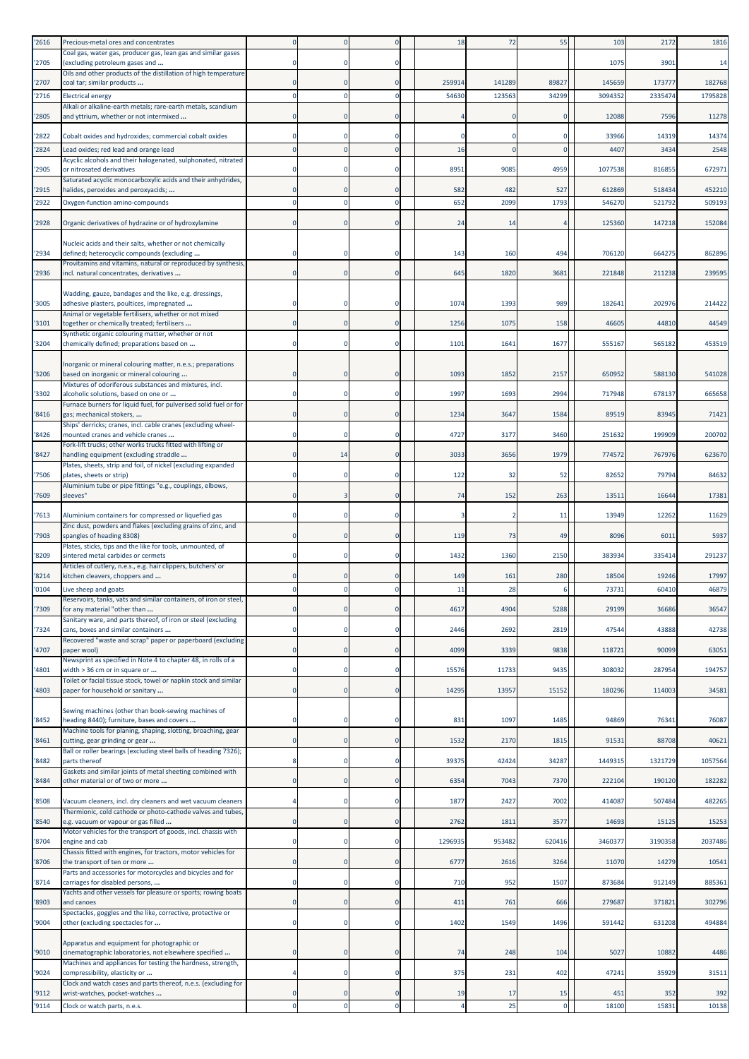| | | | | | | | | | | |
|---|---|---|---|---|---|---|---|---|---|---|
| '2616 | Precious-metal ores and concentrates | 0 | 0 | 0 | 18 | 72 | 55 | 103 | 2172 | 1816 |
| '2705 | Coal gas, water gas, producer gas, lean gas and similar gases (excluding petroleum gases and ... | 0 | 0 | 0 | | | | 1075 | 3901 | 14 |
| '2707 | Oils and other products of the distillation of high temperature coal tar; similar products ... | 0 | 0 | 0 | 259914 | 141289 | 89827 | 145659 | 173777 | 182768 |
| '2716 | Electrical energy | 0 | 0 | 0 | 54630 | 123563 | 34299 | 3094352 | 2335474 | 1795828 |
| '2805 | Alkali or alkaline-earth metals; rare-earth metals, scandium and yttrium, whether or not intermixed ... | 0 | 0 | 0 | 4 | 0 | 0 | 12088 | 7596 | 11278 |
| '2822 | Cobalt oxides and hydroxides; commercial cobalt oxides | 0 | 0 | 0 | 0 | 0 | 0 | 33966 | 14319 | 14374 |
| '2824 | Lead oxides; red lead and orange lead | 0 | 0 | 0 | 16 | 0 | 0 | 4407 | 3434 | 2548 |
| '2905 | Acyclic alcohols and their halogenated, sulphonated, nitrated or nitrosated derivatives | 0 | 0 | 0 | 8951 | 9085 | 4959 | 1077538 | 816855 | 672971 |
| '2915 | Saturated acyclic monocarboxylic acids and their anhydrides, halides, peroxides and peroxyacids; ... | 0 | 0 | 0 | 582 | 482 | 527 | 612869 | 518434 | 452210 |
| '2922 | Oxygen-function amino-compounds | 0 | 0 | 0 | 652 | 2099 | 1793 | 546270 | 521792 | 509193 |
| '2928 | Organic derivatives of hydrazine or of hydroxylamine | 0 | 0 | 0 | 24 | 14 | 4 | 125360 | 147218 | 152084 |
| '2934 | Nucleic acids and their salts, whether or not chemically defined; heterocyclic compounds (excluding ... | 0 | 0 | 0 | 143 | 160 | 494 | 706120 | 664275 | 862896 |
| '2936 | Provitamins and vitamins, natural or reproduced by synthesis, incl. natural concentrates, derivatives ... | 0 | 0 | 0 | 645 | 1820 | 3681 | 221848 | 211238 | 239595 |
| '3005 | Wadding, gauze, bandages and the like, e.g. dressings, adhesive plasters, poultices, impregnated ... | 0 | 0 | 0 | 1074 | 1393 | 989 | 182641 | 202976 | 214422 |
| '3101 | Animal or vegetable fertilisers, whether or not mixed together or chemically treated; fertilisers ... | 0 | 0 | 0 | 1256 | 1075 | 158 | 46605 | 44810 | 44549 |
| '3204 | Synthetic organic colouring matter, whether or not chemically defined; preparations based on ... | 0 | 0 | 0 | 1101 | 1641 | 1677 | 555167 | 565182 | 453519 |
| '3206 | Inorganic or mineral colouring matter, n.e.s.; preparations based on inorganic or mineral colouring ... | 0 | 0 | 0 | 1093 | 1852 | 2157 | 650952 | 588130 | 541028 |
| '3302 | Mixtures of odoriferous substances and mixtures, incl. alcoholic solutions, based on one or ... | 0 | 0 | 0 | 1997 | 1693 | 2994 | 717948 | 678137 | 665658 |
| '8416 | Furnace burners for liquid fuel, for pulverised solid fuel or for gas; mechanical stokers, ... | 0 | 0 | 0 | 1234 | 3647 | 1584 | 89519 | 83945 | 71421 |
| '8426 | Ships' derricks; cranes, incl. cable cranes (excluding wheel-mounted cranes and vehicle cranes ... | 0 | 0 | 0 | 4727 | 3177 | 3460 | 251632 | 199909 | 200702 |
| '8427 | Fork-lift trucks; other works trucks fitted with lifting or handling equipment (excluding straddle ... | 0 | 14 | 0 | 3033 | 3656 | 1979 | 774572 | 767976 | 623670 |
| '7506 | Plates, sheets, strip and foil, of nickel (excluding expanded plates, sheets or strip) | 0 | 0 | 0 | 122 | 32 | 52 | 82652 | 79794 | 84632 |
| '7609 | Aluminium tube or pipe fittings "e.g., couplings, elbows, sleeves" | 0 | 3 | 0 | 74 | 152 | 263 | 13511 | 16644 | 17381 |
| '7613 | Aluminium containers for compressed or liquefied gas | 0 | 0 | 0 | 3 | 2 | 11 | 13949 | 12262 | 11629 |
| '7903 | Zinc dust, powders and flakes (excluding grains of zinc, and spangles of heading 8308) | 0 | 0 | 0 | 119 | 73 | 49 | 8096 | 6011 | 5937 |
| '8209 | Plates, sticks, tips and the like for tools, unmounted, of sintered metal carbides or cermets | 0 | 0 | 0 | 1432 | 1360 | 2150 | 383934 | 335414 | 291237 |
| '8214 | Articles of cutlery, n.e.s., e.g. hair clippers, butchers' or kitchen cleavers, choppers and ... | 0 | 0 | 0 | 149 | 161 | 280 | 18504 | 19246 | 17997 |
| '0104 | Live sheep and goats | 0 | 0 | 0 | 11 | 28 | 6 | 73731 | 60410 | 46879 |
| '7309 | Reservoirs, tanks, vats and similar containers, of iron or steel, for any material "other than ... | 0 | 0 | 0 | 4617 | 4904 | 5288 | 29199 | 36686 | 36547 |
| '7324 | Sanitary ware, and parts thereof, of iron or steel (excluding cans, boxes and similar containers ... | 0 | 0 | 0 | 2446 | 2692 | 2819 | 47544 | 43888 | 42738 |
| '4707 | Recovered "waste and scrap" paper or paperboard (excluding paper wool) | 0 | 0 | 0 | 4099 | 3339 | 9838 | 118721 | 90099 | 63051 |
| '4801 | Newsprint as specified in Note 4 to chapter 48, in rolls of a width > 36 cm or in square or ... | 0 | 0 | 0 | 15576 | 11733 | 9435 | 308032 | 287954 | 194757 |
| '4803 | Toilet or facial tissue stock, towel or napkin stock and similar paper for household or sanitary ... | 0 | 0 | 0 | 14295 | 13957 | 15152 | 180296 | 114003 | 34581 |
| '8452 | Sewing machines (other than book-sewing machines of heading 8440); furniture, bases and covers ... | 0 | 0 | 0 | 831 | 1097 | 1485 | 94869 | 76341 | 76087 |
| '8461 | Machine tools for planing, shaping, slotting, broaching, gear cutting, gear grinding or gear ... | 0 | 0 | 0 | 1532 | 2170 | 1815 | 91531 | 88708 | 40621 |
| '8482 | Ball or roller bearings (excluding steel balls of heading 7326); parts thereof | 8 | 0 | 0 | 39375 | 42424 | 34287 | 1449315 | 1321729 | 1057564 |
| '8484 | Gaskets and similar joints of metal sheeting combined with other material or of two or more ... | 0 | 0 | 0 | 6354 | 7043 | 7370 | 222104 | 190120 | 182282 |
| '8508 | Vacuum cleaners, incl. dry cleaners and wet vacuum cleaners | 4 | 0 | 0 | 1877 | 2427 | 7002 | 414087 | 507484 | 482265 |
| '8540 | Thermionic, cold cathode or photo-cathode valves and tubes, e.g. vacuum or vapour or gas filled ... | 0 | 0 | 0 | 2762 | 1811 | 3577 | 14693 | 15125 | 15253 |
| '8704 | Motor vehicles for the transport of goods, incl. chassis with engine and cab | 0 | 0 | 0 | 1296935 | 953482 | 620416 | 3460377 | 3190358 | 2037486 |
| '8706 | Chassis fitted with engines, for tractors, motor vehicles for the transport of ten or more ... | 0 | 0 | 0 | 6777 | 2616 | 3264 | 11070 | 14279 | 10541 |
| '8714 | Parts and accessories for motorcycles and bicycles and for carriages for disabled persons, ... | 0 | 0 | 0 | 710 | 952 | 1507 | 873684 | 912149 | 885361 |
| '8903 | Yachts and other vessels for pleasure or sports; rowing boats and canoes | 0 | 0 | 0 | 411 | 761 | 666 | 279687 | 371821 | 302796 |
| '9004 | Spectacles, goggles and the like, corrective, protective or other (excluding spectacles for ... | 0 | 0 | 0 | 1402 | 1549 | 1496 | 591442 | 631208 | 494884 |
| '9010 | Apparatus and equipment for photographic or cinematographic laboratories, not elsewhere specified ... | 0 | 0 | 0 | 74 | 248 | 104 | 5027 | 10882 | 4486 |
| '9024 | Machines and appliances for testing the hardness, strength, compressibility, elasticity or ... | 4 | 0 | 0 | 375 | 231 | 402 | 47241 | 35929 | 31511 |
| '9112 | Clock and watch cases and parts thereof, n.e.s. (excluding for wrist-watches, pocket-watches ... | 0 | 0 | 0 | 19 | 17 | 15 | 451 | 352 | 392 |
| '9114 | Clock or watch parts, n.e.s. | 0 | 0 | 0 | 4 | 25 | 0 | 18100 | 15831 | 10138 |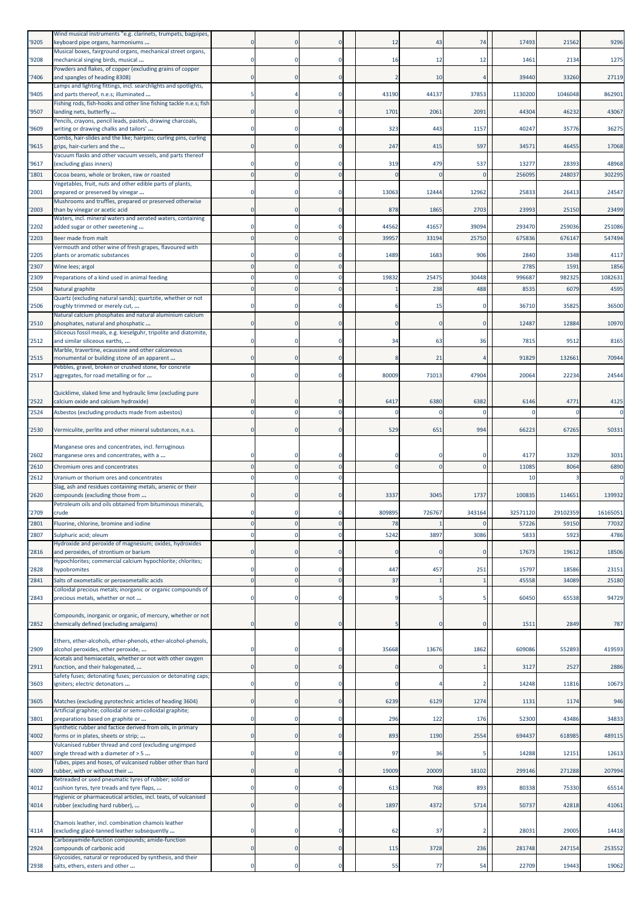| '9205 | Wind musical instruments "e.g. clarinets, trumpets, bagpipes, keyboard pipe organs, harmoniums ... | 0 | 0 | 0 | 12 | 43 | 74 | 17493 | 21562 | 9296 |
|---|---|---|---|---|---|---|---|---|---|---|
| '9208 | Musical boxes, fairground organs, mechanical street organs, mechanical singing birds, musical ... | 0 | 0 | 0 | 16 | 12 | 12 | 1461 | 2134 | 1275 |
| '7406 | Powders and flakes, of copper (excluding grains of copper and spangles of heading 8308) | 0 | 0 | 0 | 2 | 10 | 4 | 39440 | 33260 | 27119 |
| '9405 | Lamps and lighting fittings, incl. searchlights and spotlights, and parts thereof, n.e.s; illuminated ... | 5 | 4 | 0 | 43190 | 44137 | 37853 | 1130200 | 1046048 | 862901 |
| '9507 | Fishing rods, fish-hooks and other line fishing tackle n.e.s; fish landing nets, butterfly ... | 0 | 0 | 0 | 1701 | 2061 | 2091 | 44304 | 46232 | 43067 |
| '9609 | Pencils, crayons, pencil leads, pastels, drawing charcoals, writing or drawing chalks and tailors' ... | 0 | 0 | 0 | 323 | 443 | 1157 | 40247 | 35776 | 36275 |
| '9615 | Combs, hair-slides and the like; hairpins; curling pins, curling grips, hair-curlers and the ... | 0 | 0 | 0 | 247 | 415 | 597 | 34571 | 46455 | 17068 |
| '9617 | Vacuum flasks and other vacuum vessels, and parts thereof (excluding glass inners) | 0 | 0 | 0 | 319 | 479 | 537 | 13277 | 28393 | 48968 |
| '1801 | Cocoa beans, whole or broken, raw or roasted | 0 | 0 | 0 | 0 | 0 | 0 | 256095 | 248037 | 302295 |
| '2001 | Vegetables, fruit, nuts and other edible parts of plants, prepared or preserved by vinegar ... | 0 | 0 | 0 | 13063 | 12444 | 12962 | 25833 | 26413 | 24547 |
| '2003 | Mushrooms and truffles, prepared or preserved otherwise than by vinegar or acetic acid | 0 | 0 | 0 | 878 | 1865 | 2703 | 23993 | 25150 | 23499 |
| '2202 | Waters, incl. mineral waters and aerated waters, containing added sugar or other sweetening ... | 0 | 0 | 0 | 44562 | 41657 | 39094 | 293470 | 259036 | 251086 |
| '2203 | Beer made from malt | 0 | 0 | 0 | 39957 | 33194 | 25750 | 675836 | 676147 | 547494 |
| '2205 | Vermouth and other wine of fresh grapes, flavoured with plants or aromatic substances | 0 | 0 | 0 | 1489 | 1683 | 906 | 2840 | 3348 | 4117 |
| '2307 | Wine lees; argol | 0 | 0 | 0 | | | | 2785 | 1591 | 1856 |
| '2309 | Preparations of a kind used in animal feeding | 0 | 0 | 0 | 19832 | 25475 | 30448 | 996687 | 982325 | 1082631 |
| '2504 | Natural graphite | 0 | 0 | 0 | 1 | 238 | 488 | 8535 | 6079 | 4595 |
| '2506 | Quartz (excluding natural sands); quartzite, whether or not roughly trimmed or merely cut, ... | 0 | 0 | 0 | 6 | 15 | 0 | 36710 | 35825 | 36500 |
| '2510 | Natural calcium phosphates and natural aluminium calcium phosphates, natural and phosphatic ... | 0 | 0 | 0 | 0 | 0 | 0 | 12487 | 12884 | 10970 |
| '2512 | Siliceous fossil meals, e.g. kieselguhr, tripolite and diatomite, and similar siliceous earths, ... | 0 | 0 | 0 | 34 | 63 | 36 | 7815 | 9512 | 8165 |
| '2515 | Marble, travertine, ecaussine and other calcareous monumental or building stone of an apparent ... | 0 | 0 | 0 | 8 | 21 | 4 | 91829 | 132661 | 70944 |
| '2517 | Pebbles, gravel, broken or crushed stone, for concrete aggregates, for road metalling or for ... | 0 | 0 | 0 | 80009 | 71013 | 47904 | 20064 | 22234 | 24544 |
| '2522 | Quicklime, slaked lime and hydraulic lime (excluding pure calcium oxide and calcium hydroxide) | 0 | 0 | 0 | 6417 | 6380 | 6382 | 6146 | 4771 | 4125 |
| '2524 | Asbestos (excluding products made from asbestos) | 0 | 0 | 0 | 0 | 0 | 0 | 0 | 0 | 0 |
| '2530 | Vermiculite, perlite and other mineral substances, n.e.s. | 0 | 0 | 0 | 529 | 651 | 994 | 66223 | 67265 | 50331 |
| '2602 | Manganese ores and concentrates, incl. ferruginous manganese ores and concentrates, with a ... | 0 | 0 | 0 | 0 | 0 | 0 | 4177 | 3329 | 3031 |
| '2610 | Chromium ores and concentrates | 0 | 0 | 0 | 0 | 0 | 0 | 11085 | 8064 | 6890 |
| '2612 | Uranium or thorium ores and concentrates | 0 | 0 | 0 | | | | 10 | 3 | 0 |
| '2620 | Slag, ash and residues containing metals, arsenic or their compounds (excluding those from ... | 0 | 0 | 0 | 3337 | 3045 | 1737 | 100835 | 114651 | 139932 |
| '2709 | Petroleum oils and oils obtained from bituminous minerals, crude | 0 | 0 | 0 | 809895 | 726767 | 343164 | 32571120 | 29102359 | 16165051 |
| '2801 | Fluorine, chlorine, bromine and iodine | 0 | 0 | 0 | 78 | 1 | 0 | 57226 | 59150 | 77032 |
| '2807 | Sulphuric acid; oleum | 0 | 0 | 0 | 5242 | 3897 | 3086 | 5833 | 5923 | 4786 |
| '2816 | Hydroxide and peroxide of magnesium; oxides, hydroxides and peroxides, of strontium or barium | 0 | 0 | 0 | 0 | 0 | 0 | 17673 | 19612 | 18506 |
| '2828 | Hypochlorites; commercial calcium hypochlorite; chlorites; hypobromites | 0 | 0 | 0 | 447 | 457 | 251 | 15797 | 18586 | 23151 |
| '2841 | Salts of oxometallic or peroxometallic acids | 0 | 0 | 0 | 37 | 1 | 1 | 45558 | 34089 | 25180 |
| '2843 | Colloidal precious metals; inorganic or organic compounds of precious metals, whether or not ... | 0 | 0 | 0 | 9 | 5 | 5 | 60450 | 65538 | 94729 |
| '2852 | Compounds, inorganic or organic, of mercury, whether or not chemically defined (excluding amalgams) | 0 | 0 | 0 | 5 | 0 | 0 | 1511 | 2849 | 787 |
| '2909 | Ethers, ether-alcohols, ether-phenols, ether-alcohol-phenols, alcohol peroxides, ether peroxide, ... | 0 | 0 | 0 | 35668 | 13676 | 1862 | 609086 | 552893 | 419593 |
| '2911 | Acetals and hemiacetals, whether or not with other oxygen function, and their halogenated, ... | 0 | 0 | 0 | 0 | 0 | 1 | 3127 | 2527 | 2886 |
| '3603 | Safety fuses; detonating fuses; percussion or detonating caps; igniters; electric detonators ... | 0 | 0 | 0 | 0 | 4 | 2 | 14248 | 11816 | 10673 |
| '3605 | Matches (excluding pyrotechnic articles of heading 3604) | 0 | 0 | 0 | 6239 | 6129 | 1274 | 1131 | 1174 | 946 |
| '3801 | Artificial graphite; colloidal or semi-colloidal graphite; preparations based on graphite or ... | 0 | 0 | 0 | 296 | 122 | 176 | 52300 | 43486 | 34833 |
| '4002 | Synthetic rubber and factice derived from oils, in primary forms or in plates, sheets or strip; ... | 0 | 0 | 0 | 893 | 1190 | 2554 | 694437 | 618985 | 489115 |
| '4007 | Vulcanised rubber thread and cord (excluding ungimped single thread with a diameter of > 5 ... | 0 | 0 | 0 | 97 | 36 | 5 | 14288 | 12151 | 12613 |
| '4009 | Tubes, pipes and hoses, of vulcanised rubber other than hard rubber, with or without their ... | 0 | 0 | 0 | 19009 | 20009 | 18102 | 299146 | 271288 | 207994 |
| '4012 | Retreaded or used pneumatic tyres of rubber; solid or cushion tyres, tyre treads and tyre flaps, ... | 0 | 0 | 0 | 613 | 768 | 893 | 80338 | 75330 | 65514 |
| '4014 | Hygienic or pharmaceutical articles, incl. teats, of vulcanised rubber (excluding hard rubber), ... | 0 | 0 | 0 | 1897 | 4372 | 5714 | 50737 | 42818 | 41061 |
| '4114 | Chamois leather, incl. combination chamois leather (excluding glacé-tanned leather subsequently ... | 0 | 0 | 0 | 62 | 37 | 2 | 28031 | 29005 | 14418 |
| '2924 | Carboxyamide-function compounds; amide-function compounds of carbonic acid | 0 | 0 | 0 | 115 | 3728 | 236 | 281748 | 247154 | 253552 |
| '2938 | Glycosides, natural or reproduced by synthesis, and their salts, ethers, esters and other ... | 0 | 0 | 0 | 55 | 77 | 54 | 22709 | 19443 | 19062 |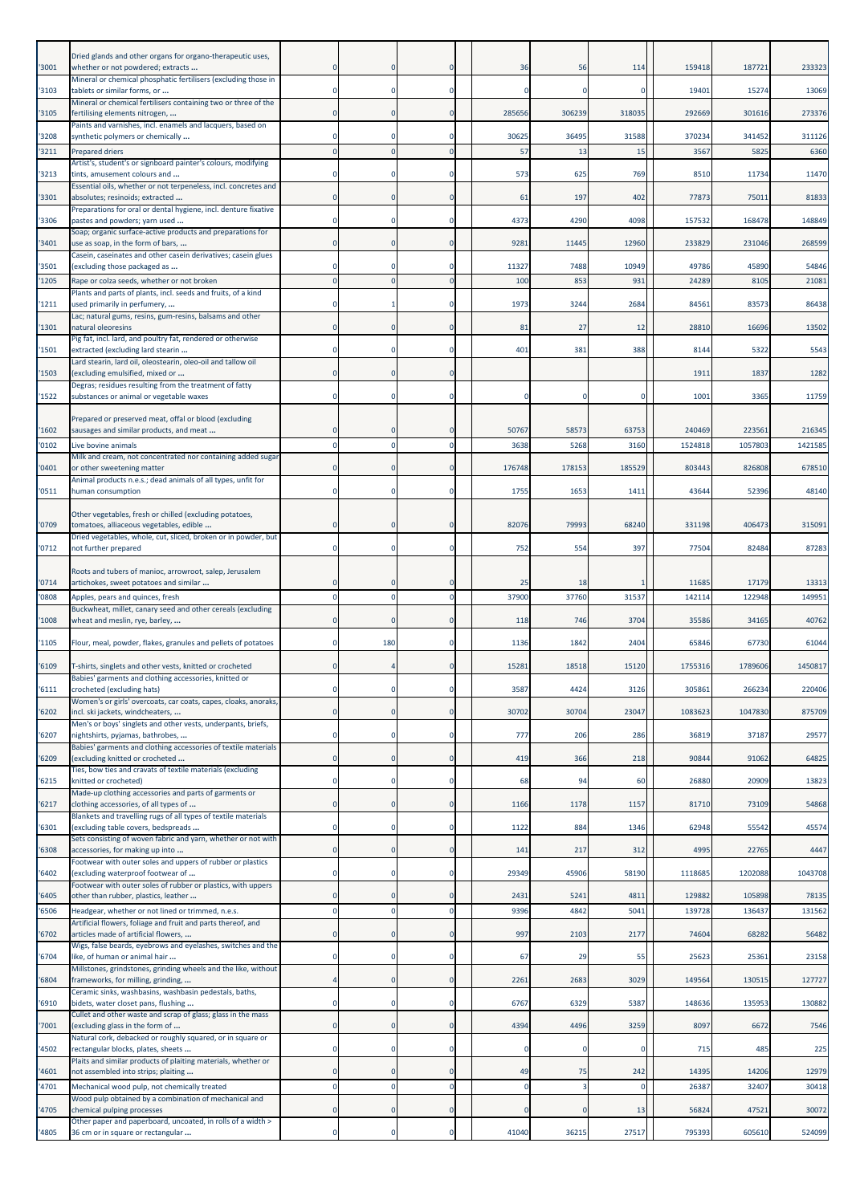| | | | | | | | | | | |
|---|---|---|---|---|---|---|---|---|---|---|
| '3001 | Dried glands and other organs for organo-therapeutic uses, whether or not powdered; extracts ... | 0 | 0 | 0 | 36 | 56 | 114 | 159418 | 187721 | 233323 |
| '3103 | Mineral or chemical phosphatic fertilisers (excluding those in tablets or similar forms, or ... | 0 | 0 | 0 | 0 | 0 | 0 | 19401 | 15274 | 13069 |
| '3105 | Mineral or chemical fertilisers containing two or three of the fertilising elements nitrogen, ... | 0 | 0 | 0 | 285656 | 306239 | 318035 | 292669 | 301616 | 273376 |
| '3208 | Paints and varnishes, incl. enamels and lacquers, based on synthetic polymers or chemically ... | 0 | 0 | 0 | 30625 | 36495 | 31588 | 370234 | 341452 | 311126 |
| '3211 | Prepared driers | 0 | 0 | 0 | 57 | 13 | 15 | 3567 | 5825 | 6360 |
| '3213 | Artist's, student's or signboard painter's colours, modifying tints, amusement colours and ... | 0 | 0 | 0 | 573 | 625 | 769 | 8510 | 11734 | 11470 |
| '3301 | Essential oils, whether or not terpeneless, incl. concretes and absolutes; resinoids; extracted ... | 0 | 0 | 0 | 61 | 197 | 402 | 77873 | 75011 | 81833 |
| '3306 | Preparations for oral or dental hygiene, incl. denture fixative pastes and powders; yarn used ... | 0 | 0 | 0 | 4373 | 4290 | 4098 | 157532 | 168478 | 148849 |
| '3401 | Soap; organic surface-active products and preparations for use as soap, in the form of bars, ... | 0 | 0 | 0 | 9281 | 11445 | 12960 | 233829 | 231046 | 268599 |
| '3501 | Casein, caseinates and other casein derivatives; casein glues (excluding those packaged as ... | 0 | 0 | 0 | 11327 | 7488 | 10949 | 49786 | 45890 | 54846 |
| '1205 | Rape or colza seeds, whether or not broken | 0 | 0 | 0 | 100 | 853 | 931 | 24289 | 8105 | 21081 |
| '1211 | Plants and parts of plants, incl. seeds and fruits, of a kind used primarily in perfumery, ... | 0 | 1 | 0 | 1973 | 3244 | 2684 | 84561 | 83573 | 86438 |
| '1301 | Lac; natural gums, resins, gum-resins, balsams and other natural oleoresins | 0 | 0 | 0 | 81 | 27 | 12 | 28810 | 16696 | 13502 |
| '1501 | Pig fat, incl. lard, and poultry fat, rendered or otherwise extracted (excluding lard stearin ... | 0 | 0 | 0 | 401 | 381 | 388 | 8144 | 5322 | 5543 |
| '1503 | Lard stearin, lard oil, oleostearin, oleo-oil and tallow oil (excluding emulsified, mixed or ... | 0 | 0 | 0 | | | | 1911 | 1837 | 1282 |
| '1522 | Degras; residues resulting from the treatment of fatty substances or animal or vegetable waxes | 0 | 0 | 0 | 0 | 0 | 0 | 1001 | 3365 | 11759 |
| '1602 | Prepared or preserved meat, offal or blood (excluding sausages and similar products, and meat ... | 0 | 0 | 0 | 50767 | 58573 | 63753 | 240469 | 223561 | 216345 |
| '0102 | Live bovine animals | 0 | 0 | 0 | 3638 | 5268 | 3160 | 1524818 | 1057803 | 1421585 |
| '0401 | Milk and cream, not concentrated nor containing added sugar or other sweetening matter | 0 | 0 | 0 | 176748 | 178153 | 185529 | 803443 | 826808 | 678510 |
| '0511 | Animal products n.e.s.; dead animals of all types, unfit for human consumption | 0 | 0 | 0 | 1755 | 1653 | 1411 | 43644 | 52396 | 48140 |
| '0709 | Other vegetables, fresh or chilled (excluding potatoes, tomatoes, alliaceous vegetables, edible ... | 0 | 0 | 0 | 82076 | 79993 | 68240 | 331198 | 406473 | 315091 |
| '0712 | Dried vegetables, whole, cut, sliced, broken or in powder, but not further prepared | 0 | 0 | 0 | 752 | 554 | 397 | 77504 | 82484 | 87283 |
| '0714 | Roots and tubers of manioc, arrowroot, salep, Jerusalem artichokes, sweet potatoes and similar ... | 0 | 0 | 0 | 25 | 18 | 1 | 11685 | 17179 | 13313 |
| '0808 | Apples, pears and quinces, fresh | 0 | 0 | 0 | 37900 | 37760 | 31537 | 142114 | 122948 | 149951 |
| '1008 | Buckwheat, millet, canary seed and other cereals (excluding wheat and meslin, rye, barley, ... | 0 | 0 | 0 | 118 | 746 | 3704 | 35586 | 34165 | 40762 |
| '1105 | Flour, meal, powder, flakes, granules and pellets of potatoes | 0 | 180 | 0 | 1136 | 1842 | 2404 | 65846 | 67730 | 61044 |
| '6109 | T-shirts, singlets and other vests, knitted or crocheted | 0 | 4 | 0 | 15281 | 18518 | 15120 | 1755316 | 1789606 | 1450817 |
| '6111 | Babies' garments and clothing accessories, knitted or crocheted (excluding hats) | 0 | 0 | 0 | 3587 | 4424 | 3126 | 305861 | 266234 | 220406 |
| '6202 | Women's or girls' overcoats, car coats, capes, cloaks, anoraks, incl. ski jackets, windcheaters, ... | 0 | 0 | 0 | 30702 | 30704 | 23047 | 1083623 | 1047830 | 875709 |
| '6207 | Men's or boys' singlets and other vests, underpants, briefs, nightshirts, pyjamas, bathrobes, ... | 0 | 0 | 0 | 777 | 206 | 286 | 36819 | 37187 | 29577 |
| '6209 | Babies' garments and clothing accessories of textile materials (excluding knitted or crocheted ... | 0 | 0 | 0 | 419 | 366 | 218 | 90844 | 91062 | 64825 |
| '6215 | Ties, bow ties and cravats of textile materials (excluding knitted or crocheted) | 0 | 0 | 0 | 68 | 94 | 60 | 26880 | 20909 | 13823 |
| '6217 | Made-up clothing accessories and parts of garments or clothing accessories, of all types of ... | 0 | 0 | 0 | 1166 | 1178 | 1157 | 81710 | 73109 | 54868 |
| '6301 | Blankets and travelling rugs of all types of textile materials (excluding table covers, bedspreads ... | 0 | 0 | 0 | 1122 | 884 | 1346 | 62948 | 55542 | 45574 |
| '6308 | Sets consisting of woven fabric and yarn, whether or not with accessories, for making up into ... | 0 | 0 | 0 | 141 | 217 | 312 | 4995 | 22765 | 4447 |
| '6402 | Footwear with outer soles and uppers of rubber or plastics (excluding waterproof footwear of ... | 0 | 0 | 0 | 29349 | 45906 | 58190 | 1118685 | 1202088 | 1043708 |
| '6405 | Footwear with outer soles of rubber or plastics, with uppers other than rubber, plastics, leather ... | 0 | 0 | 0 | 2431 | 5241 | 4811 | 129882 | 105898 | 78135 |
| '6506 | Headgear, whether or not lined or trimmed, n.e.s. | 0 | 0 | 0 | 9396 | 4842 | 5041 | 139728 | 136437 | 131562 |
| '6702 | Artificial flowers, foliage and fruit and parts thereof, and articles made of artificial flowers, ... | 0 | 0 | 0 | 997 | 2103 | 2177 | 74604 | 68282 | 56482 |
| '6704 | Wigs, false beards, eyebrows and eyelashes, switches and the like, of human or animal hair ... | 0 | 0 | 0 | 67 | 29 | 55 | 25623 | 25361 | 23158 |
| '6804 | Millstones, grindstones, grinding wheels and the like, without frameworks, for milling, grinding, ... | 4 | 0 | 0 | 2261 | 2683 | 3029 | 149564 | 130515 | 127727 |
| '6910 | Ceramic sinks, washbasins, washbasin pedestals, baths, bidets, water closet pans, flushing ... | 0 | 0 | 0 | 6767 | 6329 | 5387 | 148636 | 135953 | 130882 |
| '7001 | Cullet and other waste and scrap of glass; glass in the mass (excluding glass in the form of ... | 0 | 0 | 0 | 4394 | 4496 | 3259 | 8097 | 6672 | 7546 |
| '4502 | Natural cork, debacked or roughly squared, or in square or rectangular blocks, plates, sheets ... | 0 | 0 | 0 | 0 | 0 | 0 | 715 | 485 | 225 |
| '4601 | Plaits and similar products of plaiting materials, whether or not assembled into strips; plaiting ... | 0 | 0 | 0 | 49 | 75 | 242 | 14395 | 14206 | 12979 |
| '4701 | Mechanical wood pulp, not chemically treated | 0 | 0 | 0 | 0 | 3 | 0 | 26387 | 32407 | 30418 |
| '4705 | Wood pulp obtained by a combination of mechanical and chemical pulping processes | 0 | 0 | 0 | 0 | 0 | 13 | 56824 | 47521 | 30072 |
| '4805 | Other paper and paperboard, uncoated, in rolls of a width > 36 cm or in square or rectangular ... | 0 | 0 | 0 | 41040 | 36215 | 27517 | 795393 | 605610 | 524099 |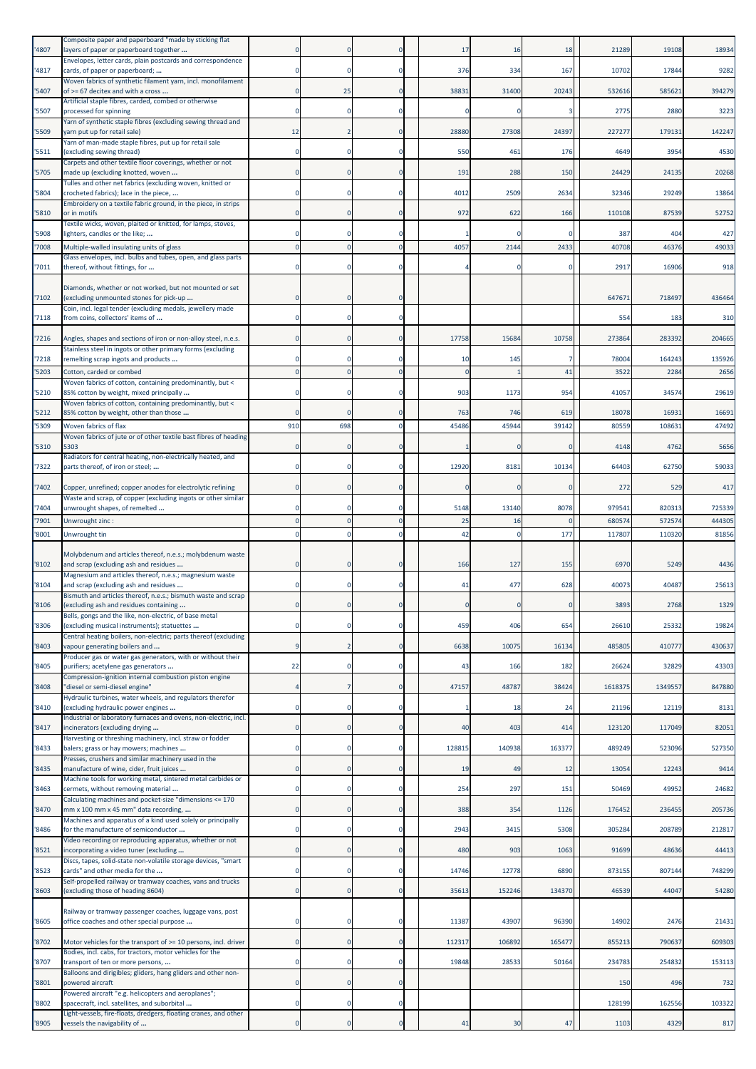| '4807 | Composite paper and paperboard "made by sticking flat layers of paper or paperboard together ... | 0 | 0 | 0 | 17 | 16 | 18 | 21289 | 19108 | 18934 |
|---|---|---|---|---|---|---|---|---|---|---|
| '4817 | Envelopes, letter cards, plain postcards and correspondence cards, of paper or paperboard; ... | 0 | 0 | 0 | 376 | 334 | 167 | 10702 | 17844 | 9282 |
| '5407 | Woven fabrics of synthetic filament yarn, incl. monofilament of >= 67 decitex and with a cross ... | 0 | 25 | 0 | 38831 | 31400 | 20243 | 532616 | 585621 | 394279 |
| '5507 | Artificial staple fibres, carded, combed or otherwise processed for spinning | 0 | 0 | 0 | 0 | 0 | 3 | 2775 | 2880 | 3223 |
| '5509 | Yarn of synthetic staple fibres (excluding sewing thread and yarn put up for retail sale) | 12 | 2 | 0 | 28880 | 27308 | 24397 | 227277 | 179131 | 142247 |
| '5511 | Yarn of man-made staple fibres, put up for retail sale (excluding sewing thread) | 0 | 0 | 0 | 550 | 461 | 176 | 4649 | 3954 | 4530 |
| '5705 | Carpets and other textile floor coverings, whether or not made up (excluding knotted, woven ... | 0 | 0 | 0 | 191 | 288 | 150 | 24429 | 24135 | 20268 |
| '5804 | Tulles and other net fabrics (excluding woven, knitted or crocheted fabrics); lace in the piece, ... | 0 | 0 | 0 | 4012 | 2509 | 2634 | 32346 | 29249 | 13864 |
| '5810 | Embroidery on a textile fabric ground, in the piece, in strips or in motifs | 0 | 0 | 0 | 972 | 622 | 166 | 110108 | 87539 | 52752 |
| '5908 | Textile wicks, woven, plaited or knitted, for lamps, stoves, lighters, candles or the like; ... | 0 | 0 | 0 | 1 | 0 | 0 | 387 | 404 | 427 |
| '7008 | Multiple-walled insulating units of glass | 0 | 0 | 0 | 4057 | 2144 | 2433 | 40708 | 46376 | 49033 |
| '7011 | Glass envelopes, incl. bulbs and tubes, open, and glass parts thereof, without fittings, for ... | 0 | 0 | 0 | 4 | 0 | 0 | 2917 | 16906 | 918 |
| '7102 | Diamonds, whether or not worked, but not mounted or set (excluding unmounted stones for pick-up ... | 0 | 0 | 0 | | | | 647671 | 718497 | 436464 |
| '7118 | Coin, incl. legal tender (excluding medals, jewellery made from coins, collectors' items of ... | 0 | 0 | 0 | | | | 554 | 183 | 310 |
| '7216 | Angles, shapes and sections of iron or non-alloy steel, n.e.s. | 0 | 0 | 0 | 17758 | 15684 | 10758 | 273864 | 283392 | 204665 |
| '7218 | Stainless steel in ingots or other primary forms (excluding remelting scrap ingots and products ... | 0 | 0 | 0 | 10 | 145 | 7 | 78004 | 164243 | 135926 |
| '5203 | Cotton, carded or combed | 0 | 0 | 0 | 0 | 1 | 41 | 3522 | 2284 | 2656 |
| '5210 | Woven fabrics of cotton, containing predominantly, but < 85% cotton by weight, mixed principally ... | 0 | 0 | 0 | 903 | 1173 | 954 | 41057 | 34574 | 29619 |
| '5212 | Woven fabrics of cotton, containing predominantly, but < 85% cotton by weight, other than those ... | 0 | 0 | 0 | 763 | 746 | 619 | 18078 | 16931 | 16691 |
| '5309 | Woven fabrics of flax | 910 | 698 | 0 | 45486 | 45944 | 39142 | 80559 | 108631 | 47492 |
| '5310 | Woven fabrics of jute or of other textile bast fibres of heading 5303 | 0 | 0 | 0 | 1 | 0 | 0 | 4148 | 4762 | 5656 |
| '7322 | Radiators for central heating, non-electrically heated, and parts thereof, of iron or steel; ... | 0 | 0 | 0 | 12920 | 8181 | 10134 | 64403 | 62750 | 59033 |
| '7402 | Copper, unrefined; copper anodes for electrolytic refining | 0 | 0 | 0 | 0 | 0 | 0 | 272 | 529 | 417 |
| '7404 | Waste and scrap, of copper (excluding ingots or other similar unwrought shapes, of remelted ... | 0 | 0 | 0 | 5148 | 13140 | 8078 | 979541 | 820313 | 725339 |
| '7901 | Unwrought zinc : | 0 | 0 | 0 | 25 | 16 | 0 | 680574 | 572574 | 444305 |
| '8001 | Unwrought tin | 0 | 0 | 0 | 42 | 0 | 177 | 117807 | 110320 | 81856 |
| '8102 | Molybdenum and articles thereof, n.e.s.; molybdenum waste and scrap (excluding ash and residues ... | 0 | 0 | 0 | 166 | 127 | 155 | 6970 | 5249 | 4436 |
| '8104 | Magnesium and articles thereof, n.e.s.; magnesium waste and scrap (excluding ash and residues ... | 0 | 0 | 0 | 41 | 477 | 628 | 40073 | 40487 | 25613 |
| '8106 | Bismuth and articles thereof, n.e.s.; bismuth waste and scrap (excluding ash and residues containing ... | 0 | 0 | 0 | 0 | 0 | 0 | 3893 | 2768 | 1329 |
| '8306 | Bells, gongs and the like, non-electric, of base metal (excluding musical instruments); statuettes ... | 0 | 0 | 0 | 459 | 406 | 654 | 26610 | 25332 | 19824 |
| '8403 | Central heating boilers, non-electric; parts thereof (excluding vapour generating boilers and ... | 9 | 2 | 0 | 6638 | 10075 | 16134 | 485805 | 410777 | 430637 |
| '8405 | Producer gas or water gas generators, with or without their purifiers; acetylene gas generators ... | 22 | 0 | 0 | 43 | 166 | 182 | 26624 | 32829 | 43303 |
| '8408 | Compression-ignition internal combustion piston engine "diesel or semi-diesel engine" | 4 | 7 | 0 | 47157 | 48787 | 38424 | 1618375 | 1349557 | 847880 |
| '8410 | Hydraulic turbines, water wheels, and regulators therefor (excluding hydraulic power engines ... | 0 | 0 | 0 | 1 | 18 | 24 | 21196 | 12119 | 8131 |
| '8417 | Industrial or laboratory furnaces and ovens, non-electric, incl. incinerators (excluding drying ... | 0 | 0 | 0 | 40 | 403 | 414 | 123120 | 117049 | 82051 |
| '8433 | Harvesting or threshing machinery, incl. straw or fodder balers; grass or hay mowers; machines ... | 0 | 0 | 0 | 128815 | 140938 | 163377 | 489249 | 523096 | 527350 |
| '8435 | Presses, crushers and similar machinery used in the manufacture of wine, cider, fruit juices ... | 0 | 0 | 0 | 19 | 49 | 12 | 13054 | 12243 | 9414 |
| '8463 | Machine tools for working metal, sintered metal carbides or cermets, without removing material ... | 0 | 0 | 0 | 254 | 297 | 151 | 50469 | 49952 | 24682 |
| '8470 | Calculating machines and pocket-size "dimensions <= 170 mm x 100 mm x 45 mm" data recording, ... | 0 | 0 | 0 | 388 | 354 | 1126 | 176452 | 236455 | 205736 |
| '8486 | Machines and apparatus of a kind used solely or principally for the manufacture of semiconductor ... | 0 | 0 | 0 | 2943 | 3415 | 5308 | 305284 | 208789 | 212817 |
| '8521 | Video recording or reproducing apparatus, whether or not incorporating a video tuner (excluding ... | 0 | 0 | 0 | 480 | 903 | 1063 | 91699 | 48636 | 44413 |
| '8523 | Discs, tapes, solid-state non-volatile storage devices, "smart cards" and other media for the ... | 0 | 0 | 0 | 14746 | 12778 | 6890 | 873155 | 807144 | 748299 |
| '8603 | Self-propelled railway or tramway coaches, vans and trucks (excluding those of heading 8604) | 0 | 0 | 0 | 35613 | 152246 | 134370 | 46539 | 44047 | 54280 |
| '8605 | Railway or tramway passenger coaches, luggage vans, post office coaches and other special purpose ... | 0 | 0 | 0 | 11387 | 43907 | 96390 | 14902 | 2476 | 21431 |
| '8702 | Motor vehicles for the transport of >= 10 persons, incl. driver | 0 | 0 | 0 | 112317 | 106892 | 165477 | 855213 | 790637 | 609303 |
| '8707 | Bodies, incl. cabs, for tractors, motor vehicles for the transport of ten or more persons, ... | 0 | 0 | 0 | 19848 | 28533 | 50164 | 234783 | 254832 | 153113 |
| '8801 | Balloons and dirigibles; gliders, hang gliders and other non-powered aircraft | 0 | 0 | 0 | | | | 150 | 496 | 732 |
| '8802 | Powered aircraft "e.g. helicopters and aeroplanes"; spacecraft, incl. satellites, and suborbital ... | 0 | 0 | 0 | | | | 128199 | 162556 | 103322 |
| '8905 | Light-vessels, fire-floats, dredgers, floating cranes, and other vessels the navigability of ... | 0 | 0 | 0 | 41 | 30 | 47 | 1103 | 4329 | 817 |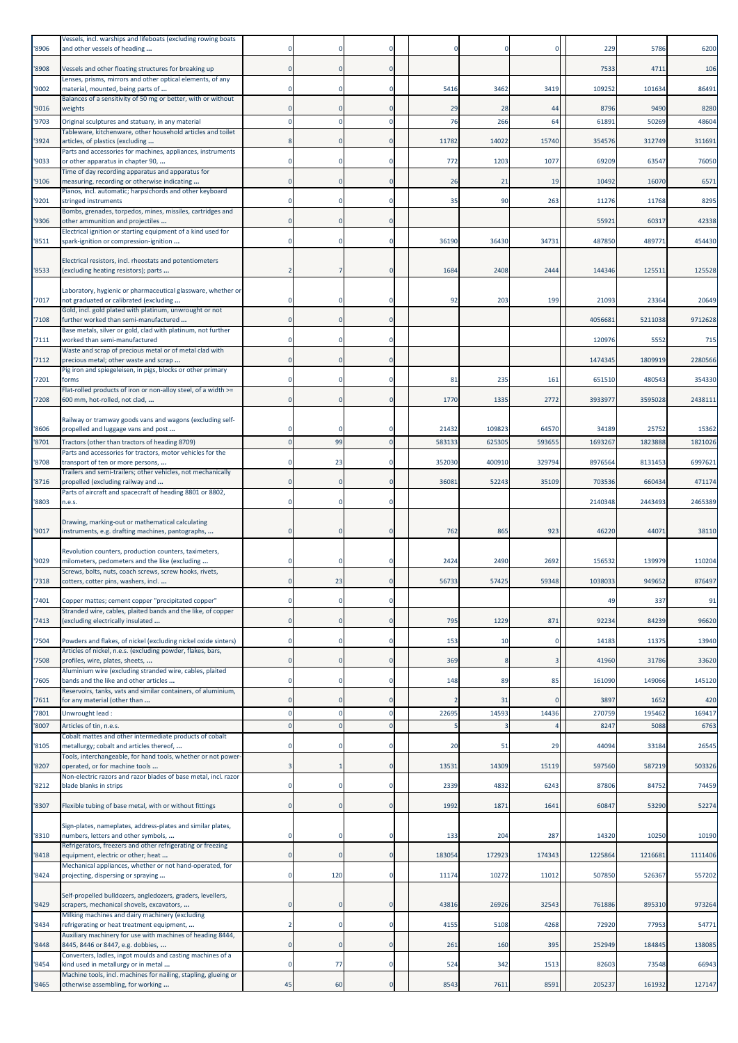| | | | | | | | | | | |
|---|---|---|---|---|---|---|---|---|---|---|
| '8906 | Vessels, incl. warships and lifeboats (excluding rowing boats and other vessels of heading ... | 0 | 0 | 0 | 0 | 0 | 0 | 229 | 5786 | 6200 |
| '8908 | Vessels and other floating structures for breaking up | 0 | 0 | 0 | | | | 7533 | 4711 | 106 |
| '9002 | Lenses, prisms, mirrors and other optical elements, of any material, mounted, being parts of ... | 0 | 0 | 0 | 5416 | 3462 | 3419 | 109252 | 101634 | 86491 |
| '9016 | Balances of a sensitivity of 50 mg or better, with or without weights | 0 | 0 | 0 | 29 | 28 | 44 | 8796 | 9490 | 8280 |
| '9703 | Original sculptures and statuary, in any material | 0 | 0 | 0 | 76 | 266 | 64 | 61891 | 50269 | 48604 |
| '3924 | Tableware, kitchenware, other household articles and toilet articles, of plastics (excluding ... | 8 | 0 | 0 | 11782 | 14022 | 15740 | 354576 | 312749 | 311691 |
| '9033 | Parts and accessories for machines, appliances, instruments or other apparatus in chapter 90, ... | 0 | 0 | 0 | 772 | 1203 | 1077 | 69209 | 63547 | 76050 |
| '9106 | Time of day recording apparatus and apparatus for measuring, recording or otherwise indicating ... | 0 | 0 | 0 | 26 | 21 | 19 | 10492 | 16070 | 6571 |
| '9201 | Pianos, incl. automatic; harpsichords and other keyboard stringed instruments | 0 | 0 | 0 | 35 | 90 | 263 | 11276 | 11768 | 8295 |
| '9306 | Bombs, grenades, torpedos, mines, missiles, cartridges and other ammunition and projectiles ... | 0 | 0 | 0 | | | | 55921 | 60317 | 42338 |
| '8511 | Electrical ignition or starting equipment of a kind used for spark-ignition or compression-ignition ... | 0 | 0 | 0 | 36190 | 36430 | 34731 | 487850 | 489771 | 454430 |
| '8533 | Electrical resistors, incl. rheostats and potentiometers (excluding heating resistors); parts ... | 2 | 7 | 0 | 1684 | 2408 | 2444 | 144346 | 125511 | 125528 |
| '7017 | Laboratory, hygienic or pharmaceutical glassware, whether or not graduated or calibrated (excluding ... | 0 | 0 | 0 | 92 | 203 | 199 | 21093 | 23364 | 20649 |
| '7108 | Gold, incl. gold plated with platinum, unwrought or not further worked than semi-manufactured ... | 0 | 0 | 0 | | | | 4056681 | 5211038 | 9712628 |
| '7111 | Base metals, silver or gold, clad with platinum, not further worked than semi-manufactured | 0 | 0 | 0 | | | | 120976 | 5552 | 715 |
| '7112 | Waste and scrap of precious metal or of metal clad with precious metal; other waste and scrap ... | 0 | 0 | 0 | | | | 1474345 | 1809919 | 2280566 |
| '7201 | Pig iron and spiegeleisen, in pigs, blocks or other primary forms | 0 | 0 | 0 | 81 | 235 | 161 | 651510 | 480543 | 354330 |
| '7208 | Flat-rolled products of iron or non-alloy steel, of a width >= 600 mm, hot-rolled, not clad, ... | 0 | 0 | 0 | 1770 | 1335 | 2772 | 3933977 | 3595028 | 2438111 |
| '8606 | Railway or tramway goods vans and wagons (excluding self-propelled and luggage vans and post ... | 0 | 0 | 0 | 21432 | 109823 | 64570 | 34189 | 25752 | 15362 |
| '8701 | Tractors (other than tractors of heading 8709) | 0 | 99 | 0 | 583133 | 625305 | 593655 | 1693267 | 1823888 | 1821026 |
| '8708 | Parts and accessories for tractors, motor vehicles for the transport of ten or more persons, ... | 0 | 23 | 0 | 352030 | 400910 | 329794 | 8976564 | 8131453 | 6997621 |
| '8716 | Trailers and semi-trailers; other vehicles, not mechanically propelled (excluding railway and ... | 0 | 0 | 0 | 36081 | 52243 | 35109 | 703536 | 660434 | 471174 |
| '8803 | Parts of aircraft and spacecraft of heading 8801 or 8802, n.e.s. | 0 | 0 | 0 | | | | 2140348 | 2443493 | 2465389 |
| '9017 | Drawing, marking-out or mathematical calculating instruments, e.g. drafting machines, pantographs, ... | 0 | 0 | 0 | 762 | 865 | 923 | 46220 | 44071 | 38110 |
| '9029 | Revolution counters, production counters, taximeters, milometers, pedometers and the like (excluding ... | 0 | 0 | 0 | 2424 | 2490 | 2692 | 156532 | 139979 | 110204 |
| '7318 | Screws, bolts, nuts, coach screws, screw hooks, rivets, cotters, cotter pins, washers, incl. ... | 0 | 23 | 0 | 56733 | 57425 | 59348 | 1038033 | 949652 | 876497 |
| '7401 | Copper mattes; cement copper "precipitated copper" | 0 | 0 | 0 | | | | 49 | 337 | 91 |
| '7413 | Stranded wire, cables, plaited bands and the like, of copper (excluding electrically insulated ... | 0 | 0 | 0 | 795 | 1229 | 871 | 92234 | 84239 | 96620 |
| '7504 | Powders and flakes, of nickel (excluding nickel oxide sinters) | 0 | 0 | 0 | 153 | 10 | 0 | 14183 | 11375 | 13940 |
| '7508 | Articles of nickel, n.e.s. (excluding powder, flakes, bars, profiles, wire, plates, sheets, ... | 0 | 0 | 0 | 369 | 8 | 3 | 41960 | 31786 | 33620 |
| '7605 | Aluminium wire (excluding stranded wire, cables, plaited bands and the like and other articles ... | 0 | 0 | 0 | 148 | 89 | 85 | 161090 | 149066 | 145120 |
| '7611 | Reservoirs, tanks, vats and similar containers, of aluminium, for any material (other than ... | 0 | 0 | 0 | 2 | 31 | 0 | 3897 | 1652 | 420 |
| '7801 | Unwrought lead : | 0 | 0 | 0 | 22695 | 14593 | 14436 | 270759 | 195462 | 169417 |
| '8007 | Articles of tin, n.e.s. | 0 | 0 | 0 | 5 | 3 | 4 | 8247 | 5088 | 6763 |
| '8105 | Cobalt mattes and other intermediate products of cobalt metallurgy; cobalt and articles thereof, ... | 0 | 0 | 0 | 20 | 51 | 29 | 44094 | 33184 | 26545 |
| '8207 | Tools, interchangeable, for hand tools, whether or not power-operated, or for machine tools ... | 3 | 1 | 0 | 13531 | 14309 | 15119 | 597560 | 587219 | 503326 |
| '8212 | Non-electric razors and razor blades of base metal, incl. razor blade blanks in strips | 0 | 0 | 0 | 2339 | 4832 | 6243 | 87806 | 84752 | 74459 |
| '8307 | Flexible tubing of base metal, with or without fittings | 0 | 0 | 0 | 1992 | 1871 | 1641 | 60847 | 53290 | 52274 |
| '8310 | Sign-plates, nameplates, address-plates and similar plates, numbers, letters and other symbols, ... | 0 | 0 | 0 | 133 | 204 | 287 | 14320 | 10250 | 10190 |
| '8418 | Refrigerators, freezers and other refrigerating or freezing equipment, electric or other; heat ... | 0 | 0 | 0 | 183054 | 172923 | 174343 | 1225864 | 1216681 | 1111406 |
| '8424 | Mechanical appliances, whether or not hand-operated, for projecting, dispersing or spraying ... | 0 | 120 | 0 | 11174 | 10272 | 11012 | 507850 | 526367 | 557202 |
| '8429 | Self-propelled bulldozers, angledozers, graders, levellers, scrapers, mechanical shovels, excavators, ... | 0 | 0 | 0 | 43816 | 26926 | 32543 | 761886 | 895310 | 973264 |
| '8434 | Milking machines and dairy machinery (excluding refrigerating or heat treatment equipment, ... | 2 | 0 | 0 | 4155 | 5108 | 4268 | 72920 | 77953 | 54771 |
| '8448 | Auxiliary machinery for use with machines of heading 8444, 8445, 8446 or 8447, e.g. dobbies, ... | 0 | 0 | 0 | 261 | 160 | 395 | 252949 | 184845 | 138085 |
| '8454 | Converters, ladles, ingot moulds and casting machines of a kind used in metallurgy or in metal ... | 0 | 77 | 0 | 524 | 342 | 1513 | 82603 | 73548 | 66943 |
| '8465 | Machine tools, incl. machines for nailing, stapling, glueing or otherwise assembling, for working ... | 45 | 60 | 0 | 8543 | 7611 | 8591 | 205237 | 161932 | 127147 |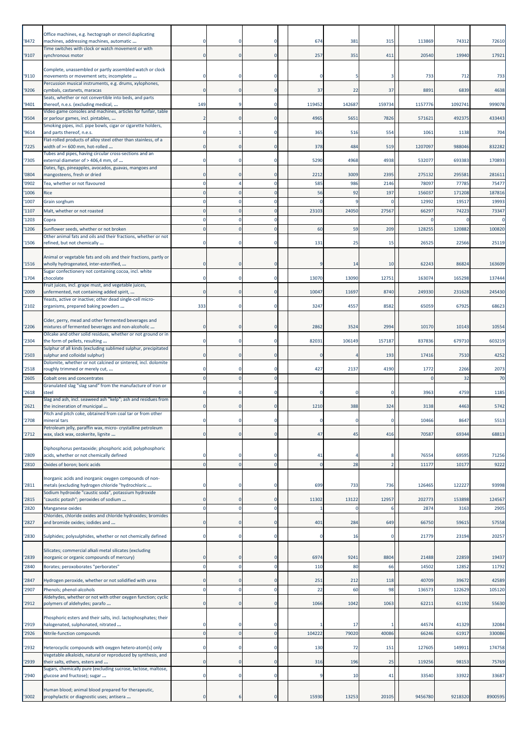| '8472 | Office machines, e.g. hectograph or stencil duplicating machines, addressing machines, automatic ... | 0 | 0 | 0 | | 674 | 381 | 315 | 113869 | 74312 | 72610 |
|---|---|---|---|---|---|---|---|---|---|---|---|
| '9107 | Time switches with clock or watch movement or with synchronous motor | 0 | 0 | 0 | | 257 | 351 | 411 | 20540 | 19940 | 17921 |
| '9110 | Complete, unassembled or partly assembled watch or clock movements or movement sets; incomplete ... | 0 | 0 | 0 | | 0 | 5 | 3 | 733 | 712 | 733 |
| '9206 | Percussion musical instruments, e.g. drums, xylophones, cymbals, castanets, maracas | 0 | 0 | 0 | | 37 | 22 | 37 | 8891 | 6839 | 4638 |
| '9401 | Seats, whether or not convertible into beds, and parts thereof, n.e.s. (excluding medical, ... | 149 | 9 | 0 | | 119452 | 142687 | 159734 | 1157776 | 1092741 | 999078 |
| '9504 | Video game consoles and machines, articles for funfair, table or parlour games, incl. pintables, ... | 2 | 0 | 0 | | 4965 | 5651 | 7826 | 571621 | 492375 | 433443 |
| '9614 | Smoking pipes, incl. pipe bowls, cigar or cigarette holders, and parts thereof, n.e.s. | 0 | 1 | 0 | | 365 | 516 | 554 | 1061 | 1138 | 704 |
| '7225 | Flat-rolled products of alloy steel other than stainless, of a width of >= 600 mm, hot-rolled ... | 0 | 0 | 0 | | 378 | 484 | 519 | 1207097 | 988046 | 832282 |
| '7305 | Tubes and pipes, having circular cross-sections and an external diameter of > 406,4 mm, of ... | 0 | 0 | 0 | | 5290 | 4968 | 4938 | 532077 | 693383 | 170893 |
| '0804 | Dates, figs, pineapples, avocados, guavas, mangoes and mangosteens, fresh or dried | 0 | 0 | 0 | | 2212 | 3009 | 2395 | 275132 | 295581 | 281611 |
| '0902 | Tea, whether or not flavoured | 0 | 4 | 0 | | 585 | 986 | 2146 | 78097 | 77785 | 75477 |
| '1006 | Rice | 0 | 0 | 0 | | 56 | 92 | 197 | 156037 | 171208 | 187816 |
| '1007 | Grain sorghum | 0 | 0 | 0 | | 0 | 9 | 0 | 12992 | 19517 | 19993 |
| '1107 | Malt, whether or not roasted | 0 | 0 | 0 | | 23103 | 24050 | 27567 | 66297 | 74223 | 73347 |
| '1203 | Copra | 0 | 0 | 0 | | | | | 0 | 0 | 0 |
| '1206 | Sunflower seeds, whether or not broken | 0 | 0 | 0 | | 60 | 59 | 209 | 128255 | 120882 | 100820 |
| '1506 | Other animal fats and oils and their fractions, whether or not refined, but not chemically ... | 0 | 0 | 0 | | 131 | 25 | 15 | 26525 | 22566 | 25119 |
| '1516 | Animal or vegetable fats and oils and their fractions, partly or wholly hydrogenated, inter-esterified, ... | 0 | 0 | 0 | | 9 | 14 | 10 | 62243 | 86824 | 163609 |
| '1704 | Sugar confectionery not containing cocoa, incl. white chocolate | 0 | 0 | 0 | | 13070 | 13090 | 12751 | 163074 | 165298 | 137444 |
| '2009 | Fruit juices, incl. grape must, and vegetable juices, unfermented, not containing added spirit, ... | 0 | 0 | 0 | | 10047 | 11697 | 8740 | 249330 | 231628 | 245430 |
| '2102 | Yeasts, active or inactive; other dead single-cell micro-organisms, prepared baking powders ... | 333 | 0 | 0 | | 3247 | 4557 | 8582 | 65059 | 67925 | 68623 |
| '2206 | Cider, perry, mead and other fermented beverages and mixtures of fermented beverages and non-alcoholic ... | 0 | 0 | 0 | | 2862 | 3524 | 2994 | 10170 | 10143 | 10554 |
| '2304 | Oilcake and other solid residues, whether or not ground or in the form of pellets, resulting ... | 0 | 0 | 0 | | 82031 | 106149 | 157187 | 837836 | 679710 | 603219 |
| '2503 | Sulphur of all kinds (excluding sublimed sulphur, precipitated sulphur and colloidal sulphur) | 0 | 0 | 0 | | 0 | 4 | 193 | 17416 | 7510 | 4252 |
| '2518 | Dolomite, whether or not calcined or sintered, incl. dolomite roughly trimmed or merely cut, ... | 0 | 0 | 0 | | 427 | 2137 | 4190 | 1772 | 2266 | 2073 |
| '2605 | Cobalt ores and concentrates | 0 | 0 | 0 | | | | | 0 | 32 | 70 |
| '2618 | Granulated slag "slag sand" from the manufacture of iron or steel | 0 | 0 | 0 | | 0 | 0 | 0 | 3963 | 4759 | 1185 |
| '2621 | Slag and ash, incl. seaweed ash "kelp"; ash and residues from the incineration of municipal ... | 0 | 0 | 0 | | 1210 | 388 | 324 | 3138 | 4463 | 5742 |
| '2708 | Pitch and pitch coke, obtained from coal tar or from other mineral tars | 0 | 0 | 0 | | 0 | 0 | 0 | 10466 | 8647 | 5513 |
| '2712 | Petroleum jelly, paraffin wax, micro- crystalline petroleum wax, slack wax, ozokerite, lignite ... | 0 | 0 | 0 | | 47 | 45 | 416 | 70587 | 69344 | 68813 |
| '2809 | Diphosphorus pentaoxide; phosphoric acid; polyphosphoric acids, whether or not chemically defined | 0 | 0 | 0 | | 41 | 4 | 8 | 76554 | 69595 | 71256 |
| '2810 | Oxides of boron; boric acids | 0 | 0 | 0 | | 0 | 28 | 2 | 11177 | 10177 | 9222 |
| '2811 | Inorganic acids and inorganic oxygen compounds of non-metals (excluding hydrogen chloride "hydrochloric ... | 0 | 0 | 0 | | 699 | 733 | 736 | 126465 | 122227 | 93998 |
| '2815 | Sodium hydroxide "caustic soda", potassium hydroxide "caustic potash"; peroxides of sodium ... | 0 | 0 | 0 | | 11302 | 13122 | 12957 | 202773 | 153898 | 124567 |
| '2820 | Manganese oxides | 0 | 0 | 0 | | 1 | 0 | 6 | 2874 | 3163 | 2905 |
| '2827 | Chlorides, chloride oxides and chloride hydroxides; bromides and bromide oxides; iodides and ... | 0 | 0 | 0 | | 401 | 284 | 649 | 66750 | 59615 | 57558 |
| '2830 | Sulphides; polysulphides, whether or not chemically defined | 0 | 0 | 0 | | 0 | 16 | 0 | 21779 | 23194 | 20257 |
| '2839 | Silicates; commercial alkali metal silicates (excluding inorganic or organic compounds of mercury) | 0 | 0 | 0 | | 6974 | 9241 | 8804 | 21488 | 22859 | 19437 |
| '2840 | Borates; peroxoborates "perborates" | 0 | 0 | 0 | | 110 | 80 | 66 | 14502 | 12852 | 11792 |
| '2847 | Hydrogen peroxide, whether or not solidified with urea | 0 | 0 | 0 | | 251 | 212 | 118 | 40709 | 39672 | 42589 |
| '2907 | Phenols; phenol-alcohols | 0 | 0 | 0 | | 22 | 60 | 98 | 136573 | 122629 | 105120 |
| '2912 | Aldehydes, whether or not with other oxygen function; cyclic polymers of aldehydes; parafo ... | 0 | 0 | 0 | | 1066 | 1042 | 1063 | 62211 | 61192 | 55630 |
| '2919 | Phosphoric esters and their salts, incl. lactophosphates; their halogenated, sulphonated, nitrated ... | 0 | 0 | 0 | | 1 | 17 | 1 | 44574 | 41329 | 32084 |
| '2926 | Nitrile-function compounds | 0 | 0 | 0 | | 104222 | 79020 | 40086 | 66246 | 61917 | 330086 |
| '2932 | Heterocyclic compounds with oxygen hetero-atom[s] only | 0 | 0 | 0 | | 130 | 72 | 151 | 127605 | 149911 | 174758 |
| '2939 | Vegetable alkaloids, natural or reproduced by synthesis, and their salts, ethers, esters and ... | 0 | 0 | 0 | | 316 | 196 | 25 | 119256 | 98153 | 75769 |
| '2940 | Sugars, chemically pure (excluding sucrose, lactose, maltose, glucose and fructose); sugar ... | 0 | 0 | 0 | | 9 | 10 | 41 | 33540 | 33922 | 33687 |
| '3002 | Human blood; animal blood prepared for therapeutic, prophylactic or diagnostic uses; antisera ... | 0 | 6 | 0 | | 15930 | 13253 | 20105 | 9456780 | 9218320 | 8900595 |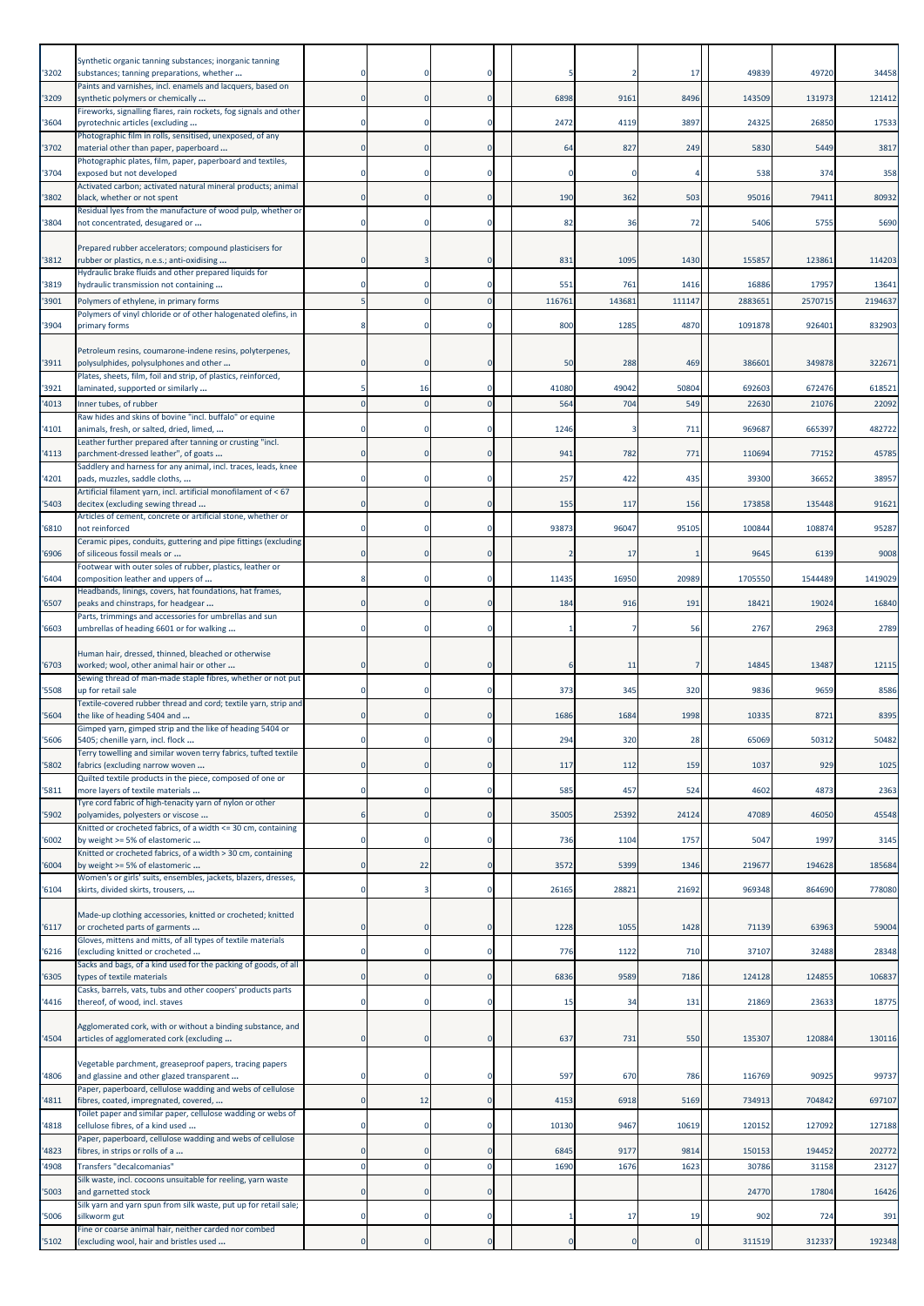| | | | | | | | | | | |
|---|---|---|---|---|---|---|---|---|---|---|
| '3202 | Synthetic organic tanning substances; inorganic tanning substances; tanning preparations, whether ... | 0 | 0 | 0 | 5 | 2 | 17 | 49839 | 49720 | 34458 |
| '3209 | Paints and varnishes, incl. enamels and lacquers, based on synthetic polymers or chemically ... | 0 | 0 | 0 | 6898 | 9161 | 8496 | 143509 | 131973 | 121412 |
| '3604 | Fireworks, signalling flares, rain rockets, fog signals and other pyrotechnic articles (excluding ... | 0 | 0 | 0 | 2472 | 4119 | 3897 | 24325 | 26850 | 17533 |
| '3702 | Photographic film in rolls, sensitised, unexposed, of any material other than paper, paperboard ... | 0 | 0 | 0 | 64 | 827 | 249 | 5830 | 5449 | 3817 |
| '3704 | Photographic plates, film, paper, paperboard and textiles, exposed but not developed | 0 | 0 | 0 | 0 | 0 | 4 | 538 | 374 | 358 |
| '3802 | Activated carbon; activated natural mineral products; animal black, whether or not spent | 0 | 0 | 0 | 190 | 362 | 503 | 95016 | 79411 | 80932 |
| '3804 | Residual lyes from the manufacture of wood pulp, whether or not concentrated, desugared or ... | 0 | 0 | 0 | 82 | 36 | 72 | 5406 | 5755 | 5690 |
| '3812 | Prepared rubber accelerators; compound plasticisers for rubber or plastics, n.e.s.; anti-oxidising ... | 0 | 3 | 0 | 831 | 1095 | 1430 | 155857 | 123861 | 114203 |
| '3819 | Hydraulic brake fluids and other prepared liquids for hydraulic transmission not containing ... | 0 | 0 | 0 | 551 | 761 | 1416 | 16886 | 17957 | 13641 |
| '3901 | Polymers of ethylene, in primary forms | 5 | 0 | 0 | 116761 | 143681 | 111147 | 2883651 | 2570715 | 2194637 |
| '3904 | Polymers of vinyl chloride or of other halogenated olefins, in primary forms | 8 | 0 | 0 | 800 | 1285 | 4870 | 1091878 | 926401 | 832903 |
| '3911 | Petroleum resins, coumarone-indene resins, polyterpenes, polysulphides, polysulphones and other ... | 0 | 0 | 0 | 50 | 288 | 469 | 386601 | 349878 | 322671 |
| '3921 | Plates, sheets, film, foil and strip, of plastics, reinforced, laminated, supported or similarly ... | 5 | 16 | 0 | 41080 | 49042 | 50804 | 692603 | 672476 | 618521 |
| '4013 | Inner tubes, of rubber | 0 | 0 | 0 | 564 | 704 | 549 | 22630 | 21076 | 22092 |
| '4101 | Raw hides and skins of bovine "incl. buffalo" or equine animals, fresh, or salted, dried, limed, ... | 0 | 0 | 0 | 1246 | 3 | 711 | 969687 | 665397 | 482722 |
| '4113 | Leather further prepared after tanning or crusting "incl. parchment-dressed leather", of goats ... | 0 | 0 | 0 | 941 | 782 | 771 | 110694 | 77152 | 45785 |
| '4201 | Saddlery and harness for any animal, incl. traces, leads, knee pads, muzzles, saddle cloths, ... | 0 | 0 | 0 | 257 | 422 | 435 | 39300 | 36652 | 38957 |
| '5403 | Artificial filament yarn, incl. artificial monofilament of < 67 decitex (excluding sewing thread ... | 0 | 0 | 0 | 155 | 117 | 156 | 173858 | 135448 | 91621 |
| '6810 | Articles of cement, concrete or artificial stone, whether or not reinforced | 0 | 0 | 0 | 93873 | 96047 | 95105 | 100844 | 108874 | 95287 |
| '6906 | Ceramic pipes, conduits, guttering and pipe fittings (excluding of siliceous fossil meals or ... | 0 | 0 | 0 | 2 | 17 | 1 | 9645 | 6139 | 9008 |
| '6404 | Footwear with outer soles of rubber, plastics, leather or composition leather and uppers of ... | 8 | 0 | 0 | 11435 | 16950 | 20989 | 1705550 | 1544489 | 1419029 |
| '6507 | Headbands, linings, covers, hat foundations, hat frames, peaks and chinstraps, for headgear ... | 0 | 0 | 0 | 184 | 916 | 191 | 18421 | 19024 | 16840 |
| '6603 | Parts, trimmings and accessories for umbrellas and sun umbrellas of heading 6601 or for walking ... | 0 | 0 | 0 | 1 | 7 | 56 | 2767 | 2963 | 2789 |
| '6703 | Human hair, dressed, thinned, bleached or otherwise worked; wool, other animal hair or other ... | 0 | 0 | 0 | 6 | 11 | 7 | 14845 | 13487 | 12115 |
| '5508 | Sewing thread of man-made staple fibres, whether or not put up for retail sale | 0 | 0 | 0 | 373 | 345 | 320 | 9836 | 9659 | 8586 |
| '5604 | Textile-covered rubber thread and cord; textile yarn, strip and the like of heading 5404 and ... | 0 | 0 | 0 | 1686 | 1684 | 1998 | 10335 | 8721 | 8395 |
| '5606 | Gimped yarn, gimped strip and the like of heading 5404 or 5405; chenille yarn, incl. flock ... | 0 | 0 | 0 | 294 | 320 | 28 | 65069 | 50312 | 50482 |
| '5802 | Terry towelling and similar woven terry fabrics, tufted textile fabrics (excluding narrow woven ... | 0 | 0 | 0 | 117 | 112 | 159 | 1037 | 929 | 1025 |
| '5811 | Quilted textile products in the piece, composed of one or more layers of textile materials ... | 0 | 0 | 0 | 585 | 457 | 524 | 4602 | 4873 | 2363 |
| '5902 | Tyre cord fabric of high-tenacity yarn of nylon or other polyamides, polyesters or viscose ... | 6 | 0 | 0 | 35005 | 25392 | 24124 | 47089 | 46050 | 45548 |
| '6002 | Knitted or crocheted fabrics, of a width <= 30 cm, containing by weight >= 5% of elastomeric ... | 0 | 0 | 0 | 736 | 1104 | 1757 | 5047 | 1997 | 3145 |
| '6004 | Knitted or crocheted fabrics, of a width > 30 cm, containing by weight >= 5% of elastomeric ... | 0 | 22 | 0 | 3572 | 5399 | 1346 | 219677 | 194628 | 185684 |
| '6104 | Women's or girls' suits, ensembles, jackets, blazers, dresses, skirts, divided skirts, trousers, ... | 0 | 3 | 0 | 26165 | 28821 | 21692 | 969348 | 864690 | 778080 |
| '6117 | Made-up clothing accessories, knitted or crocheted; knitted or crocheted parts of garments ... | 0 | 0 | 0 | 1228 | 1055 | 1428 | 71139 | 63963 | 59004 |
| '6216 | Gloves, mittens and mitts, of all types of textile materials (excluding knitted or crocheted ... | 0 | 0 | 0 | 776 | 1122 | 710 | 37107 | 32488 | 28348 |
| '6305 | Sacks and bags, of a kind used for the packing of goods, of all types of textile materials | 0 | 0 | 0 | 6836 | 9589 | 7186 | 124128 | 124855 | 106837 |
| '4416 | Casks, barrels, vats, tubs and other coopers' products parts thereof, of wood, incl. staves | 0 | 0 | 0 | 15 | 34 | 131 | 21869 | 23633 | 18775 |
| '4504 | Agglomerated cork, with or without a binding substance, and articles of agglomerated cork (excluding ... | 0 | 0 | 0 | 637 | 731 | 550 | 135307 | 120884 | 130116 |
| '4806 | Vegetable parchment, greaseproof papers, tracing papers and glassine and other glazed transparent ... | 0 | 0 | 0 | 597 | 670 | 786 | 116769 | 90925 | 99737 |
| '4811 | Paper, paperboard, cellulose wadding and webs of cellulose fibres, coated, impregnated, covered, ... | 0 | 12 | 0 | 4153 | 6918 | 5169 | 734913 | 704842 | 697107 |
| '4818 | Toilet paper and similar paper, cellulose wadding or webs of cellulose fibres, of a kind used ... | 0 | 0 | 0 | 10130 | 9467 | 10619 | 120152 | 127092 | 127188 |
| '4823 | Paper, paperboard, cellulose wadding and webs of cellulose fibres, in strips or rolls of a ... | 0 | 0 | 0 | 6845 | 9177 | 9814 | 150153 | 194452 | 202772 |
| '4908 | Transfers "decalcomanias" | 0 | 0 | 0 | 1690 | 1676 | 1623 | 30786 | 31158 | 23127 |
| '5003 | Silk waste, incl. cocoons unsuitable for reeling, yarn waste and garnetted stock | 0 | 0 | 0 | | | | 24770 | 17804 | 16426 |
| '5006 | Silk yarn and yarn spun from silk waste, put up for retail sale; silkworm gut | 0 | 0 | 0 | 1 | 17 | 19 | 902 | 724 | 391 |
| '5102 | Fine or coarse animal hair, neither carded nor combed (excluding wool, hair and bristles used ... | 0 | 0 | 0 | 0 | 0 | 0 | 311519 | 312337 | 192348 |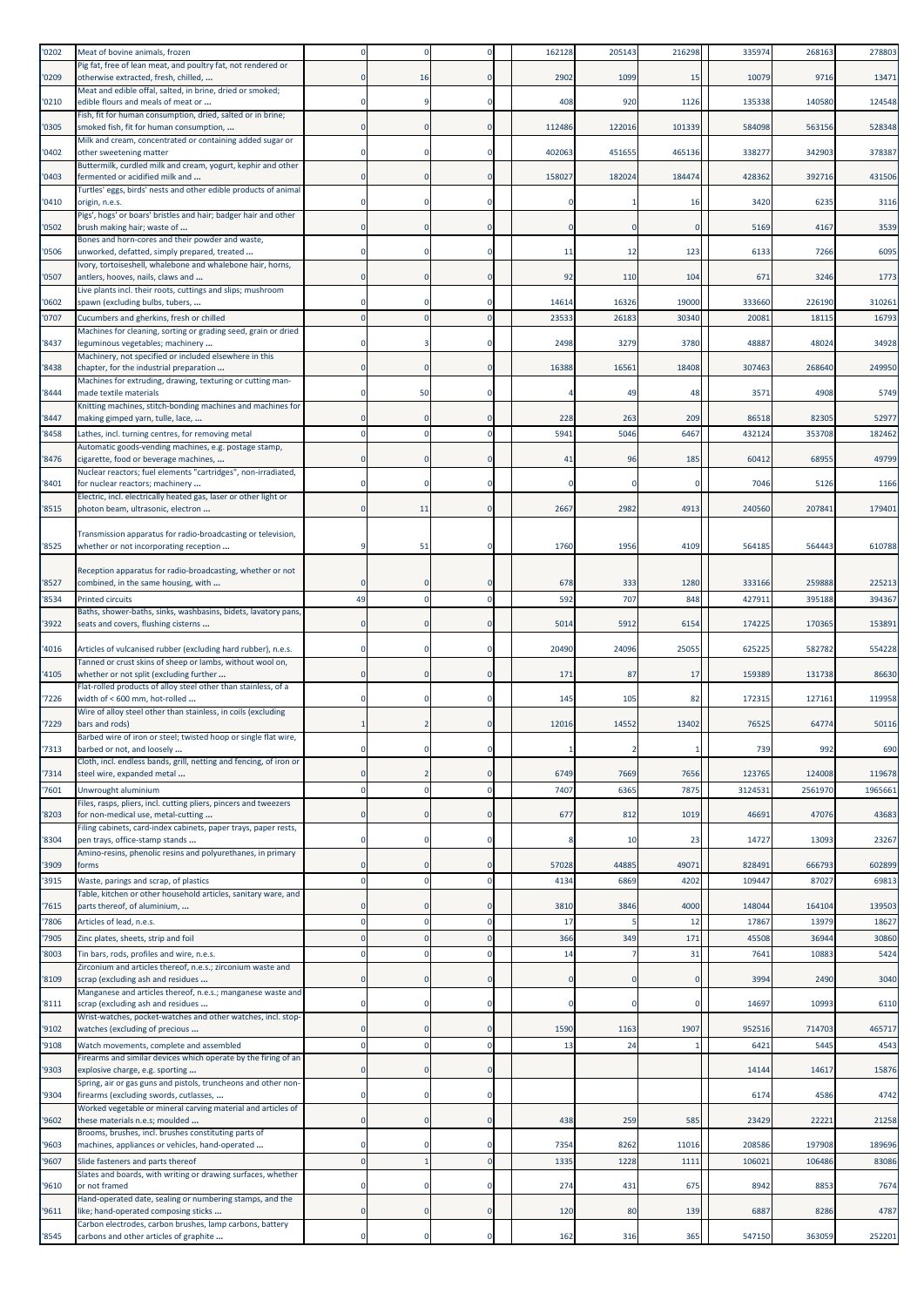| | | | | | | | | | | |
|---|---|---|---|---|---|---|---|---|---|---|
| '0202 | Meat of bovine animals, frozen | 0 | 0 | 0 | 162128 | 205143 | 216298 | 335974 | 268163 | 278803 |
| '0209 | Pig fat, free of lean meat, and poultry fat, not rendered or otherwise extracted, fresh, chilled, ... | 0 | 16 | 0 | 2902 | 1099 | 15 | 10079 | 9716 | 13471 |
| '0210 | Meat and edible offal, salted, in brine, dried or smoked; edible flours and meals of meat or ... | 0 | 9 | 0 | 408 | 920 | 1126 | 135338 | 140580 | 124548 |
| '0305 | Fish, fit for human consumption, dried, salted or in brine; smoked fish, fit for human consumption, ... | 0 | 0 | 0 | 112486 | 122016 | 101339 | 584098 | 563156 | 528348 |
| '0402 | Milk and cream, concentrated or containing added sugar or other sweetening matter | 0 | 0 | 0 | 402063 | 451655 | 465136 | 338277 | 342903 | 378387 |
| '0403 | Buttermilk, curdled milk and cream, yogurt, kephir and other fermented or acidified milk and ... | 0 | 0 | 0 | 158027 | 182024 | 184474 | 428362 | 392716 | 431506 |
| '0410 | Turtles' eggs, birds' nests and other edible products of animal origin, n.e.s. | 0 | 0 | 0 | 0 | 1 | 16 | 3420 | 6235 | 3116 |
| '0502 | Pigs', hogs' or boars' bristles and hair; badger hair and other brush making hair; waste of ... | 0 | 0 | 0 | 0 | 0 | 0 | 5169 | 4167 | 3539 |
| '0506 | Bones and horn-cores and their powder and waste, unworked, defatted, simply prepared, treated ... | 0 | 0 | 0 | 11 | 12 | 123 | 6133 | 7266 | 6095 |
| '0507 | Ivory, tortoiseshell, whalebone and whalebone hair, horns, antlers, hooves, nails, claws and ... | 0 | 0 | 0 | 92 | 110 | 104 | 671 | 3246 | 1773 |
| '0602 | Live plants incl. their roots, cuttings and slips; mushroom spawn (excluding bulbs, tubers, ... | 0 | 0 | 0 | 14614 | 16326 | 19000 | 333660 | 226190 | 310261 |
| '0707 | Cucumbers and gherkins, fresh or chilled | 0 | 0 | 0 | 23533 | 26183 | 30340 | 20081 | 18115 | 16793 |
| '8437 | Machines for cleaning, sorting or grading seed, grain or dried leguminous vegetables; machinery ... | 0 | 3 | 0 | 2498 | 3279 | 3780 | 48887 | 48024 | 34928 |
| '8438 | Machinery, not specified or included elsewhere in this chapter, for the industrial preparation ... | 0 | 0 | 0 | 16388 | 16561 | 18408 | 307463 | 268640 | 249950 |
| '8444 | Machines for extruding, drawing, texturing or cutting man-made textile materials | 0 | 50 | 0 | 4 | 49 | 48 | 3571 | 4908 | 5749 |
| '8447 | Knitting machines, stitch-bonding machines and machines for making gimped yarn, tulle, lace, ... | 0 | 0 | 0 | 228 | 263 | 209 | 86518 | 82305 | 52977 |
| '8458 | Lathes, incl. turning centres, for removing metal | 0 | 0 | 0 | 5941 | 5046 | 6467 | 432124 | 353708 | 182462 |
| '8476 | Automatic goods-vending machines, e.g. postage stamp, cigarette, food or beverage machines, ... | 0 | 0 | 0 | 41 | 96 | 185 | 60412 | 68955 | 49799 |
| '8401 | Nuclear reactors; fuel elements "cartridges", non-irradiated, for nuclear reactors; machinery ... | 0 | 0 | 0 | 0 | 0 | 0 | 7046 | 5126 | 1166 |
| '8515 | Electric, incl. electrically heated gas, laser or other light or photon beam, ultrasonic, electron ... | 0 | 11 | 0 | 2667 | 2982 | 4913 | 240560 | 207841 | 179401 |
| '8525 | Transmission apparatus for radio-broadcasting or television, whether or not incorporating reception ... | 9 | 51 | 0 | 1760 | 1956 | 4109 | 564185 | 564443 | 610788 |
| '8527 | Reception apparatus for radio-broadcasting, whether or not combined, in the same housing, with ... | 0 | 0 | 0 | 678 | 333 | 1280 | 333166 | 259888 | 225213 |
| '8534 | Printed circuits | 49 | 0 | 0 | 592 | 707 | 848 | 427911 | 395188 | 394367 |
| '3922 | Baths, shower-baths, sinks, washbasins, bidets, lavatory pans, seats and covers, flushing cisterns ... | 0 | 0 | 0 | 5014 | 5912 | 6154 | 174225 | 170365 | 153891 |
| '4016 | Articles of vulcanised rubber (excluding hard rubber), n.e.s. | 0 | 0 | 0 | 20490 | 24096 | 25055 | 625225 | 582782 | 554228 |
| '4105 | Tanned or crust skins of sheep or lambs, without wool on, whether or not split (excluding further ... | 0 | 0 | 0 | 171 | 87 | 17 | 159389 | 131738 | 86630 |
| '7226 | Flat-rolled products of alloy steel other than stainless, of a width of < 600 mm, hot-rolled ... | 0 | 0 | 0 | 145 | 105 | 82 | 172315 | 127161 | 119958 |
| '7229 | Wire of alloy steel other than stainless, in coils (excluding bars and rods) | 1 | 2 | 0 | 12016 | 14552 | 13402 | 76525 | 64774 | 50116 |
| '7313 | Barbed wire of iron or steel; twisted hoop or single flat wire, barbed or not, and loosely ... | 0 | 0 | 0 | 1 | 2 | 1 | 739 | 992 | 690 |
| '7314 | Cloth, incl. endless bands, grill, netting and fencing, of iron or steel wire, expanded metal ... | 0 | 2 | 0 | 6749 | 7669 | 7656 | 123765 | 124008 | 119678 |
| '7601 | Unwrought aluminium | 0 | 0 | 0 | 7407 | 6365 | 7875 | 3124531 | 2561970 | 1965661 |
| '8203 | Files, rasps, pliers, incl. cutting pliers, pincers and tweezers for non-medical use, metal-cutting ... | 0 | 0 | 0 | 677 | 812 | 1019 | 46691 | 47076 | 43683 |
| '8304 | Filing cabinets, card-index cabinets, paper trays, paper rests, pen trays, office-stamp stands ... | 0 | 0 | 0 | 8 | 10 | 23 | 14727 | 13093 | 23267 |
| '3909 | Amino-resins, phenolic resins and polyurethanes, in primary forms | 0 | 0 | 0 | 57028 | 44885 | 49071 | 828491 | 666793 | 602899 |
| '3915 | Waste, parings and scrap, of plastics | 0 | 0 | 0 | 4134 | 6869 | 4202 | 109447 | 87027 | 69813 |
| '7615 | Table, kitchen or other household articles, sanitary ware, and parts thereof, of aluminium, ... | 0 | 0 | 0 | 3810 | 3846 | 4000 | 148044 | 164104 | 139503 |
| '7806 | Articles of lead, n.e.s. | 0 | 0 | 0 | 17 | 5 | 12 | 17867 | 13979 | 18627 |
| '7905 | Zinc plates, sheets, strip and foil | 0 | 0 | 0 | 366 | 349 | 171 | 45508 | 36944 | 30860 |
| '8003 | Tin bars, rods, profiles and wire, n.e.s. | 0 | 0 | 0 | 14 | 7 | 31 | 7641 | 10883 | 5424 |
| '8109 | Zirconium and articles thereof, n.e.s.; zirconium waste and scrap (excluding ash and residues ... | 0 | 0 | 0 | 0 | 0 | 0 | 3994 | 2490 | 3040 |
| '8111 | Manganese and articles thereof, n.e.s.; manganese waste and scrap (excluding ash and residues ... | 0 | 0 | 0 | 0 | 0 | 0 | 14697 | 10993 | 6110 |
| '9102 | Wrist-watches, pocket-watches and other watches, incl. stop-watches (excluding of precious ... | 0 | 0 | 0 | 1590 | 1163 | 1907 | 952516 | 714703 | 465717 |
| '9108 | Watch movements, complete and assembled | 0 | 0 | 0 | 13 | 24 | 1 | 6421 | 5445 | 4543 |
| '9303 | Firearms and similar devices which operate by the firing of an explosive charge, e.g. sporting ... | 0 | 0 | 0 | | | | 14144 | 14617 | 15876 |
| '9304 | Spring, air or gas guns and pistols, truncheons and other non-firearms (excluding swords, cutlasses, ... | 0 | 0 | 0 | | | | 6174 | 4586 | 4742 |
| '9602 | Worked vegetable or mineral carving material and articles of these materials n.e.s; moulded ... | 0 | 0 | 0 | 438 | 259 | 585 | 23429 | 22221 | 21258 |
| '9603 | Brooms, brushes, incl. brushes constituting parts of machines, appliances or vehicles, hand-operated ... | 0 | 0 | 0 | 7354 | 8262 | 11016 | 208586 | 197908 | 189696 |
| '9607 | Slide fasteners and parts thereof | 0 | 1 | 0 | 1335 | 1228 | 1111 | 106021 | 106486 | 83086 |
| '9610 | Slates and boards, with writing or drawing surfaces, whether or not framed | 0 | 0 | 0 | 274 | 431 | 675 | 8942 | 8853 | 7674 |
| '9611 | Hand-operated date, sealing or numbering stamps, and the like; hand-operated composing sticks ... | 0 | 0 | 0 | 120 | 80 | 139 | 6887 | 8286 | 4787 |
| '8545 | Carbon electrodes, carbon brushes, lamp carbons, battery carbons and other articles of graphite ... | 0 | 0 | 0 | 162 | 316 | 365 | 547150 | 363059 | 252201 |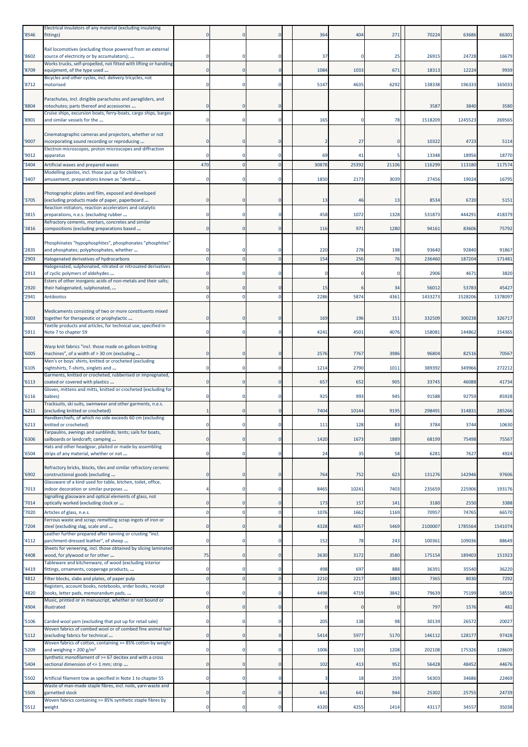| '8546 | Electrical insulators of any material (excluding insulating fittings) | 0 | 0 | 0 | | 364 | 404 | 271 | | 70224 | 63686 | 66301 |
|---|---|---|---|---|---|---|---|---|---|---|---|---|
| '8602 | Rail locomotives (excluding those powered from an external source of electricity or by accumulators); ... | 0 | 0 | 0 | | 37 | 0 | 25 | | 26915 | 24728 | 16679 |
| '8709 | Works trucks, self-propelled, not fitted with lifting or handling equipment, of the type used ... | 0 | 0 | 0 | | 1084 | 1033 | 671 | | 18313 | 12224 | 9939 |
| '8712 | Bicycles and other cycles, incl. delivery tricycles, not motorised | 0 | 0 | 0 | | 5147 | 4635 | 6292 | | 138338 | 196333 | 165033 |
| '8804 | Parachutes, incl. dirigible parachutes and paragliders, and rotochutes; parts thereof and accessories ... | 0 | 0 | 0 | | | | | | 3587 | 3840 | 3580 |
| '8901 | Cruise ships, excursion boats, ferry-boats, cargo ships, barges and similar vessels for the ... | 0 | 0 | 0 | | 165 | 0 | 78 | | 1518209 | 1245523 | 269565 |
| '9007 | Cinematographic cameras and projectors, whether or not incorporating sound recording or reproducing ... | 0 | 0 | 0 | | 2 | 27 | 0 | | 10322 | 4723 | 5114 |
| '9012 | Electron microscopes, proton microscopes and diffraction apparatus | 0 | 0 | 0 | | 69 | 41 | 5 | | 13348 | 18956 | 18770 |
| '3404 | Artificial waxes and prepared waxes | 470 | 0 | 0 | | 30878 | 25392 | 21106 | | 116299 | 113180 | 117574 |
| '3407 | Modelling pastes, incl. those put up for children's amusement; preparations known as "dental ... | 0 | 0 | 0 | | 1850 | 2173 | 3039 | | 27456 | 19024 | 16795 |
| '3705 | Photographic plates and film, exposed and developed (excluding products made of paper, paperboard ... | 0 | 0 | 0 | | 13 | 46 | 13 | | 8534 | 6720 | 5151 |
| '3815 | Reaction initiators, reaction accelerators and catalytic preparations, n.e.s. (excluding rubber ... | 0 | 0 | 0 | | 458 | 1072 | 1328 | | 531873 | 444291 | 418379 |
| '3816 | Refractory cements, mortars, concretes and similar compositions (excluding preparations based ... | 0 | 0 | 0 | | 116 | 971 | 1280 | | 94161 | 83606 | 75792 |
| '2835 | Phosphinates "hypophosphites", phosphonates "phosphites" and phosphates; polyphosphates, whether ... | 0 | 0 | 0 | | 220 | 278 | 198 | | 93640 | 92840 | 91867 |
| '2903 | Halogenated derivatives of hydrocarbons | 0 | 0 | 0 | | 154 | 256 | 76 | | 236460 | 187204 | 171481 |
| '2913 | Halogenated, sulphonated, nitrated or nitrosated derivatives of cyclic polymers of aldehydes ... | 0 | 0 | 0 | | 0 | 0 | 0 | | 2906 | 4671 | 3820 |
| '2920 | Esters of other inorganic acids of non-metals and their salts; their halogenated, sulphonated, ... | 0 | 0 | 0 | | 15 | 6 | 34 | | 56012 | 53783 | 45427 |
| '2941 | Antibiotics | 0 | 0 | 0 | | 2286 | 5874 | 4361 | | 1433273 | 1528206 | 1378097 |
| '3003 | Medicaments consisting of two or more constituents mixed together for therapeutic or prophylactic ... | 0 | 0 | 0 | | 169 | 196 | 151 | | 332509 | 300238 | 326717 |
| '5911 | Textile products and articles, for technical use, specified in Note 7 to chapter 59 | 0 | 0 | 0 | | 4241 | 4501 | 4076 | | 158081 | 144862 | 154365 |
| '6005 | Warp knit fabrics "incl. those made on galloon knitting machines", of a width of > 30 cm (excluding ... | 0 | 0 | 0 | | 2576 | 7767 | 3986 | | 96804 | 82516 | 70567 |
| '6105 | Men's or boys' shirts, knitted or crocheted (excluding nightshirts, T-shirts, singlets and ... | 0 | 0 | 0 | | 1214 | 2790 | 1011 | | 389392 | 349966 | 272212 |
| '6113 | Garments, knitted or crocheted, rubberised or impregnated, coated or covered with plastics ... | 0 | 0 | 0 | | 657 | 652 | 905 | | 33745 | 46088 | 41734 |
| '6116 | Gloves, mittens and mitts, knitted or crocheted (excluding for babies) | 0 | 0 | 0 | | 925 | 993 | 945 | | 91588 | 92759 | 85928 |
| '6211 | Tracksuits, ski suits, swimwear and other garments, n.e.s. (excluding knitted or crocheted) | 1 | 0 | 0 | | 7404 | 10144 | 9195 | | 298491 | 314831 | 285266 |
| '6213 | Handkerchiefs, of which no side exceeds 60 cm (excluding knitted or crocheted) | 0 | 0 | 0 | | 111 | 128 | 83 | | 3784 | 3744 | 10630 |
| '6306 | Tarpaulins, awnings and sunblinds; tents; sails for boats, sailboards or landcraft; camping ... | 0 | 0 | 0 | | 1420 | 1673 | 1889 | | 68199 | 75498 | 75567 |
| '6504 | Hats and other headgear, plaited or made by assembling strips of any material, whether or not ... | 0 | 0 | 0 | | 24 | 35 | 58 | | 6281 | 7627 | 4924 |
| '6902 | Refractory bricks, blocks, tiles and similar refractory ceramic constructional goods (excluding ... | 0 | 0 | 0 | | 764 | 752 | 623 | | 131276 | 142946 | 97606 |
| '7013 | Glassware of a kind used for table, kitchen, toilet, office, indoor decoration or similar purposes ... | 4 | 0 | 0 | | 8465 | 10241 | 7403 | | 235659 | 225906 | 193176 |
| '7014 | Signalling glassware and optical elements of glass, not optically worked (excluding clock or ... | 0 | 0 | 0 | | 173 | 157 | 141 | | 3180 | 2550 | 3388 |
| '7020 | Articles of glass, n.e.s. | 0 | 0 | 0 | | 1076 | 1662 | 1169 | | 70957 | 74765 | 66570 |
| '7204 | Ferrous waste and scrap; remelting scrap ingots of iron or steel (excluding slag, scale and ... | 0 | 0 | 0 | | 4328 | 4657 | 5469 | | 2100007 | 1785564 | 1541074 |
| '4112 | Leather further prepared after tanning or crusting "incl. parchment-dressed leather", of sheep ... | 0 | 0 | 0 | | 152 | 78 | 243 | | 100361 | 109036 | 88649 |
| '4408 | Sheets for veneering, incl. those obtained by slicing laminated wood, for plywood or for other ... | 75 | 0 | 0 | | 3630 | 3172 | 3580 | | 175154 | 189403 | 151923 |
| '4419 | Tableware and kitchenware, of wood (excluding interior fittings, ornaments, cooperage products, ... | 0 | 0 | 0 | | 498 | 697 | 888 | | 36391 | 35540 | 36220 |
| '4812 | Filter blocks, slabs and plates, of paper pulp | 0 | 0 | 0 | | 2210 | 2217 | 1883 | | 7365 | 8030 | 7292 |
| '4820 | Registers, account books, notebooks, order books, receipt books, letter pads, memorandum pads, ... | 0 | 0 | 0 | | 4498 | 4719 | 3842 | | 79639 | 75199 | 58559 |
| '4904 | Music, printed or in manuscript, whether or not bound or illustrated | 0 | 0 | 0 | | 0 | 0 | 0 | | 797 | 1576 | 482 |
| '5106 | Carded wool yarn (excluding that put up for retail sale) | 0 | 0 | 0 | | 205 | 138 | 98 | | 30139 | 26572 | 20027 |
| '5112 | Woven fabrics of combed wool or of combed fine animal hair (excluding fabrics for technical ... | 0 | 0 | 0 | | 5414 | 5977 | 5170 | | 146112 | 128177 | 97428 |
| '5209 | Woven fabrics of cotton, containing >= 85% cotton by weight and weighing > 200 g/m² | 0 | 0 | 0 | | 1006 | 1103 | 1208 | | 202108 | 175326 | 128609 |
| '5404 | Synthetic monofilament of >= 67 decitex and with a cross sectional dimension of <= 1 mm; strip ... | 0 | 0 | 0 | | 102 | 413 | 952 | | 56428 | 48452 | 44676 |
| '5502 | Artificial filament tow as specified in Note 1 to chapter 55 | 0 | 0 | 0 | | 3 | 18 | 259 | | 56303 | 34686 | 22469 |
| '5505 | Waste of man-made staple fibres, incl. noils, yarn waste and garnetted stock | 0 | 0 | 0 | | 641 | 641 | 944 | | 25302 | 25755 | 24739 |
| '5512 | Woven fabrics containing >= 85% synthetic staple fibres by weight | 0 | 0 | 0 | | 4320 | 4255 | 1414 | | 43117 | 34557 | 35038 |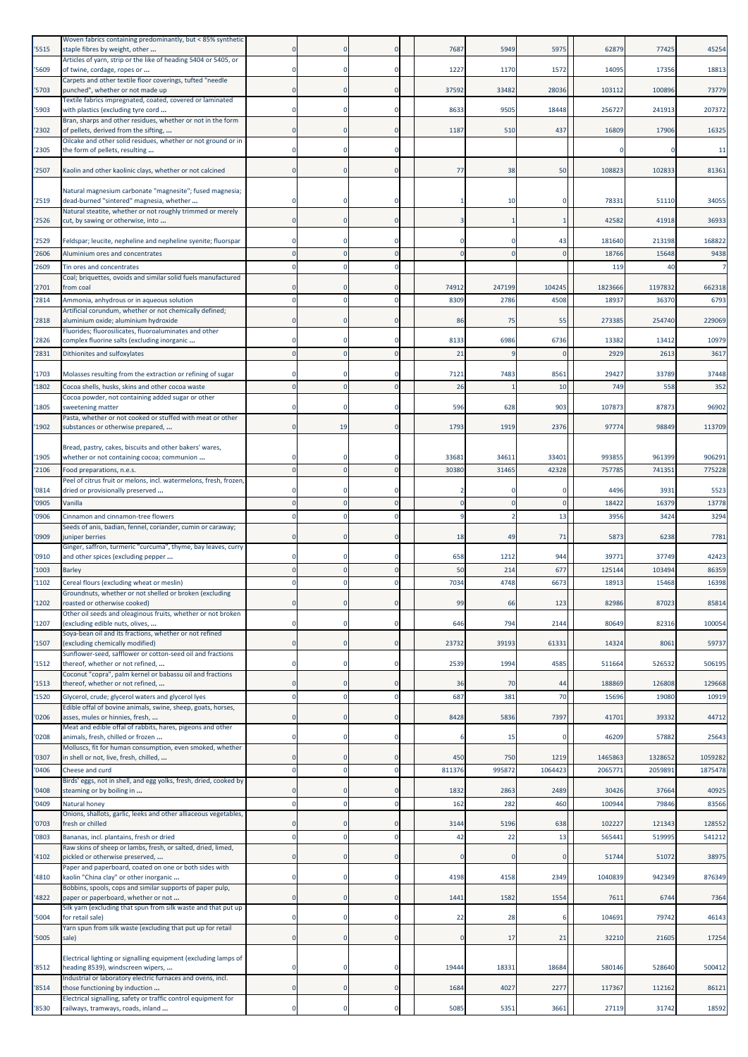| | | | | | | | | | | |
|---|---|---|---|---|---|---|---|---|---|---|
| '5515 | Woven fabrics containing predominantly, but < 85% synthetic staple fibres by weight, other ... | 0 | 0 | 0 | 7687 | 5949 | 5975 | 62879 | 77425 | 45254 |
| '5609 | Articles of yarn, strip or the like of heading 5404 or 5405, or of twine, cordage, ropes or ... | 0 | 0 | 0 | 1227 | 1170 | 1572 | 14095 | 17356 | 18813 |
| '5703 | Carpets and other textile floor coverings, tufted "needle punched", whether or not made up | 0 | 0 | 0 | 37592 | 33482 | 28036 | 103112 | 100896 | 73779 |
| '5903 | Textile fabrics impregnated, coated, covered or laminated with plastics (excluding tyre cord ... | 0 | 0 | 0 | 8633 | 9505 | 18448 | 256727 | 241913 | 207372 |
| '2302 | Bran, sharps and other residues, whether or not in the form of pellets, derived from the sifting, ... | 0 | 0 | 0 | 1187 | 510 | 437 | 16809 | 17906 | 16325 |
| '2305 | Oilcake and other solid residues, whether or not ground or in the form of pellets, resulting ... | 0 | 0 | 0 | | | | 0 | 0 | 11 |
| '2507 | Kaolin and other kaolinic clays, whether or not calcined | 0 | 0 | 0 | 77 | 38 | 50 | 108823 | 102833 | 81361 |
| '2519 | Natural magnesium carbonate "magnesite"; fused magnesia; dead-burned "sintered" magnesia, whether ... | 0 | 0 | 0 | 1 | 10 | 0 | 78331 | 51110 | 34055 |
| '2526 | Natural steatite, whether or not roughly trimmed or merely cut, by sawing or otherwise, into ... | 0 | 0 | 0 | 3 | 1 | 1 | 42582 | 41918 | 36933 |
| '2529 | Feldspar; leucite, nepheline and nepheline syenite; fluorspar | 0 | 0 | 0 | 0 | 0 | 43 | 181640 | 213198 | 168822 |
| '2606 | Aluminium ores and concentrates | 0 | 0 | 0 | 0 | 0 | 0 | 18766 | 15648 | 9438 |
| '2609 | Tin ores and concentrates | 0 | 0 | 0 | | | | 119 | 40 | 7 |
| '2701 | Coal; briquettes, ovoids and similar solid fuels manufactured from coal | 0 | 0 | 0 | 74912 | 247199 | 104245 | 1823666 | 1197832 | 662318 |
| '2814 | Ammonia, anhydrous or in aqueous solution | 0 | 0 | 0 | 8309 | 2786 | 4508 | 18937 | 36370 | 6793 |
| '2818 | Artificial corundum, whether or not chemically defined; aluminium oxide; aluminium hydroxide | 0 | 0 | 0 | 86 | 75 | 55 | 273385 | 254740 | 229069 |
| '2826 | Fluorides; fluorosilicates, fluoroaluminates and other complex fluorine salts (excluding inorganic ... | 0 | 0 | 0 | 8133 | 6986 | 6736 | 13382 | 13412 | 10979 |
| '2831 | Dithionites and sulfoxylates | 0 | 0 | 0 | 21 | 9 | 0 | 2929 | 2613 | 3617 |
| '1703 | Molasses resulting from the extraction or refining of sugar | 0 | 0 | 0 | 7121 | 7483 | 8561 | 29427 | 33789 | 37448 |
| '1802 | Cocoa shells, husks, skins and other cocoa waste | 0 | 0 | 0 | 26 | 1 | 10 | 749 | 558 | 352 |
| '1805 | Cocoa powder, not containing added sugar or other sweetening matter | 0 | 0 | 0 | 596 | 628 | 903 | 107873 | 87873 | 96902 |
| '1902 | Pasta, whether or not cooked or stuffed with meat or other substances or otherwise prepared, ... | 0 | 19 | 0 | 1793 | 1919 | 2376 | 97774 | 98849 | 113709 |
| '1905 | Bread, pastry, cakes, biscuits and other bakers' wares, whether or not containing cocoa; communion ... | 0 | 0 | 0 | 33681 | 34611 | 33401 | 993855 | 961399 | 906291 |
| '2106 | Food preparations, n.e.s. | 0 | 0 | 0 | 30380 | 31465 | 42328 | 757785 | 741351 | 775228 |
| '0814 | Peel of citrus fruit or melons, incl. watermelons, fresh, frozen, dried or provisionally preserved ... | 0 | 0 | 0 | 2 | 0 | 0 | 4496 | 3931 | 5523 |
| '0905 | Vanilla | 0 | 0 | 0 | 0 | 0 | 0 | 18422 | 16379 | 13778 |
| '0906 | Cinnamon and cinnamon-tree flowers | 0 | 0 | 0 | 9 | 2 | 13 | 3956 | 3424 | 3294 |
| '0909 | Seeds of anis, badian, fennel, coriander, cumin or caraway; juniper berries | 0 | 0 | 0 | 18 | 49 | 71 | 5873 | 6238 | 7781 |
| '0910 | Ginger, saffron, turmeric "curcuma", thyme, bay leaves, curry and other spices (excluding pepper ... | 0 | 0 | 0 | 658 | 1212 | 944 | 39771 | 37749 | 42423 |
| '1003 | Barley | 0 | 0 | 0 | 50 | 214 | 677 | 125144 | 103494 | 86359 |
| '1102 | Cereal flours (excluding wheat or meslin) | 0 | 0 | 0 | 7034 | 4748 | 6673 | 18913 | 15468 | 16398 |
| '1202 | Groundnuts, whether or not shelled or broken (excluding roasted or otherwise cooked) | 0 | 0 | 0 | 99 | 66 | 123 | 82986 | 87023 | 85814 |
| '1207 | Other oil seeds and oleaginous fruits, whether or not broken (excluding edible nuts, olives, ... | 0 | 0 | 0 | 646 | 794 | 2144 | 80649 | 82316 | 100054 |
| '1507 | Soya-bean oil and its fractions, whether or not refined (excluding chemically modified) | 0 | 0 | 0 | 23732 | 39193 | 61331 | 14324 | 8061 | 59737 |
| '1512 | Sunflower-seed, safflower or cotton-seed oil and fractions thereof, whether or not refined, ... | 0 | 0 | 0 | 2539 | 1994 | 4585 | 511664 | 526532 | 506195 |
| '1513 | Coconut "copra", palm kernel or babassu oil and fractions thereof, whether or not refined, ... | 0 | 0 | 0 | 36 | 70 | 44 | 188869 | 126808 | 129668 |
| '1520 | Glycerol, crude; glycerol waters and glycerol lyes | 0 | 0 | 0 | 687 | 381 | 70 | 15696 | 19080 | 10919 |
| '0206 | Edible offal of bovine animals, swine, sheep, goats, horses, asses, mules or hinnies, fresh, ... | 0 | 0 | 0 | 8428 | 5836 | 7397 | 41701 | 39332 | 44712 |
| '0208 | Meat and edible offal of rabbits, hares, pigeons and other animals, fresh, chilled or frozen ... | 0 | 0 | 0 | 6 | 15 | 0 | 46209 | 57882 | 25643 |
| '0307 | Molluscs, fit for human consumption, even smoked, whether in shell or not, live, fresh, chilled, ... | 0 | 0 | 0 | 450 | 750 | 1219 | 1465863 | 1328652 | 1059282 |
| '0406 | Cheese and curd | 0 | 0 | 0 | 811376 | 995872 | 1064423 | 2065771 | 2059891 | 1875478 |
| '0408 | Birds' eggs, not in shell, and egg yolks, fresh, dried, cooked by steaming or by boiling in ... | 0 | 0 | 0 | 1832 | 2863 | 2489 | 30426 | 37664 | 40925 |
| '0409 | Natural honey | 0 | 0 | 0 | 162 | 282 | 460 | 100944 | 79846 | 83566 |
| '0703 | Onions, shallots, garlic, leeks and other alliaceous vegetables, fresh or chilled | 0 | 0 | 0 | 3144 | 5196 | 638 | 102227 | 121343 | 128552 |
| '0803 | Bananas, incl. plantains, fresh or dried | 0 | 0 | 0 | 42 | 22 | 13 | 565441 | 519995 | 541212 |
| '4102 | Raw skins of sheep or lambs, fresh, or salted, dried, limed, pickled or otherwise preserved, ... | 0 | 0 | 0 | 0 | 0 | 0 | 51744 | 51072 | 38975 |
| '4810 | Paper and paperboard, coated on one or both sides with kaolin "China clay" or other inorganic ... | 0 | 0 | 0 | 4198 | 4158 | 2349 | 1040839 | 942349 | 876349 |
| '4822 | Bobbins, spools, cops and similar supports of paper pulp, paper or paperboard, whether or not ... | 0 | 0 | 0 | 1441 | 1582 | 1554 | 7611 | 6744 | 7364 |
| '5004 | Silk yarn (excluding that spun from silk waste and that put up for retail sale) | 0 | 0 | 0 | 22 | 28 | 6 | 104691 | 79742 | 46143 |
| '5005 | Yarn spun from silk waste (excluding that put up for retail sale) | 0 | 0 | 0 | 0 | 17 | 21 | 32210 | 21605 | 17254 |
| '8512 | Electrical lighting or signalling equipment (excluding lamps of heading 8539), windscreen wipers, ... | 0 | 0 | 0 | 19444 | 18331 | 18684 | 580146 | 528640 | 500412 |
| '8514 | Industrial or laboratory electric furnaces and ovens, incl. those functioning by induction ... | 0 | 0 | 0 | 1684 | 4027 | 2277 | 117367 | 112162 | 86121 |
| '8530 | Electrical signalling, safety or traffic control equipment for railways, tramways, roads, inland ... | 0 | 0 | 0 | 5085 | 5351 | 3661 | 27119 | 31742 | 18592 |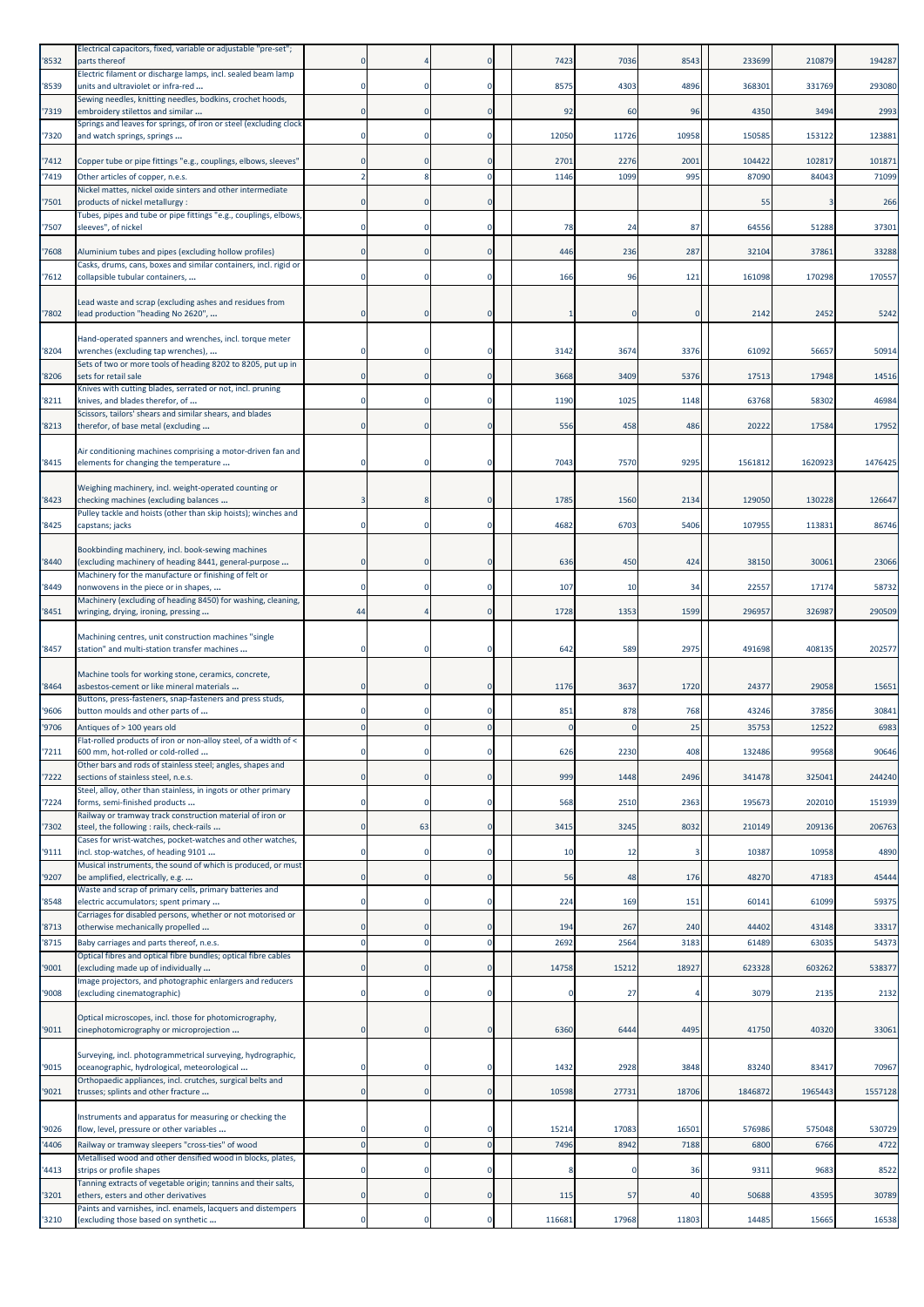| | | | | | | | | | | |
|---|---|---|---|---|---|---|---|---|---|---|
| '8532 | Electrical capacitors, fixed, variable or adjustable "pre-set"; parts thereof | 0 | 4 | 0 | 7423 | 7036 | 8543 | 233699 | 210879 | 194287 |
| '8539 | Electric filament or discharge lamps, incl. sealed beam lamp units and ultraviolet or infra-red ... | 0 | 0 | 0 | 8575 | 4303 | 4896 | 368301 | 331769 | 293080 |
| '7319 | Sewing needles, knitting needles, bodkins, crochet hoods, embroidery stilettos and similar ... | 0 | 0 | 0 | 92 | 60 | 96 | 4350 | 3494 | 2993 |
| '7320 | Springs and leaves for springs, of iron or steel (excluding clock and watch springs, springs ... | 0 | 0 | 0 | 12050 | 11726 | 10958 | 150585 | 153122 | 123881 |
| '7412 | Copper tube or pipe fittings "e.g., couplings, elbows, sleeves" | 0 | 0 | 0 | 2701 | 2276 | 2001 | 104422 | 102817 | 101871 |
| '7419 | Other articles of copper, n.e.s. | 2 | 8 | 0 | 1146 | 1099 | 995 | 87090 | 84043 | 71099 |
| '7501 | Nickel mattes, nickel oxide sinters and other intermediate products of nickel metallurgy : | 0 | 0 | 0 | | | | 55 | 3 | 266 |
| '7507 | Tubes, pipes and tube or pipe fittings "e.g., couplings, elbows, sleeves", of nickel | 0 | 0 | 0 | 78 | 24 | 87 | 64556 | 51288 | 37301 |
| '7608 | Aluminium tubes and pipes (excluding hollow profiles) | 0 | 0 | 0 | 446 | 236 | 287 | 32104 | 37861 | 33288 |
| '7612 | Casks, drums, cans, boxes and similar containers, incl. rigid or collapsible tubular containers, ... | 0 | 0 | 0 | 166 | 96 | 121 | 161098 | 170298 | 170557 |
| '7802 | Lead waste and scrap (excluding ashes and residues from lead production "heading No 2620", ... | 0 | 0 | 0 | 1 | 0 | 0 | 2142 | 2452 | 5242 |
| '8204 | Hand-operated spanners and wrenches, incl. torque meter wrenches (excluding tap wrenches), ... | 0 | 0 | 0 | 3142 | 3674 | 3376 | 61092 | 56657 | 50914 |
| '8206 | Sets of two or more tools of heading 8202 to 8205, put up in sets for retail sale | 0 | 0 | 0 | 3668 | 3409 | 5376 | 17513 | 17948 | 14516 |
| '8211 | Knives with cutting blades, serrated or not, incl. pruning knives, and blades therefor, of ... | 0 | 0 | 0 | 1190 | 1025 | 1148 | 63768 | 58302 | 46984 |
| '8213 | Scissors, tailors' shears and similar shears, and blades therefor, of base metal (excluding ... | 0 | 0 | 0 | 556 | 458 | 486 | 20222 | 17584 | 17952 |
| '8415 | Air conditioning machines comprising a motor-driven fan and elements for changing the temperature ... | 0 | 0 | 0 | 7043 | 7570 | 9295 | 1561812 | 1620923 | 1476425 |
| '8423 | Weighing machinery, incl. weight-operated counting or checking machines (excluding balances ... | 3 | 8 | 0 | 1785 | 1560 | 2134 | 129050 | 130228 | 126647 |
| '8425 | Pulley tackle and hoists (other than skip hoists); winches and capstans; jacks | 0 | 0 | 0 | 4682 | 6703 | 5406 | 107955 | 113831 | 86746 |
| '8440 | Bookbinding machinery, incl. book-sewing machines (excluding machinery of heading 8441, general-purpose ... | 0 | 0 | 0 | 636 | 450 | 424 | 38150 | 30061 | 23066 |
| '8449 | Machinery for the manufacture or finishing of felt or nonwovens in the piece or in shapes, ... | 0 | 0 | 0 | 107 | 10 | 34 | 22557 | 17174 | 58732 |
| '8451 | Machinery (excluding of heading 8450) for washing, cleaning, wringing, drying, ironing, pressing ... | 44 | 4 | 0 | 1728 | 1353 | 1599 | 296957 | 326987 | 290509 |
| '8457 | Machining centres, unit construction machines "single station" and multi-station transfer machines ... | 0 | 0 | 0 | 642 | 589 | 2975 | 491698 | 408135 | 202577 |
| '8464 | Machine tools for working stone, ceramics, concrete, asbestos-cement or like mineral materials ... | 0 | 0 | 0 | 1176 | 3637 | 1720 | 24377 | 29058 | 15651 |
| '9606 | Buttons, press-fasteners, snap-fasteners and press studs, button moulds and other parts of ... | 0 | 0 | 0 | 851 | 878 | 768 | 43246 | 37856 | 30841 |
| '9706 | Antiques of > 100 years old | 0 | 0 | 0 | 0 | 0 | 25 | 35753 | 12522 | 6983 |
| '7211 | Flat-rolled products of iron or non-alloy steel, of a width of < 600 mm, hot-rolled or cold-rolled ... | 0 | 0 | 0 | 626 | 2230 | 408 | 132486 | 99568 | 90646 |
| '7222 | Other bars and rods of stainless steel; angles, shapes and sections of stainless steel, n.e.s. | 0 | 0 | 0 | 999 | 1448 | 2496 | 341478 | 325041 | 244240 |
| '7224 | Steel, alloy, other than stainless, in ingots or other primary forms, semi-finished products ... | 0 | 0 | 0 | 568 | 2510 | 2363 | 195673 | 202010 | 151939 |
| '7302 | Railway or tramway track construction material of iron or steel, the following : rails, check-rails ... | 0 | 63 | 0 | 3415 | 3245 | 8032 | 210149 | 209136 | 206763 |
| '9111 | Cases for wrist-watches, pocket-watches and other watches, incl. stop-watches, of heading 9101 ... | 0 | 0 | 0 | 10 | 12 | 3 | 10387 | 10958 | 4890 |
| '9207 | Musical instruments, the sound of which is produced, or must be amplified, electrically, e.g. ... | 0 | 0 | 0 | 56 | 48 | 176 | 48270 | 47183 | 45444 |
| '8548 | Waste and scrap of primary cells, primary batteries and electric accumulators; spent primary ... | 0 | 0 | 0 | 224 | 169 | 151 | 60141 | 61099 | 59375 |
| '8713 | Carriages for disabled persons, whether or not motorised or otherwise mechanically propelled ... | 0 | 0 | 0 | 194 | 267 | 240 | 44402 | 43148 | 33317 |
| '8715 | Baby carriages and parts thereof, n.e.s. | 0 | 0 | 0 | 2692 | 2564 | 3183 | 61489 | 63035 | 54373 |
| '9001 | Optical fibres and optical fibre bundles; optical fibre cables (excluding made up of individually ... | 0 | 0 | 0 | 14758 | 15212 | 18927 | 623328 | 603262 | 538377 |
| '9008 | Image projectors, and photographic enlargers and reducers (excluding cinematographic) | 0 | 0 | 0 | 0 | 27 | 4 | 3079 | 2135 | 2132 |
| '9011 | Optical microscopes, incl. those for photomicrography, cinephotomicrography or microprojection ... | 0 | 0 | 0 | 6360 | 6444 | 4495 | 41750 | 40320 | 33061 |
| '9015 | Surveying, incl. photogrammetrical surveying, hydrographic, oceanographic, hydrological, meteorological ... | 0 | 0 | 0 | 1432 | 2928 | 3848 | 83240 | 83417 | 70967 |
| '9021 | Orthopaedic appliances, incl. crutches, surgical belts and trusses; splints and other fracture ... | 0 | 0 | 0 | 10598 | 27731 | 18706 | 1846872 | 1965443 | 1557128 |
| '9026 | Instruments and apparatus for measuring or checking the flow, level, pressure or other variables ... | 0 | 0 | 0 | 15214 | 17083 | 16501 | 576986 | 575048 | 530729 |
| '4406 | Railway or tramway sleepers "cross-ties" of wood | 0 | 0 | 0 | 7496 | 8942 | 7188 | 6800 | 6766 | 4722 |
| '4413 | Metallised wood and other densified wood in blocks, plates, strips or profile shapes | 0 | 0 | 0 | 8 | 0 | 36 | 9311 | 9683 | 8522 |
| '3201 | Tanning extracts of vegetable origin; tannins and their salts, ethers, esters and other derivatives | 0 | 0 | 0 | 115 | 57 | 40 | 50688 | 43595 | 30789 |
| '3210 | Paints and varnishes, incl. enamels, lacquers and distempers (excluding those based on synthetic ... | 0 | 0 | 0 | 116681 | 17968 | 11803 | 14485 | 15665 | 16538 |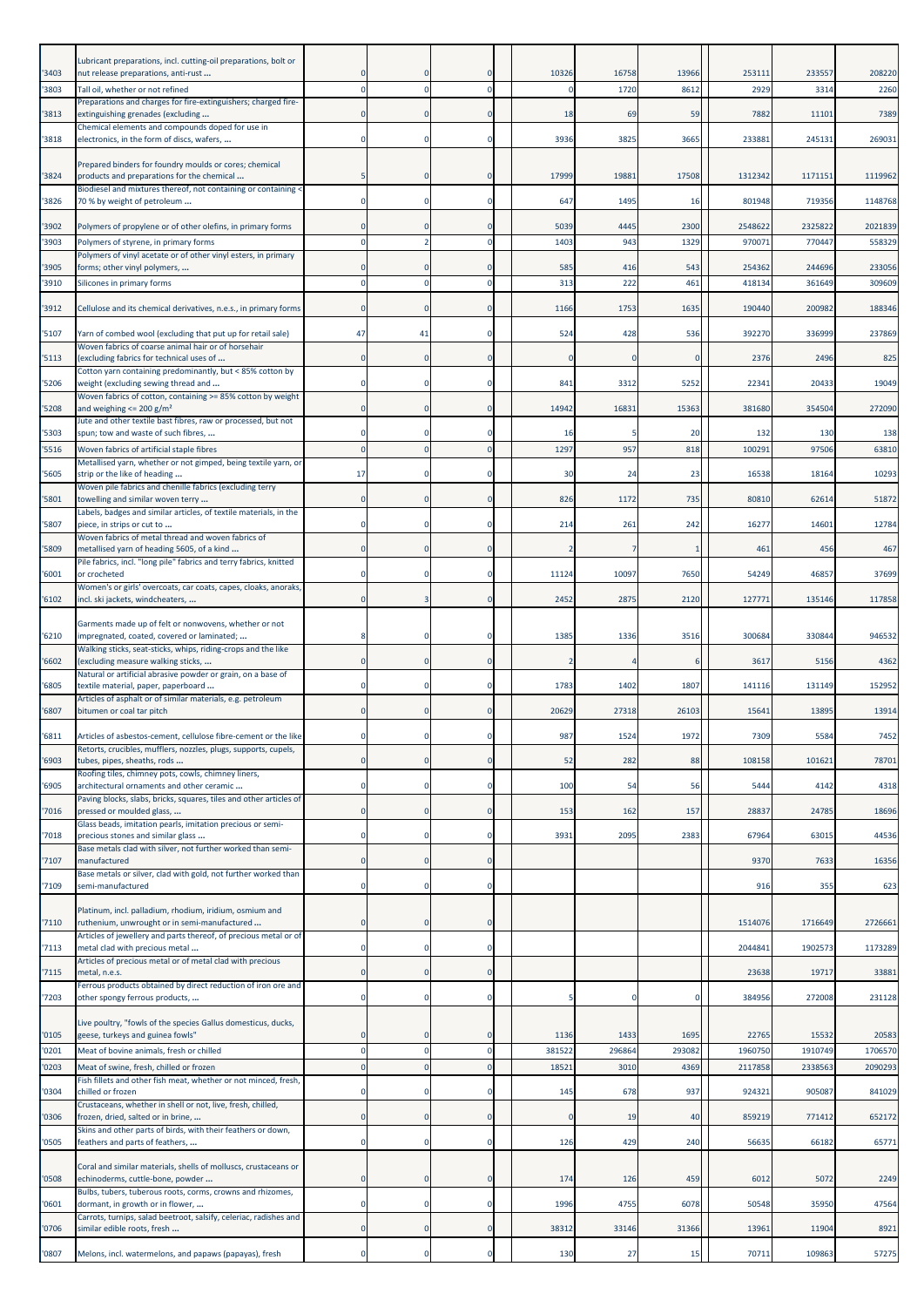| | | | | | | | | | | | |
|---|---|---|---|---|---|---|---|---|---|---|---|
| '3403 | Lubricant preparations, incl. cutting-oil preparations, bolt or nut release preparations, anti-rust ... | 0 | 0 | 0 | | 10326 | 16758 | 13966 | 253111 | 233557 | 208220 |
| '3803 | Tall oil, whether or not refined | 0 | 0 | 0 | | 0 | 1720 | 8612 | 2929 | 3314 | 2260 |
| '3813 | Preparations and charges for fire-extinguishers; charged fire-extinguishing grenades (excluding ... | 0 | 0 | 0 | | 18 | 69 | 59 | 7882 | 11101 | 7389 |
| '3818 | Chemical elements and compounds doped for use in electronics, in the form of discs, wafers, ... | 0 | 0 | 0 | | 3936 | 3825 | 3665 | 233881 | 245131 | 269031 |
| '3824 | Prepared binders for foundry moulds or cores; chemical products and preparations for the chemical ... | 5 | 0 | 0 | | 17999 | 19881 | 17508 | 1312342 | 1171151 | 1119962 |
| '3826 | Biodiesel and mixtures thereof, not containing or containing < 70 % by weight of petroleum ... | 0 | 0 | 0 | | 647 | 1495 | 16 | 801948 | 719356 | 1148768 |
| '3902 | Polymers of propylene or of other olefins, in primary forms | 0 | 0 | 0 | | 5039 | 4445 | 2300 | 2548622 | 2325822 | 2021839 |
| '3903 | Polymers of styrene, in primary forms | 0 | 2 | 0 | | 1403 | 943 | 1329 | 970071 | 770447 | 558329 |
| '3905 | Polymers of vinyl acetate or of other vinyl esters, in primary forms; other vinyl polymers, ... | 0 | 0 | 0 | | 585 | 416 | 543 | 254362 | 244696 | 233056 |
| '3910 | Silicones in primary forms | 0 | 0 | 0 | | 313 | 222 | 461 | 418134 | 361649 | 309609 |
| '3912 | Cellulose and its chemical derivatives, n.e.s., in primary forms | 0 | 0 | 0 | | 1166 | 1753 | 1635 | 190440 | 200982 | 188346 |
| '5107 | Yarn of combed wool (excluding that put up for retail sale) | 47 | 41 | 0 | | 524 | 428 | 536 | 392270 | 336999 | 237869 |
| '5113 | Woven fabrics of coarse animal hair or of horsehair (excluding fabrics for technical uses of ... | 0 | 0 | 0 | | 0 | 0 | 0 | 2376 | 2496 | 825 |
| '5206 | Cotton yarn containing predominantly, but < 85% cotton by weight (excluding sewing thread and ... | 0 | 0 | 0 | | 841 | 3312 | 5252 | 22341 | 20433 | 19049 |
| '5208 | Woven fabrics of cotton, containing >= 85% cotton by weight and weighing <= 200 g/m² | 0 | 0 | 0 | | 14942 | 16831 | 15363 | 381680 | 354504 | 272090 |
| '5303 | Jute and other textile bast fibres, raw or processed, but not spun; tow and waste of such fibres, ... | 0 | 0 | 0 | | 16 | 5 | 20 | 132 | 130 | 138 |
| '5516 | Woven fabrics of artificial staple fibres | 0 | 0 | 0 | | 1297 | 957 | 818 | 100291 | 97506 | 63810 |
| '5605 | Metallised yarn, whether or not gimped, being textile yarn, or strip or the like of heading ... | 17 | 0 | 0 | | 30 | 24 | 23 | 16538 | 18164 | 10293 |
| '5801 | Woven pile fabrics and chenille fabrics (excluding terry towelling and similar woven terry ... | 0 | 0 | 0 | | 826 | 1172 | 735 | 80810 | 62614 | 51872 |
| '5807 | Labels, badges and similar articles, of textile materials, in the piece, in strips or cut to ... | 0 | 0 | 0 | | 214 | 261 | 242 | 16277 | 14601 | 12784 |
| '5809 | Woven fabrics of metal thread and woven fabrics of metallised yarn of heading 5605, of a kind ... | 0 | 0 | 0 | | 2 | 7 | 1 | 461 | 456 | 467 |
| '6001 | Pile fabrics, incl. "long pile" fabrics and terry fabrics, knitted or crocheted | 0 | 0 | 0 | | 11124 | 10097 | 7650 | 54249 | 46857 | 37699 |
| '6102 | Women's or girls' overcoats, car coats, capes, cloaks, anoraks, incl. ski jackets, windcheaters, ... | 0 | 3 | 0 | | 2452 | 2875 | 2120 | 127771 | 135146 | 117858 |
| '6210 | Garments made up of felt or nonwovens, whether or not impregnated, coated, covered or laminated; ... | 8 | 0 | 0 | | 1385 | 1336 | 3516 | 300684 | 330844 | 946532 |
| '6602 | Walking sticks, seat-sticks, whips, riding-crops and the like (excluding measure walking sticks, ... | 0 | 0 | 0 | | 2 | 4 | 6 | 3617 | 5156 | 4362 |
| '6805 | Natural or artificial abrasive powder or grain, on a base of textile material, paper, paperboard ... | 0 | 0 | 0 | | 1783 | 1402 | 1807 | 141116 | 131149 | 152952 |
| '6807 | Articles of asphalt or of similar materials, e.g. petroleum bitumen or coal tar pitch | 0 | 0 | 0 | | 20629 | 27318 | 26103 | 15641 | 13895 | 13914 |
| '6811 | Articles of asbestos-cement, cellulose fibre-cement or the like | 0 | 0 | 0 | | 987 | 1524 | 1972 | 7309 | 5584 | 7452 |
| '6903 | Retorts, crucibles, mufflers, nozzles, plugs, supports, cupels, tubes, pipes, sheaths, rods ... | 0 | 0 | 0 | | 52 | 282 | 88 | 108158 | 101621 | 78701 |
| '6905 | Roofing tiles, chimney pots, cowls, chimney liners, architectural ornaments and other ceramic ... | 0 | 0 | 0 | | 100 | 54 | 56 | 5444 | 4142 | 4318 |
| '7016 | Paving blocks, slabs, bricks, squares, tiles and other articles of pressed or moulded glass, ... | 0 | 0 | 0 | | 153 | 162 | 157 | 28837 | 24785 | 18696 |
| '7018 | Glass beads, imitation pearls, imitation precious or semi-precious stones and similar glass ... | 0 | 0 | 0 | | 3931 | 2095 | 2383 | 67964 | 63015 | 44536 |
| '7107 | Base metals clad with silver, not further worked than semi-manufactured | 0 | 0 | 0 | | | | | 9370 | 7633 | 16356 |
| '7109 | Base metals or silver, clad with gold, not further worked than semi-manufactured | 0 | 0 | 0 | | | | | 916 | 355 | 623 |
| '7110 | Platinum, incl. palladium, rhodium, iridium, osmium and ruthenium, unwrought or in semi-manufactured ... | 0 | 0 | 0 | | | | | 1514076 | 1716649 | 2726661 |
| '7113 | Articles of jewellery and parts thereof, of precious metal or of metal clad with precious metal ... | 0 | 0 | 0 | | | | | 2044841 | 1902573 | 1173289 |
| '7115 | Articles of precious metal or of metal clad with precious metal, n.e.s. | 0 | 0 | 0 | | | | | 23638 | 19717 | 33881 |
| '7203 | Ferrous products obtained by direct reduction of iron ore and other spongy ferrous products, ... | 0 | 0 | 0 | | 5 | 0 | 0 | 384956 | 272008 | 231128 |
| '0105 | Live poultry, "fowls of the species Gallus domesticus, ducks, geese, turkeys and guinea fowls" | 0 | 0 | 0 | | 1136 | 1433 | 1695 | 22765 | 15532 | 20583 |
| '0201 | Meat of bovine animals, fresh or chilled | 0 | 0 | 0 | | 381522 | 296864 | 293082 | 1960750 | 1910749 | 1706570 |
| '0203 | Meat of swine, fresh, chilled or frozen | 0 | 0 | 0 | | 18521 | 3010 | 4369 | 2117858 | 2338563 | 2090293 |
| '0304 | Fish fillets and other fish meat, whether or not minced, fresh, chilled or frozen | 0 | 0 | 0 | | 145 | 678 | 937 | 924321 | 905087 | 841029 |
| '0306 | Crustaceans, whether in shell or not, live, fresh, chilled, frozen, dried, salted or in brine, ... | 0 | 0 | 0 | | 0 | 19 | 40 | 859219 | 771412 | 652172 |
| '0505 | Skins and other parts of birds, with their feathers or down, feathers and parts of feathers, ... | 0 | 0 | 0 | | 126 | 429 | 240 | 56635 | 66182 | 65771 |
| '0508 | Coral and similar materials, shells of molluscs, crustaceans or echinoderms, cuttle-bone, powder ... | 0 | 0 | 0 | | 174 | 126 | 459 | 6012 | 5072 | 2249 |
| '0601 | Bulbs, tubers, tuberous roots, corms, crowns and rhizomes, dormant, in growth or in flower, ... | 0 | 0 | 0 | | 1996 | 4755 | 6078 | 50548 | 35950 | 47564 |
| '0706 | Carrots, turnips, salad beetroot, salsify, celeriac, radishes and similar edible roots, fresh ... | 0 | 0 | 0 | | 38312 | 33146 | 31366 | 13961 | 11904 | 8921 |
| '0807 | Melons, incl. watermelons, and papaws (papayas), fresh | 0 | 0 | 0 | | 130 | 27 | 15 | 70711 | 109863 | 57275 |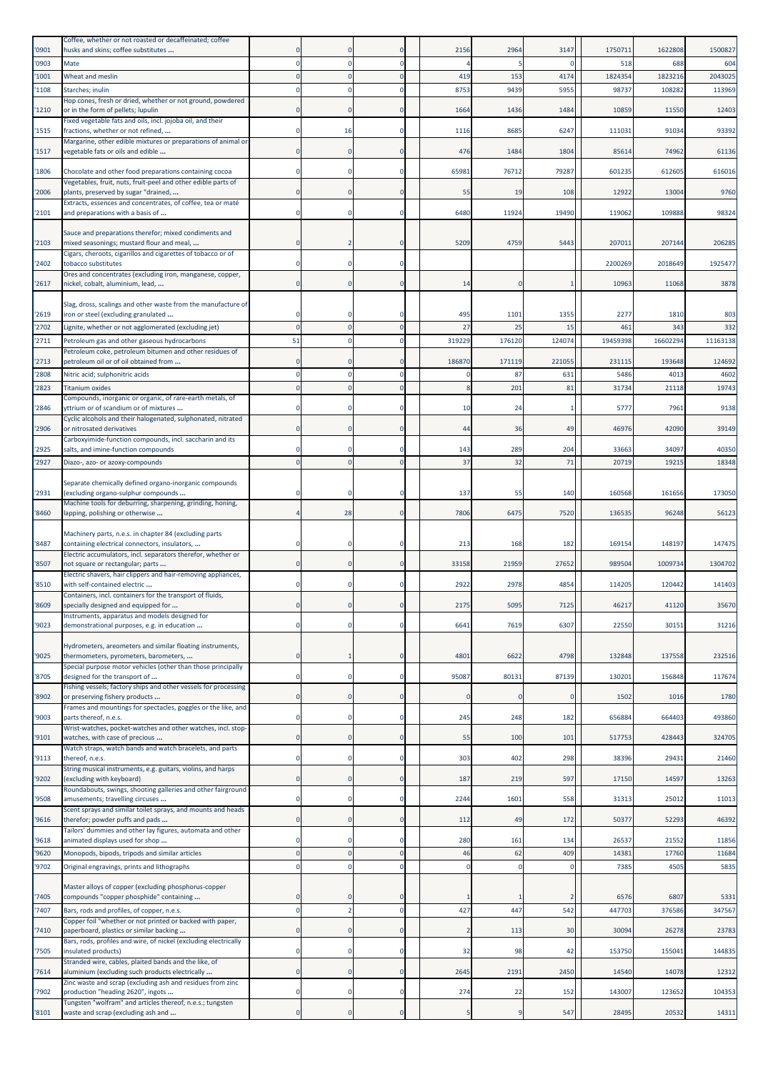| | | | | | | | | | | |
|---|---|---|---|---|---|---|---|---|---|---|
| '0901 | Coffee, whether or not roasted or decaffeinated; coffee husks and skins; coffee substitutes ... | 0 | 0 | 0 | 2156 | 2964 | 3147 | 1750711 | 1622808 | 1500827 |
| '0903 | Mate | 0 | 0 | 0 | 4 | 5 | 0 | 518 | 688 | 604 |
| '1001 | Wheat and meslin | 0 | 0 | 0 | 419 | 153 | 4174 | 1824354 | 1823216 | 2043025 |
| '1108 | Starches; inulin | 0 | 0 | 0 | 8753 | 9439 | 5955 | 98737 | 108282 | 113969 |
| '1210 | Hop cones, fresh or dried, whether or not ground, powdered or in the form of pellets; lupulin | 0 | 0 | 0 | 1664 | 1436 | 1484 | 10859 | 11550 | 12403 |
| '1515 | Fixed vegetable fats and oils, incl. jojoba oil, and their fractions, whether or not refined, ... | 0 | 16 | 0 | 1116 | 8685 | 6247 | 111031 | 91034 | 93392 |
| '1517 | Margarine, other edible mixtures or preparations of animal or vegetable fats or oils and edible ... | 0 | 0 | 0 | 476 | 1484 | 1804 | 85614 | 74962 | 61136 |
| '1806 | Chocolate and other food preparations containing cocoa | 0 | 0 | 0 | 65981 | 76712 | 79287 | 601235 | 612605 | 616016 |
| '2006 | Vegetables, fruit, nuts, fruit-peel and other edible parts of plants, preserved by sugar "drained, ... | 0 | 0 | 0 | 55 | 19 | 108 | 12922 | 13004 | 9760 |
| '2101 | Extracts, essences and concentrates, of coffee, tea or maté and preparations with a basis of ... | 0 | 0 | 0 | 6480 | 11924 | 19490 | 119062 | 109888 | 98324 |
| '2103 | Sauce and preparations therefor; mixed condiments and mixed seasonings; mustard flour and meal, ... | 0 | 2 | 0 | 5209 | 4759 | 5443 | 207011 | 207144 | 206285 |
| '2402 | Cigars, cheroots, cigarillos and cigarettes of tobacco or of tobacco substitutes | 0 | 0 | 0 | | | | 2200269 | 2018649 | 1925477 |
| '2617 | Ores and concentrates (excluding iron, manganese, copper, nickel, cobalt, aluminium, lead, ... | 0 | 0 | 0 | 14 | 0 | 1 | 10963 | 11068 | 3878 |
| '2619 | Slag, dross, scalings and other waste from the manufacture of iron or steel (excluding granulated ... | 0 | 0 | 0 | 495 | 1101 | 1355 | 2277 | 1810 | 803 |
| '2702 | Lignite, whether or not agglomerated (excluding jet) | 0 | 0 | 0 | 27 | 25 | 15 | 461 | 343 | 332 |
| '2711 | Petroleum gas and other gaseous hydrocarbons | 51 | 0 | 0 | 319229 | 176120 | 124074 | 19459398 | 16602294 | 11163138 |
| '2713 | Petroleum coke, petroleum bitumen and other residues of petroleum oil or of oil obtained from ... | 0 | 0 | 0 | 186870 | 171119 | 221055 | 231115 | 193648 | 124692 |
| '2808 | Nitric acid; sulphonitric acids | 0 | 0 | 0 | 0 | 87 | 631 | 5486 | 4013 | 4602 |
| '2823 | Titanium oxides | 0 | 0 | 0 | 8 | 201 | 81 | 31734 | 21118 | 19743 |
| '2846 | Compounds, inorganic or organic, of rare-earth metals, of yttrium or of scandium or of mixtures ... | 0 | 0 | 0 | 10 | 24 | 1 | 5777 | 7961 | 9138 |
| '2906 | Cyclic alcohols and their halogenated, sulphonated, nitrated or nitrosated derivatives | 0 | 0 | 0 | 44 | 36 | 49 | 46976 | 42090 | 39149 |
| '2925 | Carboxyimide-function compounds, incl. saccharin and its salts, and imine-function compounds | 0 | 0 | 0 | 143 | 289 | 204 | 33663 | 34097 | 40350 |
| '2927 | Diazo-, azo- or azoxy-compounds | 0 | 0 | 0 | 37 | 32 | 71 | 20719 | 19215 | 18348 |
| '2931 | Separate chemically defined organo-inorganic compounds (excluding organo-sulphur compounds ... | 0 | 0 | 0 | 137 | 55 | 140 | 160568 | 161656 | 173050 |
| '8460 | Machine tools for deburring, sharpening, grinding, honing, lapping, polishing or otherwise ... | 4 | 28 | 0 | 7806 | 6475 | 7520 | 136535 | 96248 | 56123 |
| '8487 | Machinery parts, n.e.s. in chapter 84 (excluding parts containing electrical connectors, insulators, ... | 0 | 0 | 0 | 213 | 168 | 182 | 169154 | 148197 | 147475 |
| '8507 | Electric accumulators, incl. separators therefor, whether or not square or rectangular; parts ... | 0 | 0 | 0 | 33158 | 21959 | 27652 | 989504 | 1009734 | 1304702 |
| '8510 | Electric shavers, hair clippers and hair-removing appliances, with self-contained electric ... | 0 | 0 | 0 | 2922 | 2978 | 4854 | 114205 | 120442 | 141403 |
| '8609 | Containers, incl. containers for the transport of fluids, specially designed and equipped for ... | 0 | 0 | 0 | 2175 | 5095 | 7125 | 46217 | 41120 | 35670 |
| '9023 | Instruments, apparatus and models designed for demonstrational purposes, e.g. in education ... | 0 | 0 | 0 | 6641 | 7619 | 6307 | 22550 | 30151 | 31216 |
| '9025 | Hydrometers, areometers and similar floating instruments, thermometers, pyrometers, barometers, ... | 0 | 1 | 0 | 4801 | 6622 | 4798 | 132848 | 137558 | 232516 |
| '8705 | Special purpose motor vehicles (other than those principally designed for the transport of ... | 0 | 0 | 0 | 95087 | 80131 | 87139 | 130201 | 156848 | 117674 |
| '8902 | Fishing vessels; factory ships and other vessels for processing or preserving fishery products ... | 0 | 0 | 0 | 0 | 0 | 0 | 1502 | 1016 | 1780 |
| '9003 | Frames and mountings for spectacles, goggles or the like, and parts thereof, n.e.s. | 0 | 0 | 0 | 245 | 248 | 182 | 656884 | 664403 | 493860 |
| '9101 | Wrist-watches, pocket-watches and other watches, incl. stop-watches, with case of precious ... | 0 | 0 | 0 | 55 | 100 | 101 | 517753 | 428443 | 324705 |
| '9113 | Watch straps, watch bands and watch bracelets, and parts thereof, n.e.s. | 0 | 0 | 0 | 303 | 402 | 298 | 38396 | 29431 | 21460 |
| '9202 | String musical instruments, e.g. guitars, violins, and harps (excluding with keyboard) | 0 | 0 | 0 | 187 | 219 | 597 | 17150 | 14597 | 13263 |
| '9508 | Roundabouts, swings, shooting galleries and other fairground amusements; travelling circuses ... | 0 | 0 | 0 | 2244 | 1601 | 558 | 31313 | 25012 | 11013 |
| '9616 | Scent sprays and similar toilet sprays, and mounts and heads therefor; powder puffs and pads ... | 0 | 0 | 0 | 112 | 49 | 172 | 50377 | 52293 | 46392 |
| '9618 | Tailors' dummies and other lay figures, automata and other animated displays used for shop ... | 0 | 0 | 0 | 280 | 161 | 134 | 26537 | 21552 | 11856 |
| '9620 | Monopods, bipods, tripods and similar articles | 0 | 0 | 0 | 46 | 62 | 409 | 14381 | 17760 | 11684 |
| '9702 | Original engravings, prints and lithographs | 0 | 0 | 0 | 0 | 0 | 0 | 7385 | 4505 | 5835 |
| '7405 | Master alloys of copper (excluding phosphorus-copper compounds "copper phosphide" containing ... | 0 | 0 | 0 | 1 | 1 | 2 | 6576 | 6807 | 5331 |
| '7407 | Bars, rods and profiles, of copper, n.e.s. | 0 | 2 | 0 | 427 | 447 | 542 | 447703 | 376586 | 347567 |
| '7410 | Copper foil "whether or not printed or backed with paper, paperboard, plastics or similar backing ... | 0 | 0 | 0 | 2 | 113 | 30 | 30094 | 26278 | 23783 |
| '7505 | Bars, rods, profiles and wire, of nickel (excluding electrically insulated products) | 0 | 0 | 0 | 32 | 98 | 42 | 153750 | 155041 | 144835 |
| '7614 | Stranded wire, cables, plaited bands and the like, of aluminium (excluding such products electrically ... | 0 | 0 | 0 | 2645 | 2191 | 2450 | 14540 | 14078 | 12312 |
| '7902 | Zinc waste and scrap (excluding ash and residues from zinc production "heading 2620", ingots ... | 0 | 0 | 0 | 274 | 22 | 152 | 143007 | 123652 | 104353 |
| '8101 | Tungsten "wolfram" and articles thereof, n.e.s.; tungsten waste and scrap (excluding ash and ... | 0 | 0 | 0 | 5 | 9 | 547 | 28495 | 20532 | 14311 |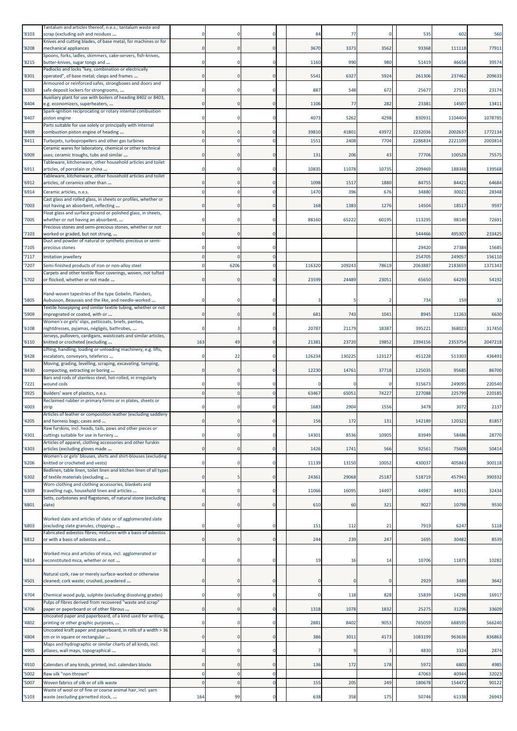| | | | | | | | | | | |
|---|---|---|---|---|---|---|---|---|---|---|
| '8103 | Tantalum and articles thereof, n.e.s.; tantalum waste and scrap (excluding ash and residues ... | 0 | 0 | 0 | 84 | 77 | 0 | 535 | 602 | 560 |
| '8208 | Knives and cutting blades, of base metal, for machines or for mechanical appliances | 0 | 0 | 0 | 3670 | 3373 | 3562 | 93368 | 111118 | 77911 |
| '8215 | Spoons, forks, ladles, skimmers, cake-servers, fish-knives, butter-knives, sugar tongs and ... | 0 | 0 | 0 | 1160 | 990 | 980 | 51419 | 46658 | 39574 |
| '8301 | Padlocks and locks "key, combination or electrically operated", of base metal; clasps and frames ... | 0 | 0 | 0 | 5541 | 6327 | 5924 | 261306 | 237462 | 209633 |
| '8303 | Armoured or reinforced safes, strongboxes and doors and safe deposit lockers for strongrooms, ... | 0 | 0 | 0 | 887 | 548 | 672 | 25677 | 27515 | 23174 |
| '8404 | Auxiliary plant for use with boilers of heading 8402 or 8403, e.g. economizers, superheaters, ... | 0 | 0 | 0 | 1106 | 77 | 282 | 23381 | 14507 | 13411 |
| '8407 | Spark-ignition reciprocating or rotary internal combustion piston engine | 0 | 0 | 0 | 4073 | 5262 | 4298 | 830931 | 1104404 | 1078785 |
| '8409 | Parts suitable for use solely or principally with internal combustion piston engine of heading ... | 0 | 0 | 0 | 39810 | 41801 | 43972 | 2232036 | 2002637 | 1772134 |
| '8411 | Turbojets, turbopropellers and other gas turbines | 0 | 0 | 0 | 1551 | 2408 | 7704 | 2286834 | 2221109 | 2003814 |
| '6909 | Ceramic wares for laboratory, chemical or other technical uses; ceramic troughs, tubs and similar ... | 0 | 0 | 0 | 131 | 206 | 43 | 77706 | 100528 | 75575 |
| '6911 | Tableware, kitchenware, other household articles and toilet articles, of porcelain or china ... | 0 | 0 | 0 | 10835 | 11078 | 10735 | 209469 | 188348 | 139568 |
| '6912 | Tableware, kitchenware, other household articles and toilet articles, of ceramics other than ... | 0 | 0 | 0 | 1098 | 1517 | 1880 | 84755 | 84421 | 64684 |
| '6914 | Ceramic articles, n.e.s. | 0 | 0 | 0 | 1470 | 396 | 676 | 34880 | 30021 | 28348 |
| '7003 | Cast glass and rolled glass, in sheets or profiles, whether or not having an absorbent, reflecting ... | 0 | 0 | 0 | 168 | 1383 | 1276 | 14504 | 18517 | 9597 |
| '7005 | Float glass and surface ground or polished glass, in sheets, whether or not having an absorbent, ... | 0 | 0 | 0 | 88160 | 65222 | 60195 | 113295 | 98149 | 72691 |
| '7103 | Precious stones and semi-precious stones, whether or not worked or graded, but not strung, ... | 0 | 0 | 0 | | | | 544466 | 495307 | 233425 |
| '7105 | Dust and powder of natural or synthetic precious or semi-precious stones | 0 | 0 | 0 | | | | 29420 | 27384 | 15685 |
| '7117 | Imitation jewellery | 0 | 0 | 0 | | | | 254705 | 249057 | 156110 |
| '7207 | Semi-finished products of iron or non-alloy steel | 0 | 6206 | 0 | 116320 | 109243 | 78619 | 2063887 | 2183659 | 1371343 |
| '5702 | Carpets and other textile floor coverings, woven, not tufted or flocked, whether or not made ... | 0 | 0 | 0 | 23599 | 24489 | 23051 | 65650 | 64293 | 54192 |
| '5805 | Hand-woven tapestries of the type Gobelin, Flanders, Aubusson, Beauvais and the like, and needle-worked ... | 0 | 0 | 0 | 3 | 5 | 2 | 734 | 159 | 32 |
| '5909 | Textile hosepiping and similar textile tubing, whether or not impregnated or coated, with or ... | 0 | 0 | 0 | 681 | 743 | 1041 | 8945 | 11263 | 6630 |
| '6108 | Women's or girls' slips, petticoats, briefs, panties, nightdresses, pyjamas, négligés, bathrobes, ... | 0 | 3 | 0 | 20787 | 21179 | 18387 | 395221 | 368023 | 317450 |
| '6110 | Jerseys, pullovers, cardigans, waistcoats and similar articles, knitted or crocheted (excluding ... | 163 | 49 | 0 | 21381 | 23720 | 19852 | 2394156 | 2353754 | 2047218 |
| '8428 | Lifting, handling, loading or unloading machinery, e.g. lifts, escalators, conveyors, teleferics ... | 0 | 22 | 0 | 126234 | 130225 | 123127 | 451228 | 513303 | 436493 |
| '8430 | Moving, grading, levelling, scraping, excavating, tamping, compacting, extracting or boring ... | 0 | 0 | 0 | 12230 | 14761 | 37718 | 125035 | 95685 | 86700 |
| '7221 | Bars and rods of stainless steel, hot-rolled, in irregularly wound coils | 0 | 0 | 0 | 0 | 0 | 0 | 315673 | 249095 | 220540 |
| '3925 | Builders' ware of plastics, n.e.s. | 0 | 0 | 0 | 63467 | 65051 | 74227 | 227088 | 225799 | 220185 |
| '4003 | Reclaimed rubber in primary forms or in plates, sheets or strip | 0 | 0 | 0 | 1683 | 2904 | 1556 | 3478 | 3072 | 2137 |
| '4205 | Articles of leather or composition leather (excluding saddlery and harness bags; cases and ... | 0 | 0 | 0 | 156 | 172 | 131 | 142189 | 120321 | 81857 |
| '4301 | Raw furskins, incl. heads, tails, paws and other pieces or cuttings suitable for use in furriery ... | 0 | 0 | 0 | 14301 | 8536 | 10905 | 83949 | 58486 | 28770 |
| '4303 | Articles of apparel, clothing accessories and other furskin articles (excluding gloves made ... | 0 | 0 | 0 | 1426 | 1741 | 566 | 92561 | 75608 | 50414 |
| '6206 | Women's or girls' blouses, shirts and shirt-blouses (excluding knitted or crocheted and vests) | 0 | 0 | 0 | 11139 | 13150 | 10052 | 430037 | 405843 | 300118 |
| '6302 | Bedlinen, table linen, toilet linen and kitchen linen of all types of textile materials (excluding ... | 0 | 5 | 0 | 24361 | 29068 | 25187 | 518719 | 457941 | 390332 |
| '6309 | Worn clothing and clothing accessories, blankets and travelling rugs, household linen and articles ... | 0 | 0 | 0 | 11066 | 16095 | 14497 | 44987 | 44915 | 32434 |
| '6801 | Setts, curbstones and flagstones, of natural stone (excluding slate) | 0 | 0 | 0 | 610 | 60 | 321 | 9027 | 10798 | 9530 |
| '6803 | Worked slate and articles of slate or of agglomerated slate (excluding slate granules, chippings ... | 0 | 0 | 0 | 151 | 112 | 21 | 7919 | 6247 | 5118 |
| '6812 | Fabricated asbestos fibres; mixtures with a basis of asbestos or with a basis of asbestos and ... | 0 | 0 | 0 | 244 | 239 | 247 | 1695 | 30482 | 8539 |
| '6814 | Worked mica and articles of mica, incl. agglomerated or reconstituted mica, whether or not ... | 0 | 0 | 0 | 19 | 16 | 14 | 10706 | 11875 | 10282 |
| '4501 | Natural cork, raw or merely surface-worked or otherwise cleaned; cork waste; crushed, powdered ... | 0 | 0 | 0 | 0 | 0 | 0 | 2929 | 3489 | 3642 |
| '4704 | Chemical wood pulp, sulphite (excluding dissolving grades) | 0 | 0 | 0 | 0 | 118 | 828 | 15839 | 14298 | 16917 |
| '4706 | Pulps of fibres derived from recovered "waste and scrap" paper or paperboard or of other fibrous ... | 0 | 0 | 0 | 1318 | 1078 | 1832 | 25275 | 31296 | 33609 |
| '4802 | Uncoated paper and paperboard, of a kind used for writing, printing or other graphic purposes, ... | 0 | 0 | 0 | 2881 | 8402 | 9053 | 765059 | 688595 | 566240 |
| '4804 | Uncoated kraft paper and paperboard, in rolls of a width > 36 cm or in square or rectangular ... | 0 | 0 | 0 | 386 | 3011 | 4173 | 1083199 | 963636 | 836863 |
| '4905 | Maps and hydrographic or similar charts of all kinds, incl. atlases, wall maps, topographical ... | 0 | 0 | 0 | 7 | 9 | 3 | 4830 | 3324 | 2874 |
| '4910 | Calendars of any kinds, printed, incl. calendars blocks | 0 | 0 | 0 | 136 | 172 | 178 | 5972 | 6803 | 4985 |
| '5002 | Raw silk "non-thrown" | 0 | 0 | 0 | | | | 47063 | 40944 | 32023 |
| '5007 | Woven fabrics of silk or of silk waste | 0 | 0 | 0 | 155 | 205 | 249 | 180678 | 154472 | 90122 |
| '5103 | Waste of wool or of fine or coarse animal hair, incl. yarn waste (excluding garnetted stock, ... | 164 | 99 | 0 | 638 | 358 | 175 | 50746 | 61338 | 26943 |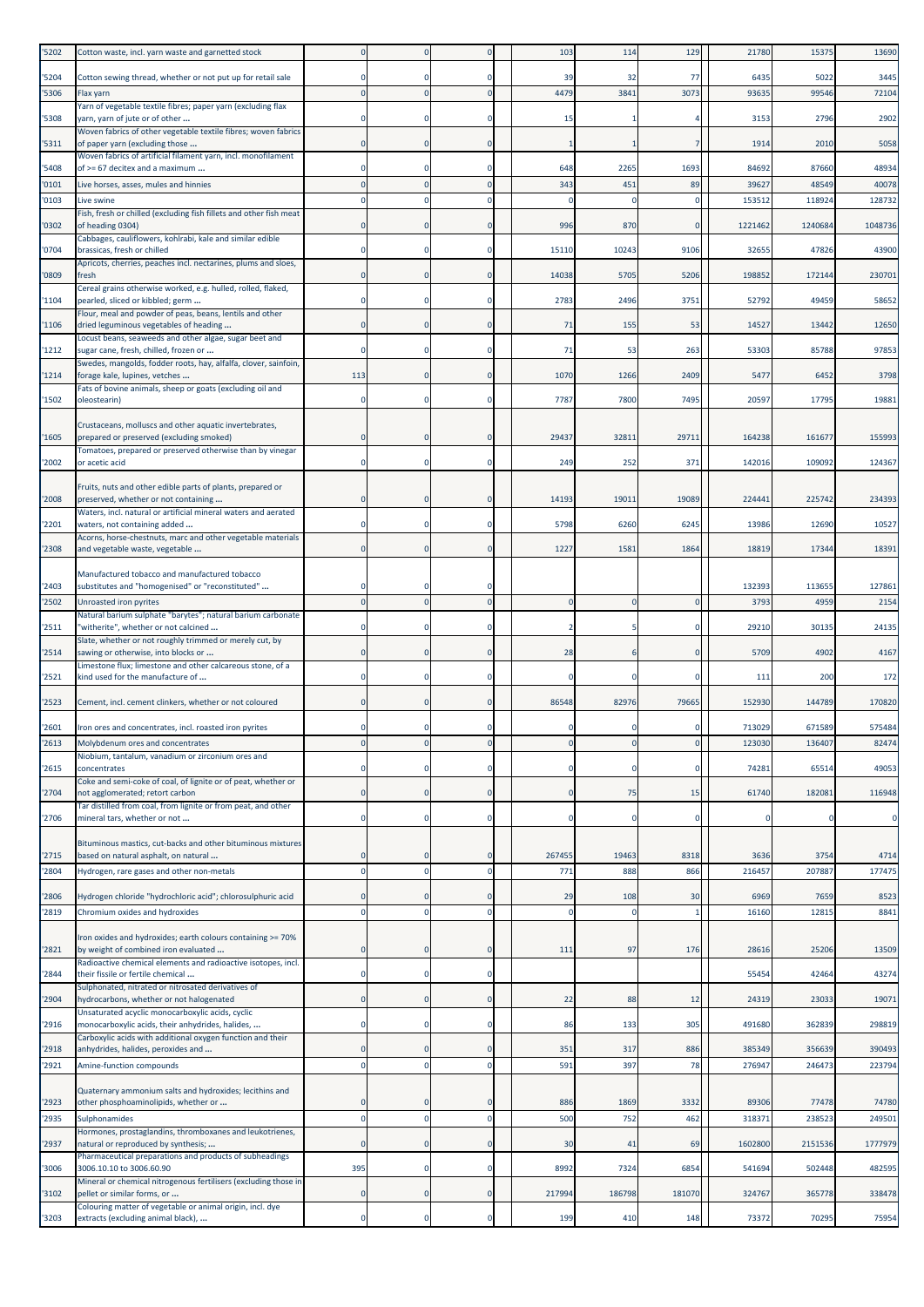| | | | | | | | | | | |
|---|---|---|---|---|---|---|---|---|---|---|
| '5202 | Cotton waste, incl. yarn waste and garnetted stock | 0 | 0 | 0 | 103 | 114 | 129 | 21780 | 15375 | 13690 |
| '5204 | Cotton sewing thread, whether or not put up for retail sale | 0 | 0 | 0 | 39 | 32 | 77 | 6435 | 5022 | 3445 |
| '5306 | Flax yarn | 0 | 0 | 0 | 4479 | 3841 | 3073 | 93635 | 99546 | 72104 |
| '5308 | Yarn of vegetable textile fibres; paper yarn (excluding flax yarn, yarn of jute or of other ... | 0 | 0 | 0 | 15 | 1 | 4 | 3153 | 2796 | 2902 |
| '5311 | Woven fabrics of other vegetable textile fibres; woven fabrics of paper yarn (excluding those ... | 0 | 0 | 0 | 1 | 1 | 7 | 1914 | 2010 | 5058 |
| '5408 | Woven fabrics of artificial filament yarn, incl. monofilament of >= 67 decitex and a maximum ... | 0 | 0 | 0 | 648 | 2265 | 1693 | 84692 | 87660 | 48934 |
| '0101 | Live horses, asses, mules and hinnies | 0 | 0 | 0 | 343 | 451 | 89 | 39627 | 48549 | 40078 |
| '0103 | Live swine | 0 | 0 | 0 | 0 | 0 | 0 | 153512 | 118924 | 128732 |
| '0302 | Fish, fresh or chilled (excluding fish fillets and other fish meat of heading 0304) | 0 | 0 | 0 | 996 | 870 | 0 | 1221462 | 1240684 | 1048736 |
| '0704 | Cabbages, cauliflowers, kohlrabi, kale and similar edible brassicas, fresh or chilled | 0 | 0 | 0 | 15110 | 10243 | 9106 | 32655 | 47826 | 43900 |
| '0809 | Apricots, cherries, peaches incl. nectarines, plums and sloes, fresh | 0 | 0 | 0 | 14038 | 5705 | 5206 | 198852 | 172144 | 230701 |
| '1104 | Cereal grains otherwise worked, e.g. hulled, rolled, flaked, pearled, sliced or kibbled; germ ... | 0 | 0 | 0 | 2783 | 2496 | 3751 | 52792 | 49459 | 58652 |
| '1106 | Flour, meal and powder of peas, beans, lentils and other dried leguminous vegetables of heading ... | 0 | 0 | 0 | 71 | 155 | 53 | 14527 | 13442 | 12650 |
| '1212 | Locust beans, seaweeds and other algae, sugar beet and sugar cane, fresh, chilled, frozen or ... | 0 | 0 | 0 | 71 | 53 | 263 | 53303 | 85788 | 97853 |
| '1214 | Swedes, mangolds, fodder roots, hay, alfalfa, clover, sainfoin, forage kale, lupines, vetches ... | 113 | 0 | 0 | 1070 | 1266 | 2409 | 5477 | 6452 | 3798 |
| '1502 | Fats of bovine animals, sheep or goats (excluding oil and oleostearin) | 0 | 0 | 0 | 7787 | 7800 | 7495 | 20597 | 17795 | 19881 |
| '1605 | Crustaceans, molluscs and other aquatic invertebrates, prepared or preserved (excluding smoked) | 0 | 0 | 0 | 29437 | 32811 | 29711 | 164238 | 161677 | 155993 |
| '2002 | Tomatoes, prepared or preserved otherwise than by vinegar or acetic acid | 0 | 0 | 0 | 249 | 252 | 371 | 142016 | 109092 | 124367 |
| '2008 | Fruits, nuts and other edible parts of plants, prepared or preserved, whether or not containing ... | 0 | 0 | 0 | 14193 | 19011 | 19089 | 224441 | 225742 | 234393 |
| '2201 | Waters, incl. natural or artificial mineral waters and aerated waters, not containing added ... | 0 | 0 | 0 | 5798 | 6260 | 6245 | 13986 | 12690 | 10527 |
| '2308 | Acorns, horse-chestnuts, marc and other vegetable materials and vegetable waste, vegetable ... | 0 | 0 | 0 | 1227 | 1581 | 1864 | 18819 | 17344 | 18391 |
| '2403 | Manufactured tobacco and manufactured tobacco substitutes and "homogenised" or "reconstituted" ... | 0 | 0 | 0 | | | | 132393 | 113655 | 127861 |
| '2502 | Unroasted iron pyrites | 0 | 0 | 0 | 0 | 0 | 0 | 3793 | 4959 | 2154 |
| '2511 | Natural barium sulphate "barytes"; natural barium carbonate "witherite", whether or not calcined ... | 0 | 0 | 0 | 2 | 5 | 0 | 29210 | 30135 | 24135 |
| '2514 | Slate, whether or not roughly trimmed or merely cut, by sawing or otherwise, into blocks or ... | 0 | 0 | 0 | 28 | 6 | 0 | 5709 | 4902 | 4167 |
| '2521 | Limestone flux; limestone and other calcareous stone, of a kind used for the manufacture of ... | 0 | 0 | 0 | 0 | 0 | 0 | 111 | 200 | 172 |
| '2523 | Cement, incl. cement clinkers, whether or not coloured | 0 | 0 | 0 | 86548 | 82976 | 79665 | 152930 | 144789 | 170820 |
| '2601 | Iron ores and concentrates, incl. roasted iron pyrites | 0 | 0 | 0 | 0 | 0 | 0 | 713029 | 671589 | 575484 |
| '2613 | Molybdenum ores and concentrates | 0 | 0 | 0 | 0 | 0 | 0 | 123030 | 136407 | 82474 |
| '2615 | Niobium, tantalum, vanadium or zirconium ores and concentrates | 0 | 0 | 0 | 0 | 0 | 0 | 74281 | 65514 | 49053 |
| '2704 | Coke and semi-coke of coal, of lignite or of peat, whether or not agglomerated; retort carbon | 0 | 0 | 0 | 0 | 75 | 15 | 61740 | 182081 | 116948 |
| '2706 | Tar distilled from coal, from lignite or from peat, and other mineral tars, whether or not ... | 0 | 0 | 0 | 0 | 0 | 0 | 0 | 0 | 0 |
| '2715 | Bituminous mastics, cut-backs and other bituminous mixtures based on natural asphalt, on natural ... | 0 | 0 | 0 | 267455 | 19463 | 8318 | 3636 | 3754 | 4714 |
| '2804 | Hydrogen, rare gases and other non-metals | 0 | 0 | 0 | 771 | 888 | 866 | 216457 | 207887 | 177475 |
| '2806 | Hydrogen chloride "hydrochloric acid"; chlorosulphuric acid | 0 | 0 | 0 | 29 | 108 | 30 | 6969 | 7659 | 8523 |
| '2819 | Chromium oxides and hydroxides | 0 | 0 | 0 | 0 | 0 | 1 | 16160 | 12815 | 8841 |
| '2821 | Iron oxides and hydroxides; earth colours containing >= 70% by weight of combined iron evaluated ... | 0 | 0 | 0 | 111 | 97 | 176 | 28616 | 25206 | 13509 |
| '2844 | Radioactive chemical elements and radioactive isotopes, incl. their fissile or fertile chemical ... | 0 | 0 | 0 | | | | 55454 | 42464 | 43274 |
| '2904 | Sulphonated, nitrated or nitrosated derivatives of hydrocarbons, whether or not halogenated | 0 | 0 | 0 | 22 | 88 | 12 | 24319 | 23033 | 19071 |
| '2916 | Unsaturated acyclic monocarboxylic acids, cyclic monocarboxylic acids, their anhydrides, halides, ... | 0 | 0 | 0 | 86 | 133 | 305 | 491680 | 362839 | 298819 |
| '2918 | Carboxylic acids with additional oxygen function and their anhydrides, halides, peroxides and ... | 0 | 0 | 0 | 351 | 317 | 886 | 385349 | 356639 | 390493 |
| '2921 | Amine-function compounds | 0 | 0 | 0 | 591 | 397 | 78 | 276947 | 246473 | 223794 |
| '2923 | Quaternary ammonium salts and hydroxides; lecithins and other phosphoaminolipids, whether or ... | 0 | 0 | 0 | 886 | 1869 | 3332 | 89306 | 77478 | 74780 |
| '2935 | Sulphonamides | 0 | 0 | 0 | 500 | 752 | 462 | 318371 | 238523 | 249501 |
| '2937 | Hormones, prostaglandins, thromboxanes and leukotrienes, natural or reproduced by synthesis; ... | 0 | 0 | 0 | 30 | 41 | 69 | 1602800 | 2151536 | 1777979 |
| '3006 | Pharmaceutical preparations and products of subheadings 3006.10.10 to 3006.60.90 | 395 | 0 | 0 | 8992 | 7324 | 6854 | 541694 | 502448 | 482595 |
| '3102 | Mineral or chemical nitrogenous fertilisers (excluding those in pellet or similar forms, or ... | 0 | 0 | 0 | 217994 | 186798 | 181070 | 324767 | 365778 | 338478 |
| '3203 | Colouring matter of vegetable or animal origin, incl. dye extracts (excluding animal black), ... | 0 | 0 | 0 | 199 | 410 | 148 | 73372 | 70295 | 75954 |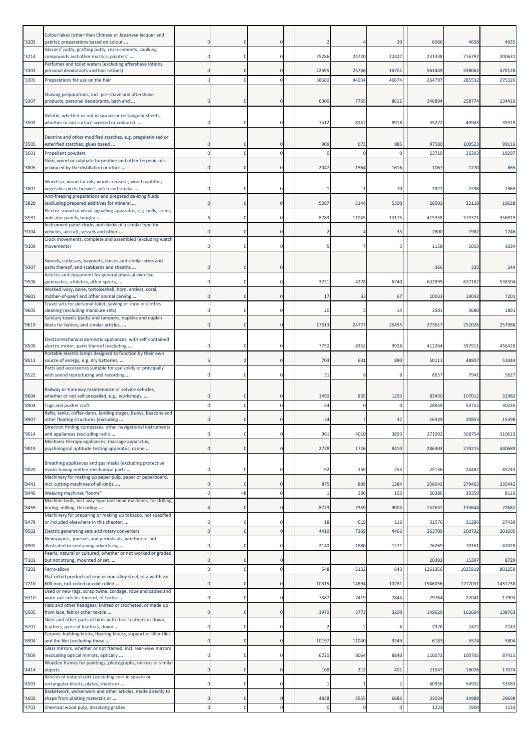| | | | | | | | | | | | |
|---|---|---|---|---|---|---|---|---|---|---|---|
| '3205 | Colour lakes (other than Chinese or Japanese lacquer and paints); preparations based on colour ... | 0 | 0 | 0 | | 2 | 4 | 20 | 6066 | 4658 | 4035 |
| '3214 | Glaziers' putty, grafting putty, resin cements, caulking compounds and other mastics; painters' ... | 0 | 0 | 0 | | 25286 | 24720 | 22427 | 231338 | 216797 | 200631 |
| '3303 | Perfumes and toilet waters (excluding aftershave lotions, personal deodorants and hair lotions) | 0 | 0 | 0 | | 22595 | 25746 | 16701 | 561449 | 598062 | 470128 |
| '3305 | Preparations for use on the hair | 0 | 0 | 0 | | 38680 | 44034 | 46674 | 264797 | 285532 | 275326 |
| '3307 | Shaving preparations, incl. pre-shave and aftershave products, personal deodorants, bath and ... | 0 | 0 | 0 | | 6306 | 7765 | 8612 | 246894 | 258774 | 234410 |
| '3503 | Gelatin, whether or not in square or rectangular sheets, whether or not surface-worked or coloured, ... | 0 | 0 | 0 | | 7512 | 8147 | 8918 | 35272 | 40943 | 39318 |
| '3505 | Dextrins and other modified starches, e.g. pregelatinised or esterified starches; glues based ... | 0 | 0 | 0 | | 909 | 673 | 885 | 97580 | 100523 | 99116 |
| '3601 | Propellent powders | 0 | 0 | 0 | | 0 | 0 | 0 | 23719 | 26303 | 19297 |
| '3805 | Gum, wood or sulphate turpentine and other terpenic oils produced by the distillation or other ... | 0 | 0 | 0 | | 2047 | 1564 | 1616 | 1067 | 1270 | 865 |
| '3807 | Wood tar; wood tar oils; wood creosote; wood naphtha; vegetable pitch; brewer's pitch and similar ... | 0 | 0 | 0 | | 1 | 1 | 70 | 2821 | 2298 | 1969 |
| '3820 | Anti-freezing preparations and prepared de-icing fluids (excluding prepared additives for mineral ... | 0 | 0 | 0 | | 5087 | 5144 | 5300 | 28502 | 22118 | 19628 |
| '8531 | Electric sound or visual signalling apparatus, e.g. bells, sirens, indicator panels, burglar ... | 6 | 0 | 0 | | 8783 | 11045 | 13175 | 415358 | 373321 | 356919 |
| '9104 | Instrument panel clocks and clocks of a similar type for vehicles, aircraft, vessels and other ... | 0 | 0 | 0 | | 2 | 4 | 33 | 2800 | 1982 | 1246 |
| '9109 | Clock movements, complete and assembled (excluding watch movements) | 0 | 0 | 0 | | 5 | 7 | 3 | 1158 | 1003 | 1034 |
| '9307 | Swords, cutlasses, bayonets, lances and similar arms and parts thereof, and scabbards and sheaths ... | 0 | 0 | 0 | | | | | 366 | 335 | 244 |
| '9506 | Articles and equipment for general physical exercise, gymnastics, athletics, other sports, ... | 0 | 0 | 0 | | 3731 | 4278 | 6740 | 632899 | 627187 | 538304 |
| '9601 | Worked ivory, bone, tortoiseshell, horn, antlers, coral, mother-of-pearl and other animal carving ... | 0 | 0 | 0 | | 17 | 33 | 67 | 10033 | 10042 | 7201 |
| '9605 | Travel sets for personal toilet, sewing or shoe or clothes cleaning (excluding manicure sets) | 0 | 0 | 0 | | 20 | 5 | 14 | 3501 | 3680 | 1891 |
| '9619 | Sanitary towels (pads) and tampons, napkins and napkin liners for babies, and similar articles, ... | 0 | 0 | 0 | | 17613 | 24777 | 25455 | 273617 | 252026 | 257988 |
| '8509 | Electromechanical domestic appliances, with self-contained electric motor; parts thereof (excluding ... | 0 | 0 | 0 | | 7750 | 8352 | 9928 | 412264 | 397911 | 456428 |
| '8513 | Portable electric lamps designed to function by their own source of energy, e.g. dry batteries, ... | 5 | 2 | 0 | | 703 | 631 | 880 | 50111 | 48807 | 51044 |
| '8522 | Parts and accessories suitable for use solely or principally with sound reproducing and recording ... | 0 | 0 | 0 | | 31 | 8 | 8 | 8657 | 7941 | 5627 |
| '8604 | Railway or tramway maintenance or service vehicles, whether or not self-propelled, e.g., workshops, ... | 0 | 0 | 0 | | 1490 | 855 | 1293 | 83430 | 107012 | 31982 |
| '8904 | Tugs and pusher craft | 0 | 0 | 0 | | 44 | 0 | 0 | 28959 | 53752 | 30326 |
| '8907 | Rafts, tanks, coffer-dams, landing stages, buoys, beacons and other floating structures (excluding ... | 0 | 0 | 0 | | 24 | 7 | 32 | 16349 | 20853 | 15498 |
| '9014 | Direction finding compasses; other navigational instruments and appliances (excluding radio ... | 0 | 0 | 0 | | 961 | 4010 | 3893 | 271202 | 308754 | 310613 |
| '9019 | Mechano-therapy appliances; massage apparatus; psychological aptitude-testing apparatus; ozone ... | 0 | 0 | 0 | | 2778 | 1726 | 8410 | 286303 | 270215 | 440689 |
| '9020 | Breathing appliances and gas masks (excluding protective masks having neither mechanical parts ... | 0 | 0 | 0 | | 92 | 159 | 253 | 25136 | 24487 | 85243 |
| '8441 | Machinery for making up paper pulp, paper or paperboard, incl. cutting machines of all kinds, ... | 0 | 0 | 0 | | 875 | 899 | 1384 | 256642 | 279463 | 235442 |
| '8446 | Weaving machines "looms" | 0 | 48 | 0 | | 1 | 206 | 103 | 26386 | 20359 | 8116 |
| '8459 | Machine tools, incl. way-type unit head machines, for drilling, boring, milling, threading ... | 4 | 0 | 0 | | 8773 | 7359 | 9003 | 152631 | 133644 | 72682 |
| '8478 | Machinery for preparing or making up tobacco, not specified or included elsewhere in this chapter; ... | 0 | 0 | 0 | | 18 | 619 | 116 | 31576 | 21286 | 27439 |
| '8502 | Electric generating sets and rotary converters | 0 | 0 | 0 | | 4419 | 7369 | 4466 | 263709 | 200732 | 201605 |
| '4902 | Newspapers, journals and periodicals, whether or not illustrated or containing advertising ... | 0 | 0 | 0 | | 2140 | 1880 | 1271 | 76269 | 70161 | 47028 |
| '7101 | Pearls, natural or cultured, whether or not worked or graded, but not strung, mounted or set, ... | 0 | 0 | 0 | | | | | 20393 | 15397 | 8729 |
| '7202 | Ferro-alloys | 0 | 0 | 0 | | 548 | 5132 | 643 | 1261356 | 1025919 | 803259 |
| '7210 | Flat-rolled products of iron or non-alloy steel, of a width >= 600 mm, hot-rolled or cold-rolled ... | 0 | 0 | 0 | | 10315 | 14594 | 10281 | 1946036 | 1717031 | 1451738 |
| '6310 | Used or new rags, scrap twine, cordage, rope and cables and worn-out articles thereof, of textile ... | 0 | 0 | 0 | | 7387 | 7419 | 7844 | 29764 | 27041 | 17903 |
| '6505 | Hats and other headgear, knitted or crocheted, or made up from lace, felt or other textile ... | 0 | 0 | 0 | | 3970 | 3773 | 3200 | 149629 | 162604 | 138763 |
| '6701 | Skins and other parts of birds with their feathers or down, feathers, parts of feathers, down ... | 0 | 0 | 0 | | 2 | 2 | 6 | 2376 | 2422 | 2143 |
| '6904 | Ceramic building bricks, flooring blocks, support or filler tiles and the like (excluding those ... | 0 | 0 | 0 | | 10197 | 11040 | 9249 | 6183 | 5524 | 5804 |
| '7009 | Glass mirrors, whether or not framed, incl. rear-view mirrors (excluding optical mirrors, optically ... | 0 | 0 | 0 | | 6720 | 8064 | 8840 | 110073 | 100705 | 87415 |
| '4414 | Wooden frames for paintings, photographs, mirrors or similar objects | 0 | 0 | 0 | | 168 | 312 | 401 | 21547 | 18026 | 17074 |
| '4503 | Articles of natural cork (excluding cork in square or rectangular blocks, plates, sheets or ... | 0 | 0 | 0 | | 1 | 1 | 2 | 60956 | 54932 | 53583 |
| '4602 | Basketwork, wickerwork and other articles, made directly to shape from plaiting materials or ... | 0 | 0 | 0 | | 4838 | 5555 | 6683 | 33034 | 34989 | 29698 |
| '4702 | Chemical wood pulp, dissolving grades | 0 | 0 | 0 | | 0 | 0 | 0 | 1223 | 1904 | 1133 |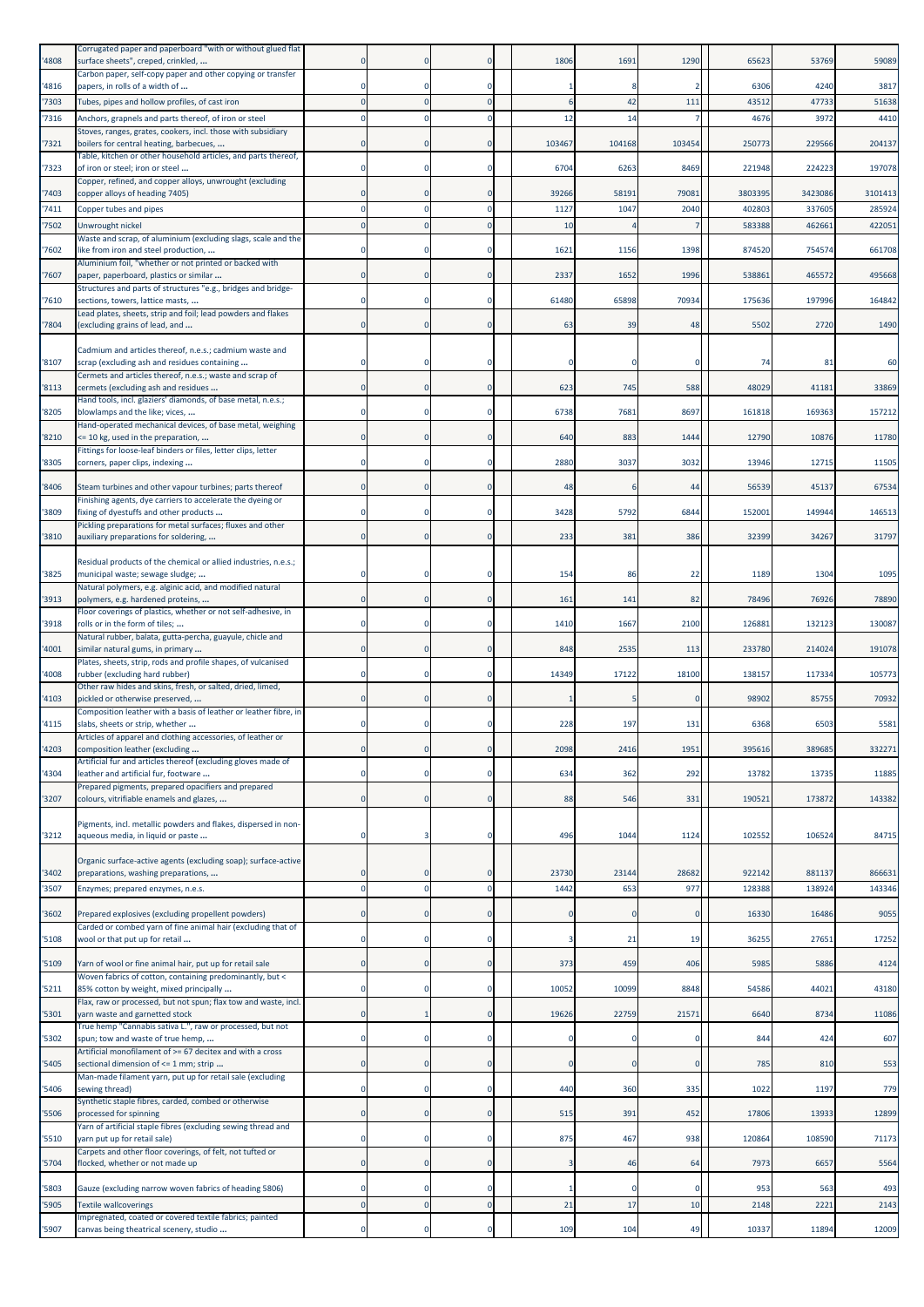| | | | | | | | | | | |
|---|---|---|---|---|---|---|---|---|---|---|
| '4808 | Corrugated paper and paperboard "with or without glued flat surface sheets", creped, crinkled, ... | 0 | 0 | 0 | 1806 | 1691 | 1290 | 65623 | 53769 | 59089 |
| '4816 | Carbon paper, self-copy paper and other copying or transfer papers, in rolls of a width of ... | 0 | 0 | 0 | 1 | 8 | 2 | 6306 | 4240 | 3817 |
| '7303 | Tubes, pipes and hollow profiles, of cast iron | 0 | 0 | 0 | 6 | 42 | 111 | 43512 | 47733 | 51638 |
| '7316 | Anchors, grapnels and parts thereof, of iron or steel | 0 | 0 | 0 | 12 | 14 | 7 | 4676 | 3972 | 4410 |
| '7321 | Stoves, ranges, grates, cookers, incl. those with subsidiary boilers for central heating, barbecues, ... | 0 | 0 | 0 | 103467 | 104168 | 103454 | 250773 | 229566 | 204137 |
| '7323 | Table, kitchen or other household articles, and parts thereof, of iron or steel; iron or steel ... | 0 | 0 | 0 | 6704 | 6263 | 8469 | 221948 | 224223 | 197078 |
| '7403 | Copper, refined, and copper alloys, unwrought (excluding copper alloys of heading 7405) | 0 | 0 | 0 | 39266 | 58191 | 79081 | 3803395 | 3423086 | 3101413 |
| '7411 | Copper tubes and pipes | 0 | 0 | 0 | 1127 | 1047 | 2040 | 402803 | 337605 | 285924 |
| '7502 | Unwrought nickel | 0 | 0 | 0 | 10 | 4 | 7 | 583388 | 462661 | 422051 |
| '7602 | Waste and scrap, of aluminium (excluding slags, scale and the like from iron and steel production, ... | 0 | 0 | 0 | 1621 | 1156 | 1398 | 874520 | 754574 | 661708 |
| '7607 | Aluminium foil, "whether or not printed or backed with paper, paperboard, plastics or similar ... | 0 | 0 | 0 | 2337 | 1652 | 1996 | 538861 | 465572 | 495668 |
| '7610 | Structures and parts of structures "e.g., bridges and bridge-sections, towers, lattice masts, ... | 0 | 0 | 0 | 61480 | 65898 | 70934 | 175636 | 197996 | 164842 |
| '7804 | Lead plates, sheets, strip and foil; lead powders and flakes (excluding grains of lead, and ... | 0 | 0 | 0 | 63 | 39 | 48 | 5502 | 2720 | 1490 |
| '8107 | Cadmium and articles thereof, n.e.s.; cadmium waste and scrap (excluding ash and residues containing ... | 0 | 0 | 0 | 0 | 0 | 0 | 74 | 81 | 60 |
| '8113 | Cermets and articles thereof, n.e.s.; waste and scrap of cermets (excluding ash and residues ... | 0 | 0 | 0 | 623 | 745 | 588 | 48029 | 41181 | 33869 |
| '8205 | Hand tools, incl. glaziers' diamonds, of base metal, n.e.s.; blowlamps and the like; vices, ... | 0 | 0 | 0 | 6738 | 7681 | 8697 | 161818 | 169363 | 157212 |
| '8210 | Hand-operated mechanical devices, of base metal, weighing <= 10 kg, used in the preparation, ... | 0 | 0 | 0 | 640 | 883 | 1444 | 12790 | 10876 | 11780 |
| '8305 | Fittings for loose-leaf binders or files, letter clips, letter corners, paper clips, indexing ... | 0 | 0 | 0 | 2880 | 3037 | 3032 | 13946 | 12715 | 11505 |
| '8406 | Steam turbines and other vapour turbines; parts thereof | 0 | 0 | 0 | 48 | 6 | 44 | 56539 | 45137 | 67534 |
| '3809 | Finishing agents, dye carriers to accelerate the dyeing or fixing of dyestuffs and other products ... | 0 | 0 | 0 | 3428 | 5792 | 6844 | 152001 | 149944 | 146513 |
| '3810 | Pickling preparations for metal surfaces; fluxes and other auxiliary preparations for soldering, ... | 0 | 0 | 0 | 233 | 381 | 386 | 32399 | 34267 | 31797 |
| '3825 | Residual products of the chemical or allied industries, n.e.s.; municipal waste; sewage sludge; ... | 0 | 0 | 0 | 154 | 86 | 22 | 1189 | 1304 | 1095 |
| '3913 | Natural polymers, e.g. alginic acid, and modified natural polymers, e.g. hardened proteins, ... | 0 | 0 | 0 | 161 | 141 | 82 | 78496 | 76926 | 78890 |
| '3918 | Floor coverings of plastics, whether or not self-adhesive, in rolls or in the form of tiles; ... | 0 | 0 | 0 | 1410 | 1667 | 2100 | 126881 | 132123 | 130087 |
| '4001 | Natural rubber, balata, gutta-percha, guayule, chicle and similar natural gums, in primary ... | 0 | 0 | 0 | 848 | 2535 | 113 | 233780 | 214024 | 191078 |
| '4008 | Plates, sheets, strip, rods and profile shapes, of vulcanised rubber (excluding hard rubber) | 0 | 0 | 0 | 14349 | 17122 | 18100 | 138157 | 117334 | 105773 |
| '4103 | Other raw hides and skins, fresh, or salted, dried, limed, pickled or otherwise preserved, ... | 0 | 0 | 0 | 1 | 5 | 0 | 98902 | 85755 | 70932 |
| '4115 | Composition leather with a basis of leather or leather fibre, in slabs, sheets or strip, whether ... | 0 | 0 | 0 | 228 | 197 | 131 | 6368 | 6503 | 5581 |
| '4203 | Articles of apparel and clothing accessories, of leather or composition leather (excluding ... | 0 | 0 | 0 | 2098 | 2416 | 1951 | 395616 | 389685 | 332271 |
| '4304 | Artificial fur and articles thereof (excluding gloves made of leather and artificial fur, footware ... | 0 | 0 | 0 | 634 | 362 | 292 | 13782 | 13735 | 11885 |
| '3207 | Prepared pigments, prepared opacifiers and prepared colours, vitrifiable enamels and glazes, ... | 0 | 0 | 0 | 88 | 546 | 331 | 190521 | 173872 | 143382 |
| '3212 | Pigments, incl. metallic powders and flakes, dispersed in non-aqueous media, in liquid or paste ... | 0 | 3 | 0 | 496 | 1044 | 1124 | 102552 | 106524 | 84715 |
| '3402 | Organic surface-active agents (excluding soap); surface-active preparations, washing preparations, ... | 0 | 0 | 0 | 23730 | 23144 | 28682 | 922142 | 881137 | 866631 |
| '3507 | Enzymes; prepared enzymes, n.e.s. | 0 | 0 | 0 | 1442 | 653 | 977 | 128388 | 138924 | 143346 |
| '3602 | Prepared explosives (excluding propellent powders) | 0 | 0 | 0 | 0 | 0 | 0 | 16330 | 16486 | 9055 |
| '5108 | Carded or combed yarn of fine animal hair (excluding that of wool or that put up for retail ... | 0 | 0 | 0 | 3 | 21 | 19 | 36255 | 27651 | 17252 |
| '5109 | Yarn of wool or fine animal hair, put up for retail sale | 0 | 0 | 0 | 373 | 459 | 406 | 5985 | 5886 | 4124 |
| '5211 | Woven fabrics of cotton, containing predominantly, but < 85% cotton by weight, mixed principally ... | 0 | 0 | 0 | 10052 | 10099 | 8848 | 54586 | 44021 | 43180 |
| '5301 | Flax, raw or processed, but not spun; flax tow and waste, incl. yarn waste and garnetted stock | 0 | 1 | 0 | 19626 | 22759 | 21571 | 6640 | 8734 | 11086 |
| '5302 | True hemp "Cannabis sativa L.", raw or processed, but not spun; tow and waste of true hemp, ... | 0 | 0 | 0 | 0 | 0 | 0 | 844 | 424 | 607 |
| '5405 | Artificial monofilament of >= 67 decitex and with a cross sectional dimension of <= 1 mm; strip ... | 0 | 0 | 0 | 0 | 0 | 0 | 785 | 810 | 553 |
| '5406 | Man-made filament yarn, put up for retail sale (excluding sewing thread) | 0 | 0 | 0 | 440 | 360 | 335 | 1022 | 1197 | 779 |
| '5506 | Synthetic staple fibres, carded, combed or otherwise processed for spinning | 0 | 0 | 0 | 515 | 391 | 452 | 17806 | 13933 | 12899 |
| '5510 | Yarn of artificial staple fibres (excluding sewing thread and yarn put up for retail sale) | 0 | 0 | 0 | 875 | 467 | 938 | 120864 | 108590 | 71173 |
| '5704 | Carpets and other floor coverings, of felt, not tufted or flocked, whether or not made up | 0 | 0 | 0 | 3 | 46 | 64 | 7973 | 6657 | 5564 |
| '5803 | Gauze (excluding narrow woven fabrics of heading 5806) | 0 | 0 | 0 | 1 | 0 | 0 | 953 | 563 | 493 |
| '5905 | Textile wallcoverings | 0 | 0 | 0 | 21 | 17 | 10 | 2148 | 2221 | 2143 |
| '5907 | Impregnated, coated or covered textile fabrics; painted canvas being theatrical scenery, studio ... | 0 | 0 | 0 | 109 | 104 | 49 | 10337 | 11894 | 12009 |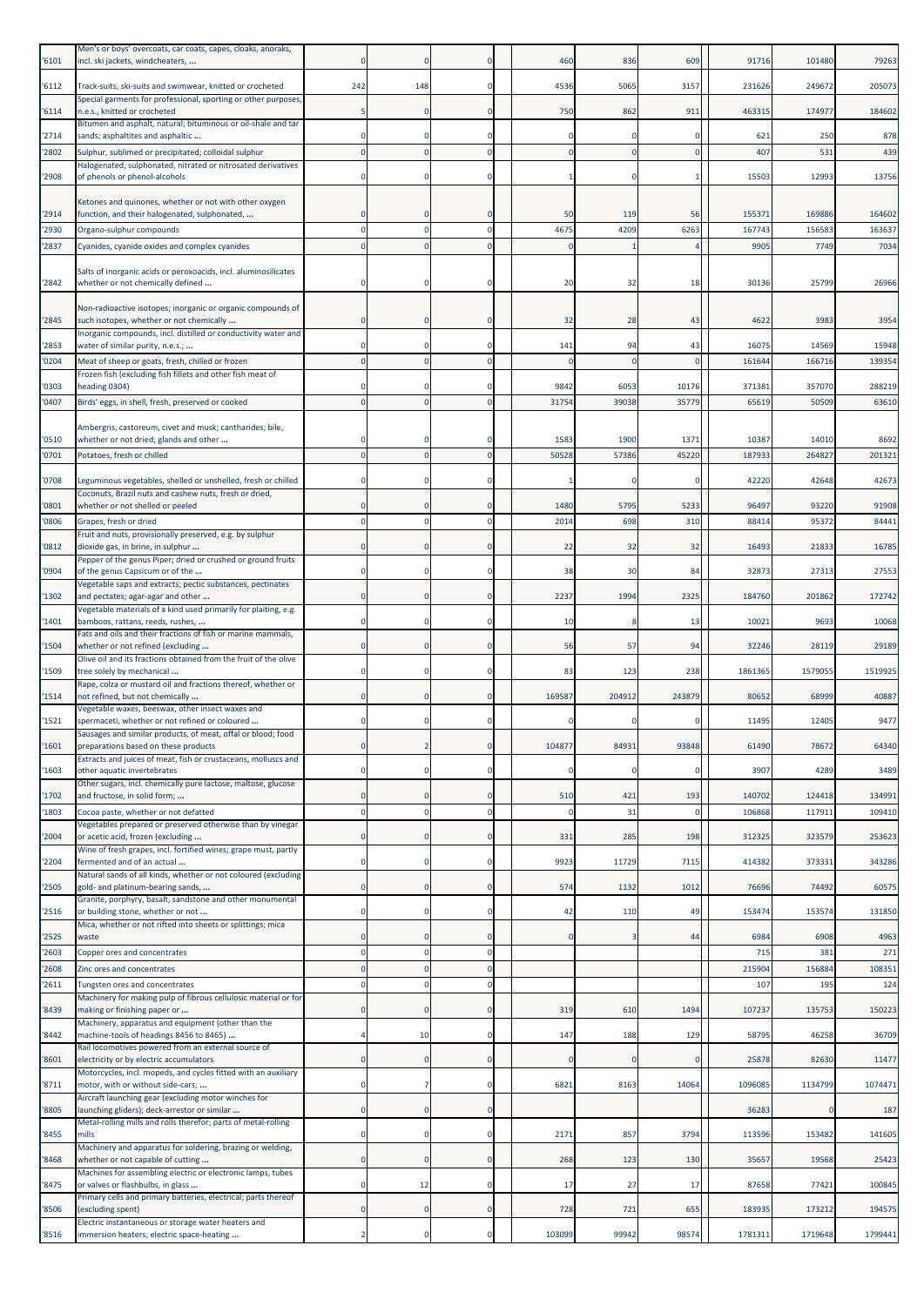| | | | | | | | | | | |
|---|---|---|---|---|---|---|---|---|---|---|
| '6101 | Men's or boys' overcoats, car coats, capes, cloaks, anoraks, incl. ski jackets, windcheaters, ... | 0 | 0 | 0 | 460 | 836 | 609 | 91716 | 101480 | 79263 |
| '6112 | Track-suits, ski-suits and swimwear, knitted or crocheted | 242 | 148 | 0 | 4536 | 5065 | 3157 | 231626 | 249672 | 205073 |
| '6114 | Special garments for professional, sporting or other purposes, n.e.s., knitted or crocheted | 5 | 0 | 0 | 750 | 862 | 911 | 463315 | 174977 | 184602 |
| '2714 | Bitumen and asphalt, natural; bituminous or oil-shale and tar sands; asphaltites and asphaltic ... | 0 | 0 | 0 | 0 | 0 | 0 | 621 | 250 | 878 |
| '2802 | Sulphur, sublimed or precipitated; colloidal sulphur | 0 | 0 | 0 | 0 | 0 | 0 | 407 | 531 | 439 |
| '2908 | Halogenated, sulphonated, nitrated or nitrosated derivatives of phenols or phenol-alcohols | 0 | 0 | 0 | 1 | 0 | 1 | 15503 | 12993 | 13756 |
| '2914 | Ketones and quinones, whether or not with other oxygen function, and their halogenated, sulphonated, ... | 0 | 0 | 0 | 50 | 119 | 56 | 155371 | 169886 | 164602 |
| '2930 | Organo-sulphur compounds | 0 | 0 | 0 | 4675 | 4209 | 6263 | 167743 | 156583 | 163637 |
| '2837 | Cyanides, cyanide oxides and complex cyanides | 0 | 0 | 0 | 0 | 1 | 4 | 9905 | 7749 | 7034 |
| '2842 | Salts of inorganic acids or peroxoacids, incl. aluminosilicates whether or not chemically defined ... | 0 | 0 | 0 | 20 | 32 | 18 | 30136 | 25799 | 26966 |
| '2845 | Non-radioactive isotopes; inorganic or organic compounds of such isotopes, whether or not chemically ... | 0 | 0 | 0 | 32 | 28 | 43 | 4622 | 3983 | 3954 |
| '2853 | Inorganic compounds, incl. distilled or conductivity water and water of similar purity, n.e.s.; ... | 0 | 0 | 0 | 141 | 94 | 43 | 16075 | 14569 | 15948 |
| '0204 | Meat of sheep or goats, fresh, chilled or frozen | 0 | 0 | 0 | 0 | 0 | 0 | 161644 | 166716 | 139354 |
| '0303 | Frozen fish (excluding fish fillets and other fish meat of heading 0304) | 0 | 0 | 0 | 9842 | 6053 | 10176 | 371381 | 357070 | 288219 |
| '0407 | Birds' eggs, in shell, fresh, preserved or cooked | 0 | 0 | 0 | 31754 | 39038 | 35779 | 65619 | 50509 | 63610 |
| '0510 | Ambergris, castoreum, civet and musk; cantharides; bile, whether or not dried; glands and other ... | 0 | 0 | 0 | 1583 | 1900 | 1371 | 10387 | 14010 | 8692 |
| '0701 | Potatoes, fresh or chilled | 0 | 0 | 0 | 50528 | 57386 | 45220 | 187933 | 264827 | 201321 |
| '0708 | Leguminous vegetables, shelled or unshelled, fresh or chilled | 0 | 0 | 0 | 1 | 0 | 0 | 42220 | 42648 | 42673 |
| '0801 | Coconuts, Brazil nuts and cashew nuts, fresh or dried, whether or not shelled or peeled | 0 | 0 | 0 | 1480 | 5795 | 5233 | 96497 | 93220 | 91908 |
| '0806 | Grapes, fresh or dried | 0 | 0 | 0 | 2014 | 698 | 310 | 88414 | 95372 | 84441 |
| '0812 | Fruit and nuts, provisionally preserved, e.g. by sulphur dioxide gas, in brine, in sulphur ... | 0 | 0 | 0 | 22 | 32 | 32 | 16493 | 21833 | 16785 |
| '0904 | Pepper of the genus Piper; dried or crushed or ground fruits of the genus Capsicum or of the ... | 0 | 0 | 0 | 38 | 30 | 84 | 32873 | 27313 | 27553 |
| '1302 | Vegetable saps and extracts; pectic substances, pectinates and pectates; agar-agar and other ... | 0 | 0 | 0 | 2237 | 1994 | 2325 | 184760 | 201862 | 172742 |
| '1401 | Vegetable materials of a kind used primarily for plaiting, e.g. bamboos, rattans, reeds, rushes, ... | 0 | 0 | 0 | 10 | 8 | 13 | 10021 | 9693 | 10068 |
| '1504 | Fats and oils and their fractions of fish or marine mammals, whether or not refined (excluding ... | 0 | 0 | 0 | 56 | 57 | 94 | 32246 | 28119 | 29189 |
| '1509 | Olive oil and its fractions obtained from the fruit of the olive tree solely by mechanical ... | 0 | 0 | 0 | 83 | 123 | 238 | 1861365 | 1579055 | 1519925 |
| '1514 | Rape, colza or mustard oil and fractions thereof, whether or not refined, but not chemically ... | 0 | 0 | 0 | 169587 | 204912 | 243879 | 80652 | 68999 | 40887 |
| '1521 | Vegetable waxes, beeswax, other insect waxes and spermaceti, whether or not refined or coloured ... | 0 | 0 | 0 | 0 | 0 | 0 | 11495 | 12405 | 9477 |
| '1601 | Sausages and similar products, of meat, offal or blood; food preparations based on these products | 0 | 2 | 0 | 104877 | 84931 | 93848 | 61490 | 78672 | 64340 |
| '1603 | Extracts and juices of meat, fish or crustaceans, molluscs and other aquatic invertebrates | 0 | 0 | 0 | 0 | 0 | 0 | 3907 | 4289 | 3489 |
| '1702 | Other sugars, incl. chemically pure lactose, maltose, glucose and fructose, in solid form; ... | 0 | 0 | 0 | 510 | 421 | 193 | 140702 | 124418 | 134991 |
| '1803 | Cocoa paste, whether or not defatted | 0 | 0 | 0 | 0 | 31 | 0 | 106868 | 117911 | 109410 |
| '2004 | Vegetables prepared or preserved otherwise than by vinegar or acetic acid, frozen (excluding ... | 0 | 0 | 0 | 331 | 285 | 198 | 312325 | 323579 | 253623 |
| '2204 | Wine of fresh grapes, incl. fortified wines; grape must, partly fermented and of an actual ... | 0 | 0 | 0 | 9923 | 11729 | 7115 | 414382 | 373331 | 343286 |
| '2505 | Natural sands of all kinds, whether or not coloured (excluding gold- and platinum-bearing sands, ... | 0 | 0 | 0 | 574 | 1132 | 1012 | 76696 | 74492 | 60575 |
| '2516 | Granite, porphyry, basalt, sandstone and other monumental or building stone, whether or not ... | 0 | 0 | 0 | 42 | 110 | 49 | 153474 | 153574 | 131850 |
| '2525 | Mica, whether or not rifted into sheets or splittings; mica waste | 0 | 0 | 0 | 0 | 3 | 44 | 6984 | 6908 | 4963 |
| '2603 | Copper ores and concentrates | 0 | 0 | 0 | | | | 715 | 381 | 271 |
| '2608 | Zinc ores and concentrates | 0 | 0 | 0 | | | | 215904 | 156884 | 108351 |
| '2611 | Tungsten ores and concentrates | 0 | 0 | 0 | | | | 107 | 195 | 124 |
| '8439 | Machinery for making pulp of fibrous cellulosic material or for making or finishing paper or ... | 0 | 0 | 0 | 319 | 610 | 1494 | 107237 | 135753 | 150223 |
| '8442 | Machinery, apparatus and equipment (other than the machine-tools of headings 8456 to 8465) ... | 4 | 10 | 0 | 147 | 188 | 129 | 58795 | 46258 | 36709 |
| '8601 | Rail locomotives powered from an external source of electricity or by electric accumulators | 0 | 0 | 0 | 0 | 0 | 0 | 25878 | 82630 | 11477 |
| '8711 | Motorcycles, incl. mopeds, and cycles fitted with an auxiliary motor, with or without side-cars; ... | 0 | 7 | 0 | 6821 | 8163 | 14064 | 1096085 | 1134799 | 1074471 |
| '8805 | Aircraft launching gear (excluding motor winches for launching gliders); deck-arrestor or similar ... | 0 | 0 | 0 | | | | 36283 | 0 | 187 |
| '8455 | Metal-rolling mills and rolls therefor; parts of metal-rolling mills | 0 | 0 | 0 | 2171 | 857 | 3794 | 113596 | 153482 | 141605 |
| '8468 | Machinery and apparatus for soldering, brazing or welding, whether or not capable of cutting ... | 0 | 0 | 0 | 268 | 123 | 130 | 35657 | 19568 | 25423 |
| '8475 | Machines for assembling electric or electronic lamps, tubes or valves or flashbulbs, in glass ... | 0 | 12 | 0 | 17 | 27 | 17 | 87658 | 77421 | 100845 |
| '8506 | Primary cells and primary batteries, electrical; parts thereof (excluding spent) | 0 | 0 | 0 | 728 | 721 | 655 | 183935 | 173212 | 194575 |
| '8516 | Electric instantaneous or storage water heaters and immersion heaters; electric space-heating ... | 2 | 0 | 0 | 103099 | 99942 | 98574 | 1781311 | 1719648 | 1799441 |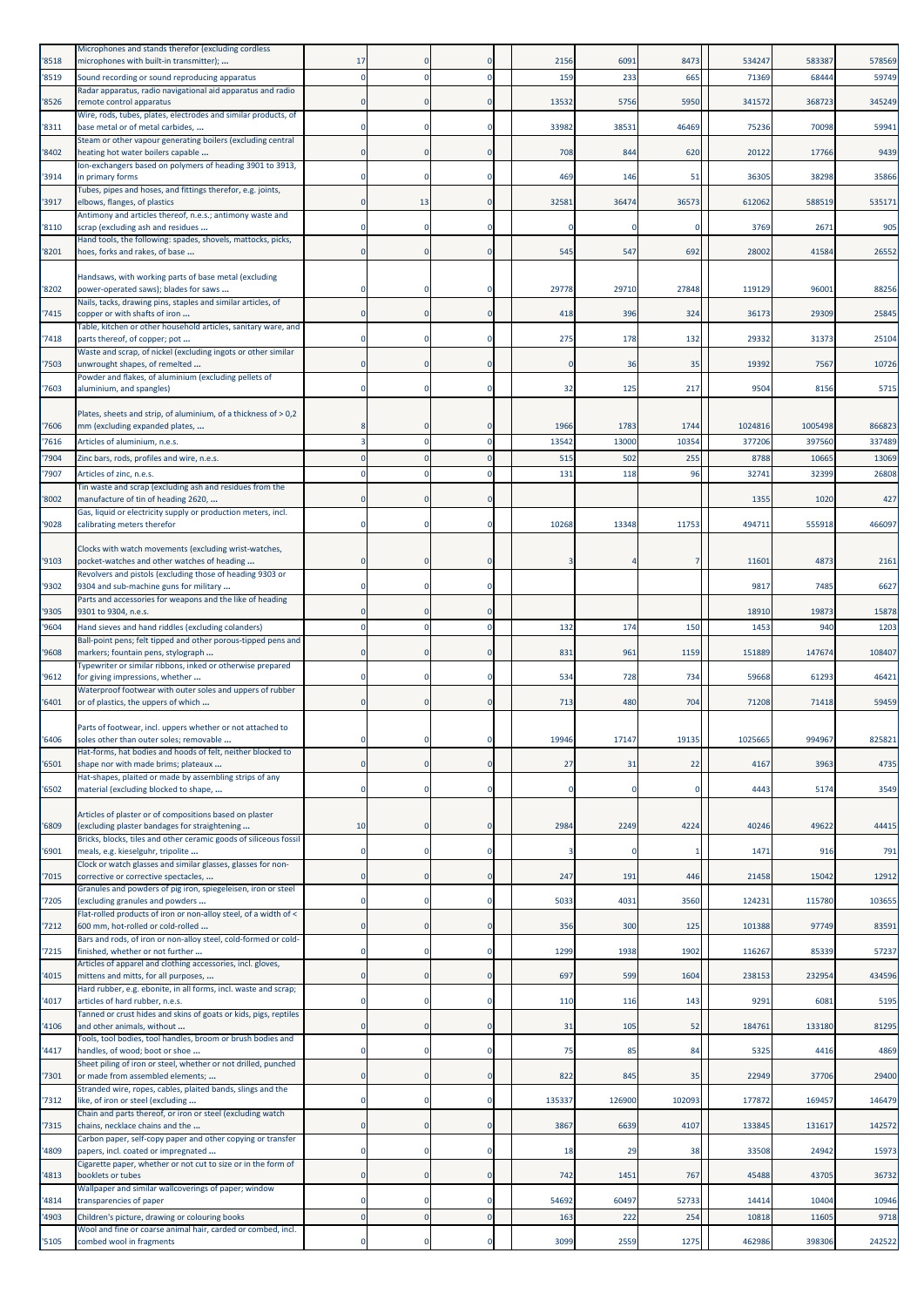| '8518 | Microphones and stands therefor (excluding cordless microphones with built-in transmitter); ... | 17 | 0 | 0 | 2156 | 6091 | 8473 | 534247 | 583387 | 578569 |
|---|---|---|---|---|---|---|---|---|---|---|
| '8519 | Sound recording or sound reproducing apparatus | 0 | 0 | 0 | 159 | 233 | 665 | 71369 | 68444 | 59749 |
| '8526 | Radar apparatus, radio navigational aid apparatus and radio remote control apparatus | 0 | 0 | 0 | 13532 | 5756 | 5950 | 341572 | 368723 | 345249 |
| '8311 | Wire, rods, tubes, plates, electrodes and similar products, of base metal or of metal carbides, ... | 0 | 0 | 0 | 33982 | 38531 | 46469 | 75236 | 70098 | 59941 |
| '8402 | Steam or other vapour generating boilers (excluding central heating hot water boilers capable ... | 0 | 0 | 0 | 708 | 844 | 620 | 20122 | 17766 | 9439 |
| '3914 | Ion-exchangers based on polymers of heading 3901 to 3913, in primary forms | 0 | 0 | 0 | 469 | 146 | 51 | 36305 | 38298 | 35866 |
| '3917 | Tubes, pipes and hoses, and fittings therefor, e.g. joints, elbows, flanges, of plastics | 0 | 13 | 0 | 32581 | 36474 | 36573 | 612062 | 588519 | 535171 |
| '8110 | Antimony and articles thereof, n.e.s.; antimony waste and scrap (excluding ash and residues ... | 0 | 0 | 0 | 0 | 0 | 0 | 3769 | 2671 | 905 |
| '8201 | Hand tools, the following: spades, shovels, mattocks, picks, hoes, forks and rakes, of base ... | 0 | 0 | 0 | 545 | 547 | 692 | 28002 | 41584 | 26552 |
| '8202 | Handsaws, with working parts of base metal (excluding power-operated saws); blades for saws ... | 0 | 0 | 0 | 29778 | 29710 | 27848 | 119129 | 96001 | 88256 |
| '7415 | Nails, tacks, drawing pins, staples and similar articles, of copper or with shafts of iron ... | 0 | 0 | 0 | 418 | 396 | 324 | 36173 | 29309 | 25845 |
| '7418 | Table, kitchen or other household articles, sanitary ware, and parts thereof, of copper; pot ... | 0 | 0 | 0 | 275 | 178 | 132 | 29332 | 31373 | 25104 |
| '7503 | Waste and scrap, of nickel (excluding ingots or other similar unwrought shapes, of remelted ... | 0 | 0 | 0 | 0 | 36 | 35 | 19392 | 7567 | 10726 |
| '7603 | Powder and flakes, of aluminium (excluding pellets of aluminium, and spangles) | 0 | 0 | 0 | 32 | 125 | 217 | 9504 | 8156 | 5715 |
| '7606 | Plates, sheets and strip, of aluminium, of a thickness of > 0,2 mm (excluding expanded plates, ... | 8 | 0 | 0 | 1966 | 1783 | 1744 | 1024816 | 1005498 | 866823 |
| '7616 | Articles of aluminium, n.e.s. | 3 | 0 | 0 | 13542 | 13000 | 10354 | 377206 | 397560 | 337489 |
| '7904 | Zinc bars, rods, profiles and wire, n.e.s. | 0 | 0 | 0 | 515 | 502 | 255 | 8788 | 10665 | 13069 |
| '7907 | Articles of zinc, n.e.s. | 0 | 0 | 0 | 131 | 118 | 96 | 32741 | 32399 | 26808 |
| '8002 | Tin waste and scrap (excluding ash and residues from the manufacture of tin of heading 2620, ... | 0 | 0 | 0 | | | | 1355 | 1020 | 427 |
| '9028 | Gas, liquid or electricity supply or production meters, incl. calibrating meters therefor | 0 | 0 | 0 | 10268 | 13348 | 11753 | 494711 | 555918 | 466097 |
| '9103 | Clocks with watch movements (excluding wrist-watches, pocket-watches and other watches of heading ... | 0 | 0 | 0 | 3 | 4 | 7 | 11601 | 4873 | 2161 |
| '9302 | Revolvers and pistols (excluding those of heading 9303 or 9304 and sub-machine guns for military ... | 0 | 0 | 0 | | | | 9817 | 7485 | 6627 |
| '9305 | Parts and accessories for weapons and the like of heading 9301 to 9304, n.e.s. | 0 | 0 | 0 | | | | 18910 | 19873 | 15878 |
| '9604 | Hand sieves and hand riddles (excluding colanders) | 0 | 0 | 0 | 132 | 174 | 150 | 1453 | 940 | 1203 |
| '9608 | Ball-point pens; felt tipped and other porous-tipped pens and markers; fountain pens, stylograph ... | 0 | 0 | 0 | 831 | 961 | 1159 | 151889 | 147674 | 108407 |
| '9612 | Typewriter or similar ribbons, inked or otherwise prepared for giving impressions, whether ... | 0 | 0 | 0 | 534 | 728 | 734 | 59668 | 61293 | 46421 |
| '6401 | Waterproof footwear with outer soles and uppers of rubber or of plastics, the uppers of which ... | 0 | 0 | 0 | 713 | 480 | 704 | 71208 | 71418 | 59459 |
| '6406 | Parts of footwear, incl. uppers whether or not attached to soles other than outer soles; removable ... | 0 | 0 | 0 | 19946 | 17147 | 19135 | 1025665 | 994967 | 825821 |
| '6501 | Hat-forms, hat bodies and hoods of felt, neither blocked to shape nor with made brims; plateaux ... | 0 | 0 | 0 | 27 | 31 | 22 | 4167 | 3963 | 4735 |
| '6502 | Hat-shapes, plaited or made by assembling strips of any material (excluding blocked to shape, ... | 0 | 0 | 0 | 0 | 0 | 0 | 4443 | 5174 | 3549 |
| '6809 | Articles of plaster or of compositions based on plaster (excluding plaster bandages for straightening ... | 10 | 0 | 0 | 2984 | 2249 | 4224 | 40246 | 49622 | 44415 |
| '6901 | Bricks, blocks, tiles and other ceramic goods of siliceous fossil meals, e.g. kieselguhr, tripolite ... | 0 | 0 | 0 | 3 | 0 | 1 | 1471 | 916 | 791 |
| '7015 | Clock or watch glasses and similar glasses, glasses for non-corrective or corrective spectacles, ... | 0 | 0 | 0 | 247 | 191 | 446 | 21458 | 15042 | 12912 |
| '7205 | Granules and powders of pig iron, spiegeleisen, iron or steel (excluding granules and powders ... | 0 | 0 | 0 | 5033 | 4031 | 3560 | 124231 | 115780 | 103655 |
| '7212 | Flat-rolled products of iron or non-alloy steel, of a width of < 600 mm, hot-rolled or cold-rolled ... | 0 | 0 | 0 | 356 | 300 | 125 | 101388 | 97749 | 83591 |
| '7215 | Bars and rods, of iron or non-alloy steel, cold-formed or cold-finished, whether or not further ... | 0 | 0 | 0 | 1299 | 1938 | 1902 | 116267 | 85339 | 57237 |
| '4015 | Articles of apparel and clothing accessories, incl. gloves, mittens and mitts, for all purposes, ... | 0 | 0 | 0 | 697 | 599 | 1604 | 238153 | 232954 | 434596 |
| '4017 | Hard rubber, e.g. ebonite, in all forms, incl. waste and scrap; articles of hard rubber, n.e.s. | 0 | 0 | 0 | 110 | 116 | 143 | 9291 | 6081 | 5195 |
| '4106 | Tanned or crust hides and skins of goats or kids, pigs, reptiles and other animals, without ... | 0 | 0 | 0 | 31 | 105 | 52 | 184761 | 133180 | 81295 |
| '4417 | Tools, tool bodies, tool handles, broom or brush bodies and handles, of wood; boot or shoe ... | 0 | 0 | 0 | 75 | 85 | 84 | 5325 | 4416 | 4869 |
| '7301 | Sheet piling of iron or steel, whether or not drilled, punched or made from assembled elements; ... | 0 | 0 | 0 | 822 | 845 | 35 | 22949 | 37706 | 29400 |
| '7312 | Stranded wire, ropes, cables, plaited bands, slings and the like, of iron or steel (excluding ... | 0 | 0 | 0 | 135337 | 126900 | 102093 | 177872 | 169457 | 146479 |
| '7315 | Chain and parts thereof, or iron or steel (excluding watch chains, necklace chains and the ... | 0 | 0 | 0 | 3867 | 6639 | 4107 | 133845 | 131617 | 142572 |
| '4809 | Carbon paper, self-copy paper and other copying or transfer papers, incl. coated or impregnated ... | 0 | 0 | 0 | 18 | 29 | 38 | 33508 | 24942 | 15973 |
| '4813 | Cigarette paper, whether or not cut to size or in the form of booklets or tubes | 0 | 0 | 0 | 742 | 1451 | 767 | 45488 | 43705 | 36732 |
| '4814 | Wallpaper and similar wallcoverings of paper; window transparencies of paper | 0 | 0 | 0 | 54692 | 60497 | 52733 | 14414 | 10404 | 10946 |
| '4903 | Children's picture, drawing or colouring books | 0 | 0 | 0 | 163 | 222 | 254 | 10818 | 11605 | 9718 |
| '5105 | Wool and fine or coarse animal hair, carded or combed, incl. combed wool in fragments | 0 | 0 | 0 | 3099 | 2559 | 1275 | 462986 | 398306 | 242522 |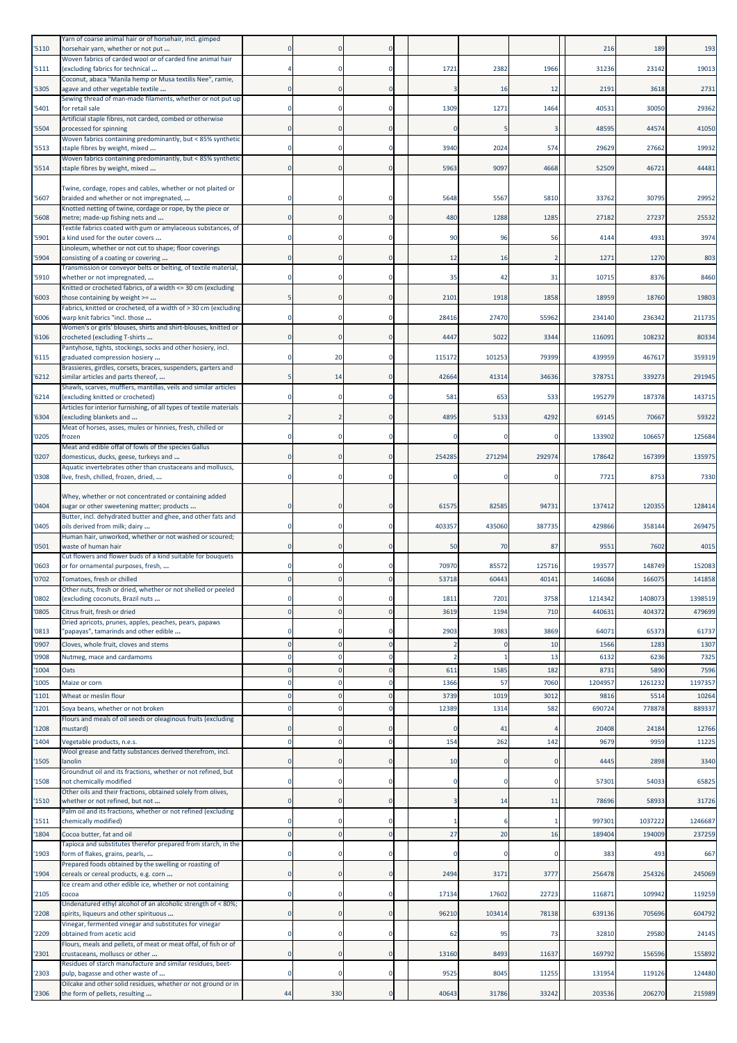| | | | | | | | | | | |
|---|---|---|---|---|---|---|---|---|---|---|
| '5110 | Yarn of coarse animal hair or of horsehair, incl. gimped horsehair yarn, whether or not put ... | 0 | 0 | 0 | | | | 216 | 189 | 193 |
| '5111 | Woven fabrics of carded wool or of carded fine animal hair (excluding fabrics for technical ... | 4 | 0 | 0 | 1721 | 2382 | 1966 | 31236 | 23142 | 19013 |
| '5305 | Coconut, abaca "Manila hemp or Musa textilis Nee", ramie, agave and other vegetable textile ... | 0 | 0 | 0 | 3 | 16 | 12 | 2191 | 3618 | 2731 |
| '5401 | Sewing thread of man-made filaments, whether or not put up for retail sale | 0 | 0 | 0 | 1309 | 1271 | 1464 | 40531 | 30050 | 29362 |
| '5504 | Artificial staple fibres, not carded, combed or otherwise processed for spinning | 0 | 0 | 0 | 0 | 5 | 3 | 48595 | 44574 | 41050 |
| '5513 | Woven fabrics containing predominantly, but < 85% synthetic staple fibres by weight, mixed ... | 0 | 0 | 0 | 3940 | 2024 | 574 | 29629 | 27662 | 19932 |
| '5514 | Woven fabrics containing predominantly, but < 85% synthetic staple fibres by weight, mixed ... | 0 | 0 | 0 | 5963 | 9097 | 4668 | 52509 | 46721 | 44481 |
| '5607 | Twine, cordage, ropes and cables, whether or not plaited or braided and whether or not impregnated, ... | 0 | 0 | 0 | 5648 | 5567 | 5810 | 33762 | 30795 | 29952 |
| '5608 | Knotted netting of twine, cordage or rope, by the piece or metre; made-up fishing nets and ... | 0 | 0 | 0 | 480 | 1288 | 1285 | 27182 | 27237 | 25532 |
| '5901 | Textile fabrics coated with gum or amylaceous substances, of a kind used for the outer covers ... | 0 | 0 | 0 | 90 | 96 | 56 | 4144 | 4931 | 3974 |
| '5904 | Linoleum, whether or not cut to shape; floor coverings consisting of a coating or covering ... | 0 | 0 | 0 | 12 | 16 | 2 | 1271 | 1270 | 803 |
| '5910 | Transmission or conveyor belts or belting, of textile material, whether or not impregnated, ... | 0 | 0 | 0 | 35 | 42 | 31 | 10715 | 8376 | 8460 |
| '6003 | Knitted or crocheted fabrics, of a width <= 30 cm (excluding those containing by weight >= ... | 5 | 0 | 0 | 2101 | 1918 | 1858 | 18959 | 18760 | 19803 |
| '6006 | Fabrics, knitted or crocheted, of a width > 30 cm (excluding warp knit fabrics "incl. those ... | 0 | 0 | 0 | 28416 | 27470 | 55962 | 234140 | 236342 | 211735 |
| '6106 | Women's or girls' blouses, shirts and shirt-blouses, knitted or crocheted (excluding T-shirts ... | 0 | 0 | 0 | 4447 | 5022 | 3344 | 116091 | 108232 | 80334 |
| '6115 | Pantyhose, tights, stockings, socks and other hosiery, incl. graduated compression hosiery ... | 0 | 20 | 0 | 115172 | 101253 | 79399 | 439959 | 467617 | 359319 |
| '6212 | Brassieres, girdles, corsets, braces, suspenders, garters and similar articles and parts thereof, ... | 5 | 14 | 0 | 42664 | 41314 | 34636 | 378751 | 339273 | 291945 |
| '6214 | Shawls, scarves, mufflers, mantillas, veils and similar articles (excluding knitted or crocheted) | 0 | 0 | 0 | 581 | 653 | 533 | 195279 | 187378 | 143715 |
| '6304 | Articles for interior furnishing, of all types of textile materials (excluding blankets and ... | 2 | 2 | 0 | 4895 | 5133 | 4292 | 69145 | 70667 | 59322 |
| '0205 | Meat of horses, asses, mules or hinnies, fresh, chilled or frozen | 0 | 0 | 0 | 0 | 0 | 0 | 133902 | 106657 | 125684 |
| '0207 | Meat and edible offal of fowls of the species Gallus domesticus, ducks, geese, turkeys and ... | 0 | 0 | 0 | 254285 | 271294 | 292974 | 178642 | 167399 | 135975 |
| '0308 | Aquatic invertebrates other than crustaceans and molluscs, live, fresh, chilled, frozen, dried, ... | 0 | 0 | 0 | 0 | 0 | 0 | 7721 | 8753 | 7330 |
| '0404 | Whey, whether or not concentrated or containing added sugar or other sweetening matter; products ... | 0 | 0 | 0 | 61575 | 82585 | 94731 | 137412 | 120355 | 128414 |
| '0405 | Butter, incl. dehydrated butter and ghee, and other fats and oils derived from milk; dairy ... | 0 | 0 | 0 | 403357 | 435060 | 387735 | 429866 | 358144 | 269475 |
| '0501 | Human hair, unworked, whether or not washed or scoured; waste of human hair | 0 | 0 | 0 | 50 | 70 | 87 | 9551 | 7602 | 4015 |
| '0603 | Cut flowers and flower buds of a kind suitable for bouquets or for ornamental purposes, fresh, ... | 0 | 0 | 0 | 70970 | 85572 | 125716 | 193577 | 148749 | 152083 |
| '0702 | Tomatoes, fresh or chilled | 0 | 0 | 0 | 53718 | 60443 | 40141 | 146084 | 166075 | 141858 |
| '0802 | Other nuts, fresh or dried, whether or not shelled or peeled (excluding coconuts, Brazil nuts ... | 0 | 0 | 0 | 1811 | 7201 | 3758 | 1214342 | 1408073 | 1398519 |
| '0805 | Citrus fruit, fresh or dried | 0 | 0 | 0 | 3619 | 1194 | 710 | 440631 | 404372 | 479699 |
| '0813 | Dried apricots, prunes, apples, peaches, pears, papaws "papayas", tamarinds and other edible ... | 0 | 0 | 0 | 2903 | 3983 | 3869 | 64071 | 65373 | 61737 |
| '0907 | Cloves, whole fruit, cloves and stems | 0 | 0 | 0 | 2 | 0 | 10 | 1566 | 1283 | 1307 |
| '0908 | Nutmeg, mace and cardamoms | 0 | 0 | 0 | 2 | 1 | 13 | 6132 | 6236 | 7325 |
| '1004 | Oats | 0 | 0 | 0 | 611 | 1585 | 182 | 8731 | 5890 | 7596 |
| '1005 | Maize or corn | 0 | 0 | 0 | 1366 | 57 | 7060 | 1204957 | 1261232 | 1197357 |
| '1101 | Wheat or meslin flour | 0 | 0 | 0 | 3739 | 1019 | 3012 | 9816 | 5514 | 10264 |
| '1201 | Soya beans, whether or not broken | 0 | 0 | 0 | 12389 | 1314 | 582 | 690724 | 778878 | 889337 |
| '1208 | Flours and meals of oil seeds or oleaginous fruits (excluding mustard) | 0 | 0 | 0 | 0 | 41 | 4 | 20408 | 24184 | 12766 |
| '1404 | Vegetable products, n.e.s. | 0 | 0 | 0 | 154 | 262 | 142 | 9679 | 9959 | 11225 |
| '1505 | Wool grease and fatty substances derived therefrom, incl. lanolin | 0 | 0 | 0 | 10 | 0 | 0 | 4445 | 2898 | 3340 |
| '1508 | Groundnut oil and its fractions, whether or not refined, but not chemically modified | 0 | 0 | 0 | 0 | 0 | 0 | 57301 | 54033 | 65825 |
| '1510 | Other oils and their fractions, obtained solely from olives, whether or not refined, but not ... | 0 | 0 | 0 | 3 | 14 | 11 | 78696 | 58933 | 31726 |
| '1511 | Palm oil and its fractions, whether or not refined (excluding chemically modified) | 0 | 0 | 0 | 1 | 6 | 1 | 997301 | 1037222 | 1246687 |
| '1804 | Cocoa butter, fat and oil | 0 | 0 | 0 | 27 | 20 | 16 | 189404 | 194009 | 237259 |
| '1903 | Tapioca and substitutes therefor prepared from starch, in the form of flakes, grains, pearls, ... | 0 | 0 | 0 | 0 | 0 | 0 | 383 | 493 | 667 |
| '1904 | Prepared foods obtained by the swelling or roasting of cereals or cereal products, e.g. corn ... | 0 | 0 | 0 | 2494 | 3171 | 3777 | 256478 | 254326 | 245069 |
| '2105 | Ice cream and other edible ice, whether or not containing cocoa | 0 | 0 | 0 | 17134 | 17602 | 22723 | 116871 | 109942 | 119259 |
| '2208 | Undenatured ethyl alcohol of an alcoholic strength of < 80%; spirits, liqueurs and other spirituous ... | 0 | 0 | 0 | 96210 | 103414 | 78138 | 639136 | 705696 | 604792 |
| '2209 | Vinegar, fermented vinegar and substitutes for vinegar obtained from acetic acid | 0 | 0 | 0 | 62 | 95 | 73 | 32810 | 29580 | 24145 |
| '2301 | Flours, meals and pellets, of meat or meat offal, of fish or of crustaceans, molluscs or other ... | 0 | 0 | 0 | 13160 | 8493 | 11637 | 169792 | 156596 | 155892 |
| '2303 | Residues of starch manufacture and similar residues, beet-pulp, bagasse and other waste of ... | 0 | 0 | 0 | 9525 | 8045 | 11255 | 131954 | 119126 | 124480 |
| '2306 | Oilcake and other solid residues, whether or not ground or in the form of pellets, resulting ... | 44 | 330 | 0 | 40643 | 31786 | 33242 | 203536 | 206270 | 215989 |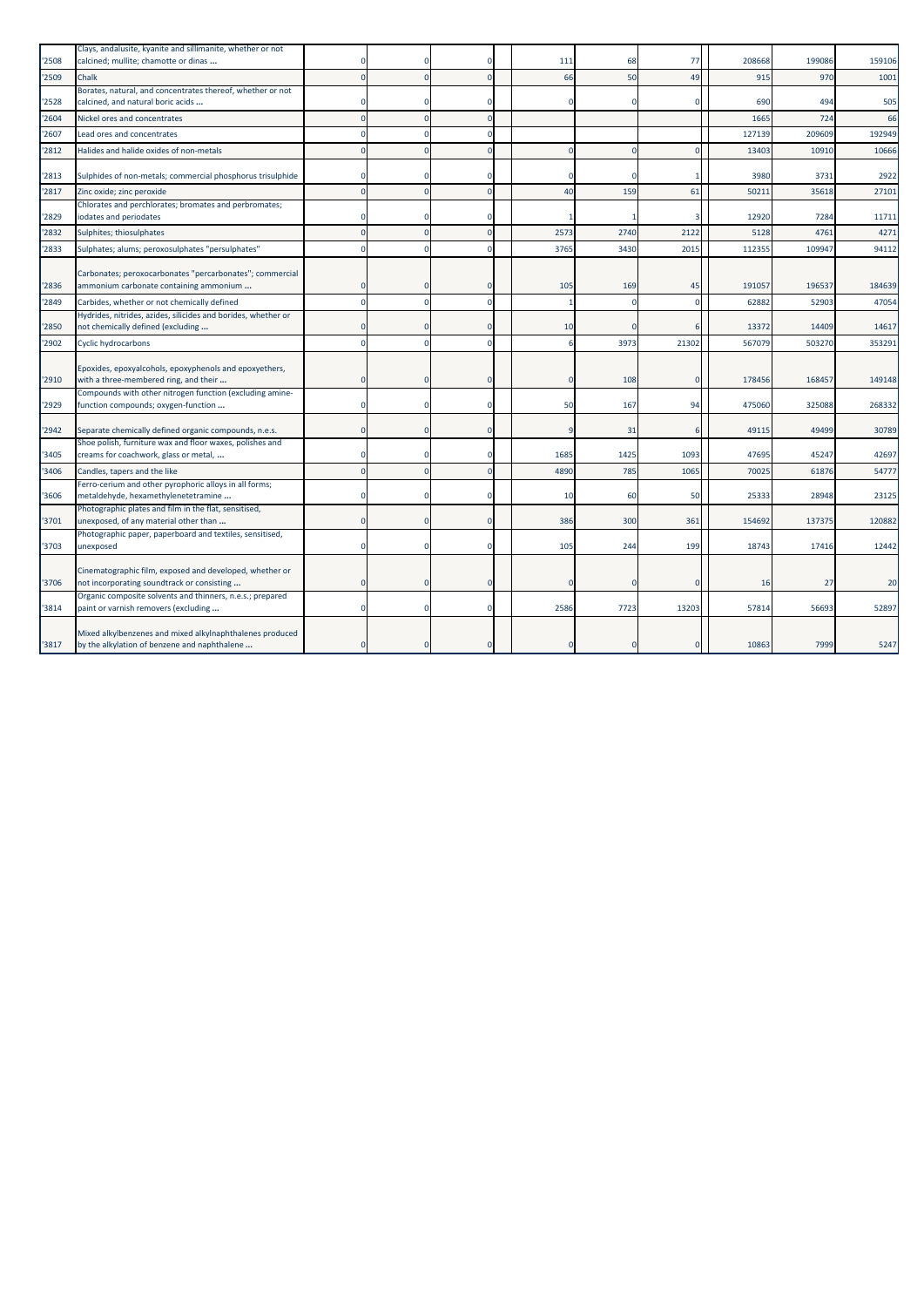| | | | | | | | | | | |
|---|---|---|---|---|---|---|---|---|---|---|
| '2508 | Clays, andalusite, kyanite and sillimanite, whether or not calcined; mullite; chamotte or dinas ... | 0 | 0 | 0 | 111 | 68 | 77 | 208668 | 199086 | 159106 |
| '2509 | Chalk | 0 | 0 | 0 | 66 | 50 | 49 | 915 | 970 | 1001 |
| '2528 | Borates, natural, and concentrates thereof, whether or not calcined, and natural boric acids ... | 0 | 0 | 0 | 0 | 0 | 0 | 690 | 494 | 505 |
| '2604 | Nickel ores and concentrates | 0 | 0 | 0 | | | | 1665 | 724 | 66 |
| '2607 | Lead ores and concentrates | 0 | 0 | 0 | | | | 127139 | 209609 | 192949 |
| '2812 | Halides and halide oxides of non-metals | 0 | 0 | 0 | 0 | 0 | 0 | 13403 | 10910 | 10666 |
| '2813 | Sulphides of non-metals; commercial phosphorus trisulphide | 0 | 0 | 0 | 0 | 0 | 1 | 3980 | 3731 | 2922 |
| '2817 | Zinc oxide; zinc peroxide | 0 | 0 | 0 | 40 | 159 | 61 | 50211 | 35618 | 27101 |
| '2829 | Chlorates and perchlorates; bromates and perbromates; iodates and periodates | 0 | 0 | 0 | 1 | 1 | 3 | 12920 | 7284 | 11711 |
| '2832 | Sulphites; thiosulphates | 0 | 0 | 0 | 2573 | 2740 | 2122 | 5128 | 4761 | 4271 |
| '2833 | Sulphates; alums; peroxosulphates "persulphates" | 0 | 0 | 0 | 3765 | 3430 | 2015 | 112355 | 109947 | 94112 |
| '2836 | Carbonates; peroxocarbonates "percarbonates"; commercial ammonium carbonate containing ammonium ... | 0 | 0 | 0 | 105 | 169 | 45 | 191057 | 196537 | 184639 |
| '2849 | Carbides, whether or not chemically defined | 0 | 0 | 0 | 1 | 0 | 0 | 62882 | 52903 | 47054 |
| '2850 | Hydrides, nitrides, azides, silicides and borides, whether or not chemically defined (excluding ... | 0 | 0 | 0 | 10 | 0 | 6 | 13372 | 14409 | 14617 |
| '2902 | Cyclic hydrocarbons | 0 | 0 | 0 | 6 | 3973 | 21302 | 567079 | 503270 | 353291 |
| '2910 | Epoxides, epoxyalcohols, epoxyphenols and epoxyethers, with a three-membered ring, and their ... | 0 | 0 | 0 | 0 | 108 | 0 | 178456 | 168457 | 149148 |
| '2929 | Compounds with other nitrogen function (excluding amine-function compounds; oxygen-function ... | 0 | 0 | 0 | 50 | 167 | 94 | 475060 | 325088 | 268332 |
| '2942 | Separate chemically defined organic compounds, n.e.s. | 0 | 0 | 0 | 9 | 31 | 6 | 49115 | 49499 | 30789 |
| '3405 | Shoe polish, furniture wax and floor waxes, polishes and creams for coachwork, glass or metal, ... | 0 | 0 | 0 | 1685 | 1425 | 1093 | 47695 | 45247 | 42697 |
| '3406 | Candles, tapers and the like | 0 | 0 | 0 | 4890 | 785 | 1065 | 70025 | 61876 | 54777 |
| '3606 | Ferro-cerium and other pyrophoric alloys in all forms; metaldehyde, hexamethylenetetramine ... | 0 | 0 | 0 | 10 | 60 | 50 | 25333 | 28948 | 23125 |
| '3701 | Photographic plates and film in the flat, sensitised, unexposed, of any material other than ... | 0 | 0 | 0 | 386 | 300 | 361 | 154692 | 137375 | 120882 |
| '3703 | Photographic paper, paperboard and textiles, sensitised, unexposed | 0 | 0 | 0 | 105 | 244 | 199 | 18743 | 17416 | 12442 |
| '3706 | Cinematographic film, exposed and developed, whether or not incorporating soundtrack or consisting ... | 0 | 0 | 0 | 0 | 0 | 0 | 16 | 27 | 20 |
| '3814 | Organic composite solvents and thinners, n.e.s.; prepared paint or varnish removers (excluding ... | 0 | 0 | 0 | 2586 | 7723 | 13203 | 57814 | 56693 | 52897 |
| '3817 | Mixed alkylbenzenes and mixed alkylnaphthalenes produced by the alkylation of benzene and naphthalene ... | 0 | 0 | 0 | 0 | 0 | 0 | 10863 | 7999 | 5247 |